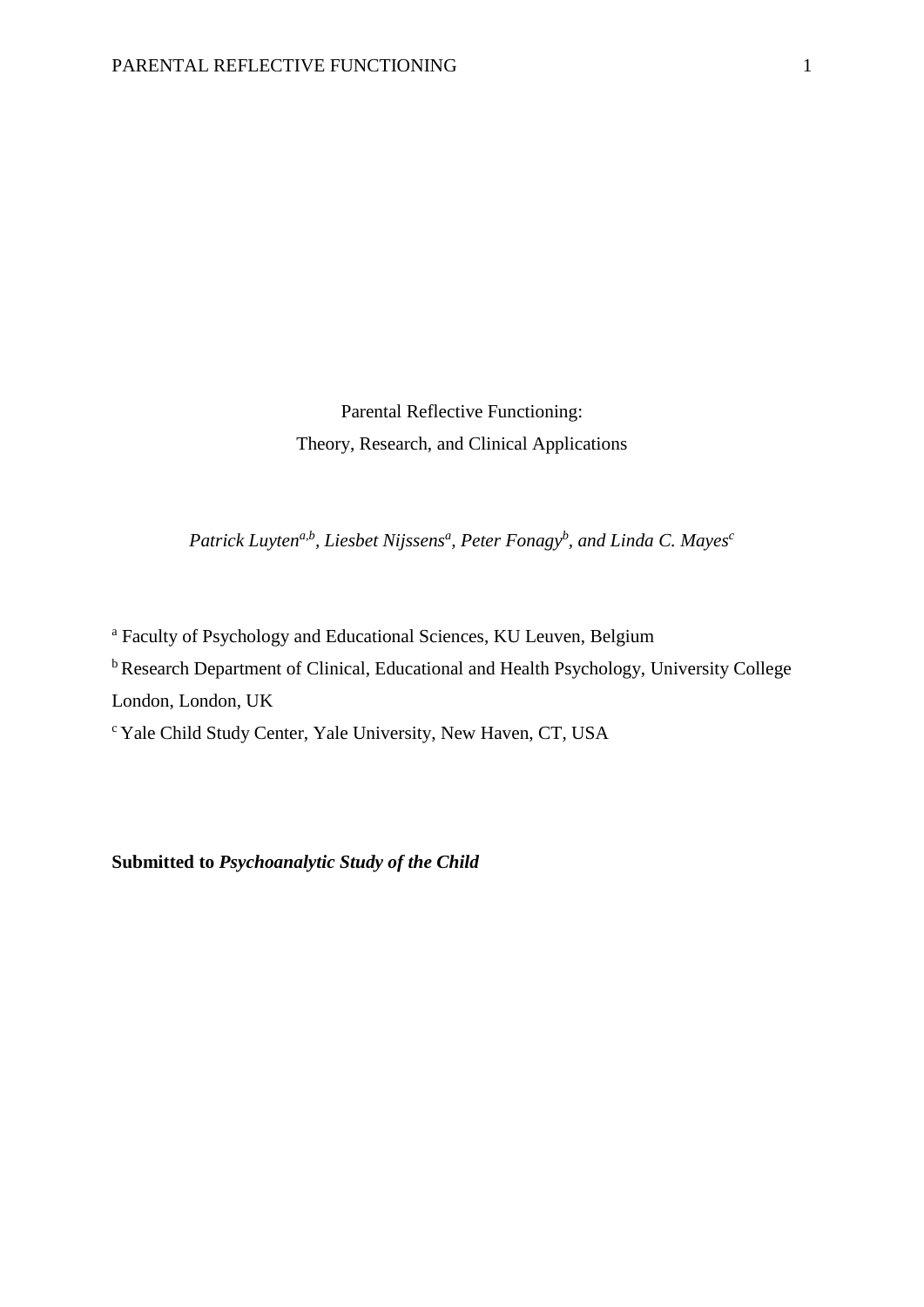# Parental Reflective Functioning:
# Theory, Research, and Clinical Applications

*Patrick Luyten[a,b], Liesbet Nijssens[a], Peter Fonagy[b], and Linda C. Mayes[c]*

[a] Faculty of Psychology and Educational Sciences, KU Leuven, Belgium

[b] Research Department of Clinical, Educational and Health Psychology, University College London, London, UK

[c] Yale Child Study Center, Yale University, New Haven, CT, USA

**Submitted to *Psychoanalytic Study of the Child***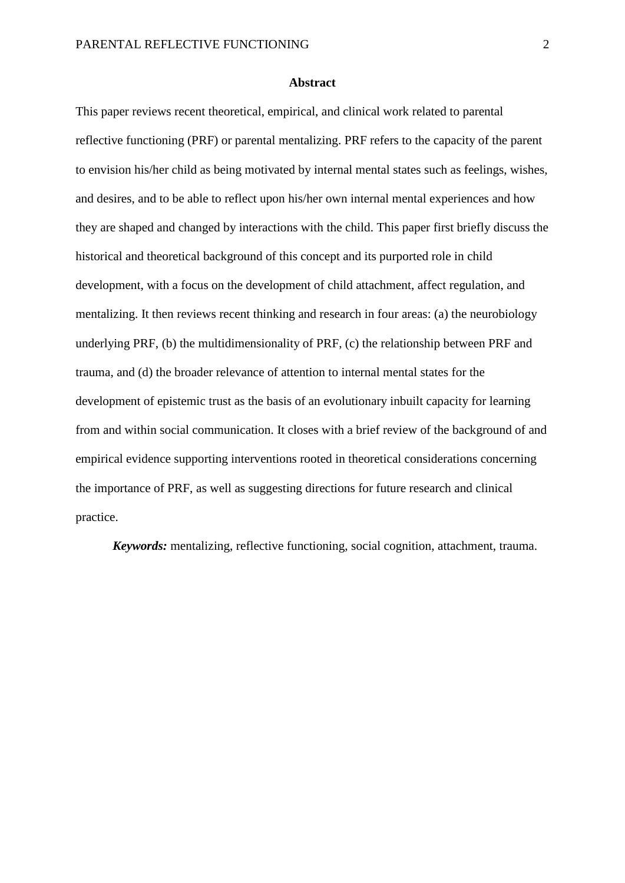## Abstract

This paper reviews recent theoretical, empirical, and clinical work related to parental reflective functioning (PRF) or parental mentalizing. PRF refers to the capacity of the parent to envision his/her child as being motivated by internal mental states such as feelings, wishes, and desires, and to be able to reflect upon his/her own internal mental experiences and how they are shaped and changed by interactions with the child. This paper first briefly discuss the historical and theoretical background of this concept and its purported role in child development, with a focus on the development of child attachment, affect regulation, and mentalizing. It then reviews recent thinking and research in four areas: (a) the neurobiology underlying PRF, (b) the multidimensionality of PRF, (c) the relationship between PRF and trauma, and (d) the broader relevance of attention to internal mental states for the development of epistemic trust as the basis of an evolutionary inbuilt capacity for learning from and within social communication. It closes with a brief review of the background of and empirical evidence supporting interventions rooted in theoretical considerations concerning the importance of PRF, as well as suggesting directions for future research and clinical practice.

***Keywords:*** mentalizing, reflective functioning, social cognition, attachment, trauma.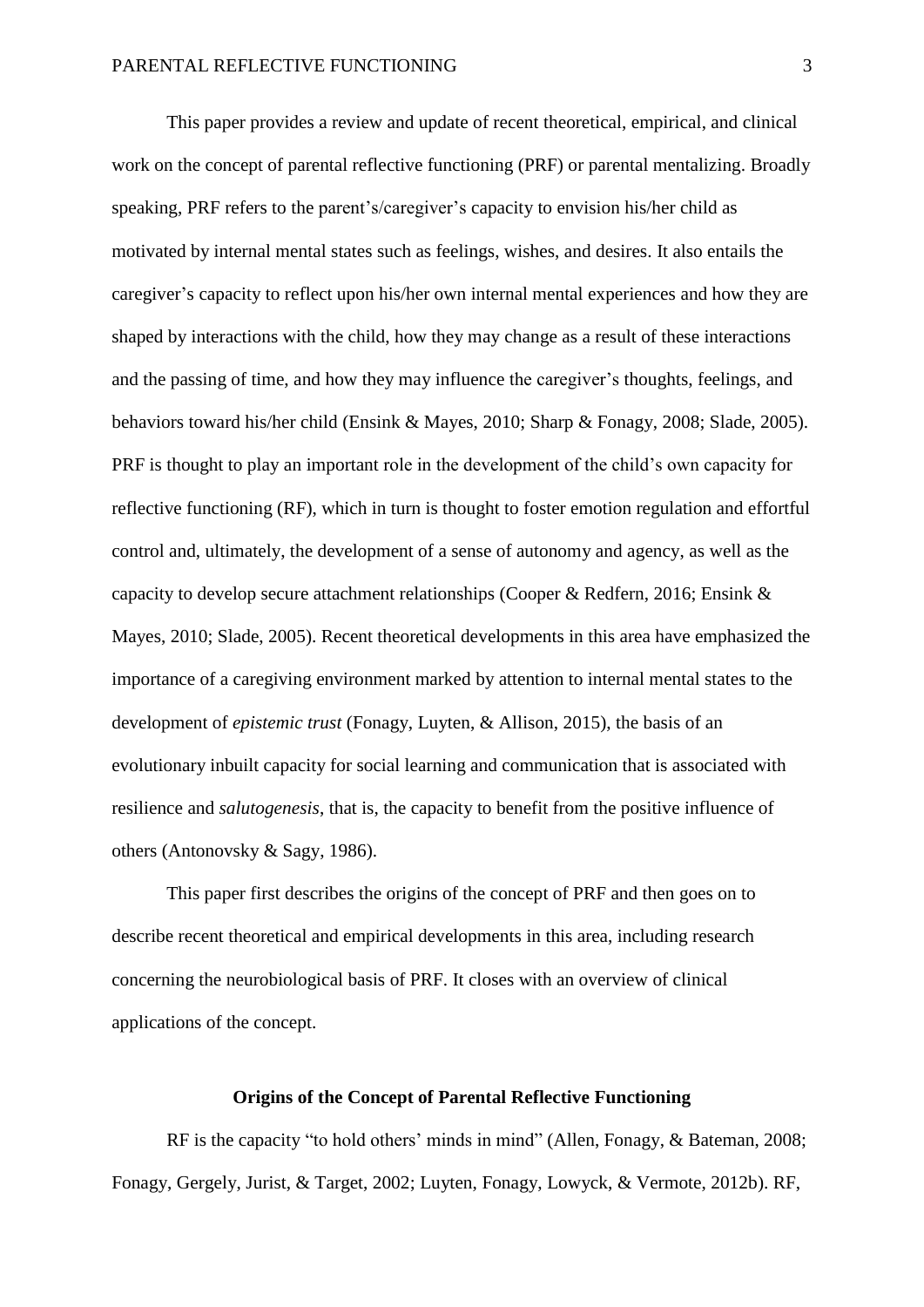This paper provides a review and update of recent theoretical, empirical, and clinical work on the concept of parental reflective functioning (PRF) or parental mentalizing. Broadly speaking, PRF refers to the parent's/caregiver's capacity to envision his/her child as motivated by internal mental states such as feelings, wishes, and desires. It also entails the caregiver's capacity to reflect upon his/her own internal mental experiences and how they are shaped by interactions with the child, how they may change as a result of these interactions and the passing of time, and how they may influence the caregiver's thoughts, feelings, and behaviors toward his/her child (Ensink & Mayes, 2010; Sharp & Fonagy, 2008; Slade, 2005). PRF is thought to play an important role in the development of the child's own capacity for reflective functioning (RF), which in turn is thought to foster emotion regulation and effortful control and, ultimately, the development of a sense of autonomy and agency, as well as the capacity to develop secure attachment relationships (Cooper & Redfern, 2016; Ensink & Mayes, 2010; Slade, 2005). Recent theoretical developments in this area have emphasized the importance of a caregiving environment marked by attention to internal mental states to the development of *epistemic trust* (Fonagy, Luyten, & Allison, 2015), the basis of an evolutionary inbuilt capacity for social learning and communication that is associated with resilience and *salutogenesis*, that is, the capacity to benefit from the positive influence of others (Antonovsky & Sagy, 1986).

This paper first describes the origins of the concept of PRF and then goes on to describe recent theoretical and empirical developments in this area, including research concerning the neurobiological basis of PRF. It closes with an overview of clinical applications of the concept.

## Origins of the Concept of Parental Reflective Functioning

RF is the capacity "to hold others' minds in mind" (Allen, Fonagy, & Bateman, 2008; Fonagy, Gergely, Jurist, & Target, 2002; Luyten, Fonagy, Lowyck, & Vermote, 2012b). RF,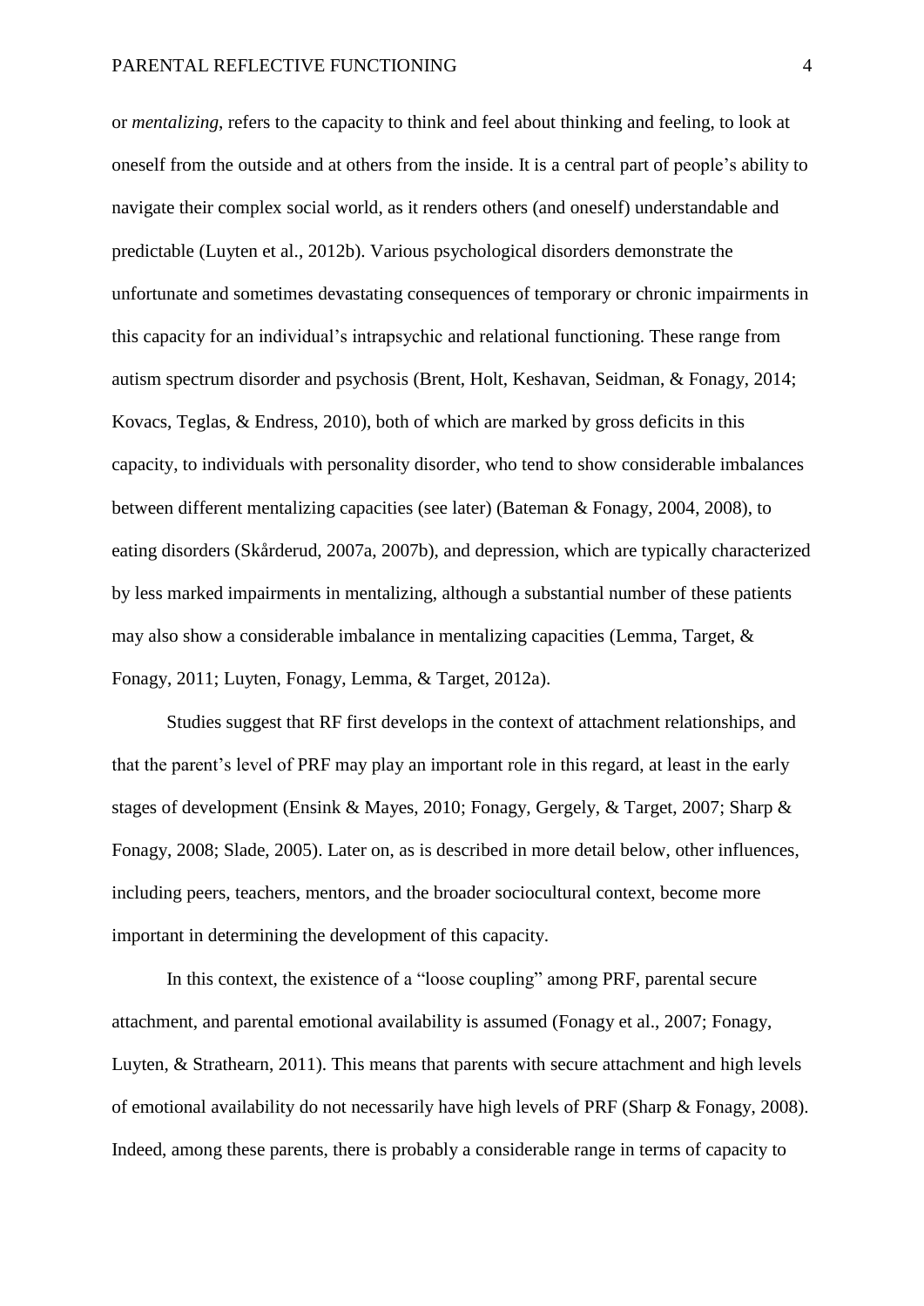or *mentalizing*, refers to the capacity to think and feel about thinking and feeling, to look at oneself from the outside and at others from the inside. It is a central part of people's ability to navigate their complex social world, as it renders others (and oneself) understandable and predictable (Luyten et al., 2012b). Various psychological disorders demonstrate the unfortunate and sometimes devastating consequences of temporary or chronic impairments in this capacity for an individual's intrapsychic and relational functioning. These range from autism spectrum disorder and psychosis (Brent, Holt, Keshavan, Seidman, & Fonagy, 2014; Kovacs, Teglas, & Endress, 2010), both of which are marked by gross deficits in this capacity, to individuals with personality disorder, who tend to show considerable imbalances between different mentalizing capacities (see later) (Bateman & Fonagy, 2004, 2008), to eating disorders (Skårderud, 2007a, 2007b), and depression, which are typically characterized by less marked impairments in mentalizing, although a substantial number of these patients may also show a considerable imbalance in mentalizing capacities (Lemma, Target, & Fonagy, 2011; Luyten, Fonagy, Lemma, & Target, 2012a).

Studies suggest that RF first develops in the context of attachment relationships, and that the parent's level of PRF may play an important role in this regard, at least in the early stages of development (Ensink & Mayes, 2010; Fonagy, Gergely, & Target, 2007; Sharp & Fonagy, 2008; Slade, 2005). Later on, as is described in more detail below, other influences, including peers, teachers, mentors, and the broader sociocultural context, become more important in determining the development of this capacity.

In this context, the existence of a "loose coupling" among PRF, parental secure attachment, and parental emotional availability is assumed (Fonagy et al., 2007; Fonagy, Luyten, & Strathearn, 2011). This means that parents with secure attachment and high levels of emotional availability do not necessarily have high levels of PRF (Sharp & Fonagy, 2008). Indeed, among these parents, there is probably a considerable range in terms of capacity to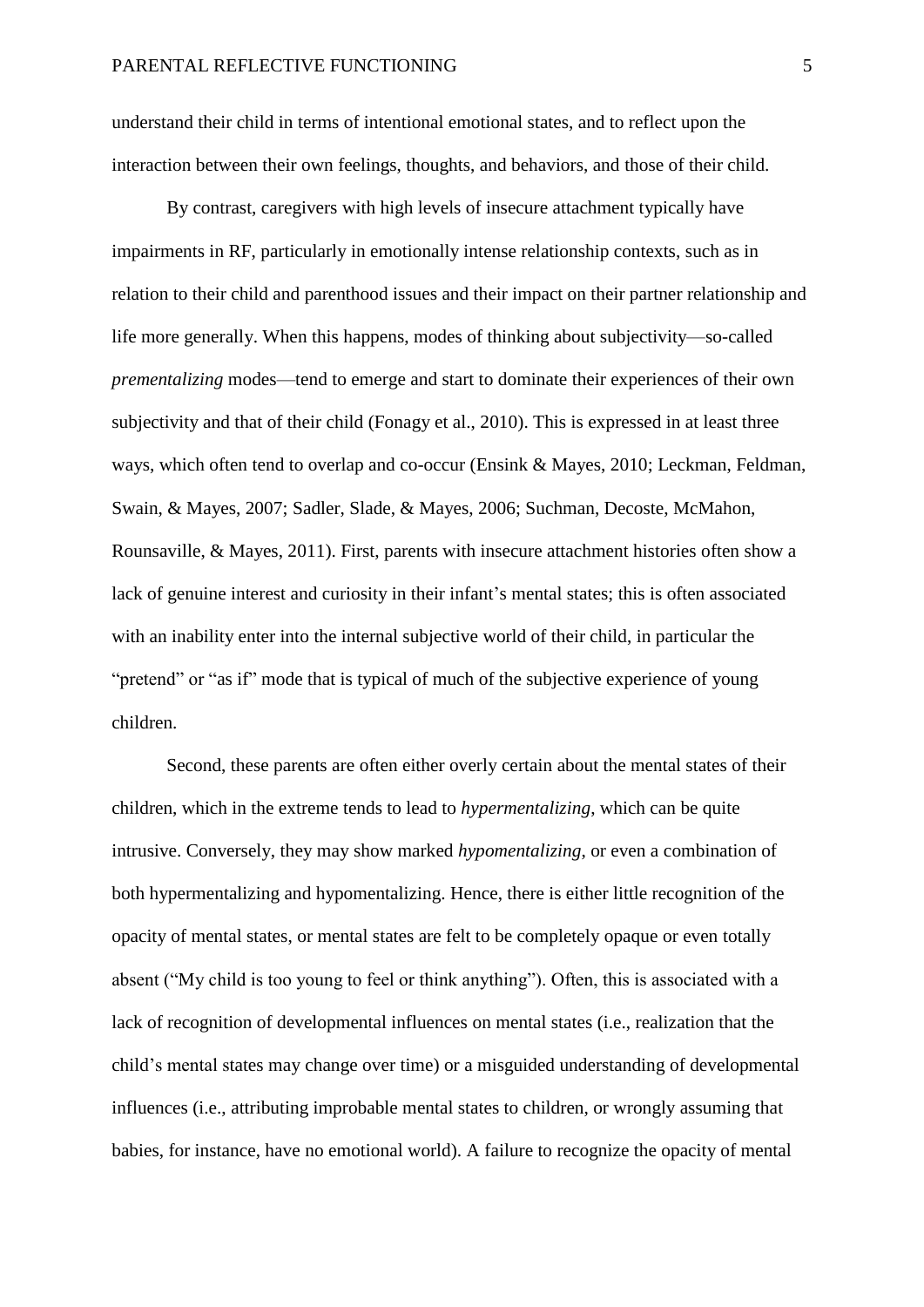understand their child in terms of intentional emotional states, and to reflect upon the interaction between their own feelings, thoughts, and behaviors, and those of their child.

By contrast, caregivers with high levels of insecure attachment typically have impairments in RF, particularly in emotionally intense relationship contexts, such as in relation to their child and parenthood issues and their impact on their partner relationship and life more generally. When this happens, modes of thinking about subjectivity—so-called *prementalizing* modes—tend to emerge and start to dominate their experiences of their own subjectivity and that of their child (Fonagy et al., 2010). This is expressed in at least three ways, which often tend to overlap and co-occur (Ensink & Mayes, 2010; Leckman, Feldman, Swain, & Mayes, 2007; Sadler, Slade, & Mayes, 2006; Suchman, Decoste, McMahon, Rounsaville, & Mayes, 2011). First, parents with insecure attachment histories often show a lack of genuine interest and curiosity in their infant's mental states; this is often associated with an inability enter into the internal subjective world of their child, in particular the "pretend" or "as if" mode that is typical of much of the subjective experience of young children.

Second, these parents are often either overly certain about the mental states of their children, which in the extreme tends to lead to *hypermentalizing*, which can be quite intrusive. Conversely, they may show marked *hypomentalizing*, or even a combination of both hypermentalizing and hypomentalizing. Hence, there is either little recognition of the opacity of mental states, or mental states are felt to be completely opaque or even totally absent ("My child is too young to feel or think anything"). Often, this is associated with a lack of recognition of developmental influences on mental states (i.e., realization that the child's mental states may change over time) or a misguided understanding of developmental influences (i.e., attributing improbable mental states to children, or wrongly assuming that babies, for instance, have no emotional world). A failure to recognize the opacity of mental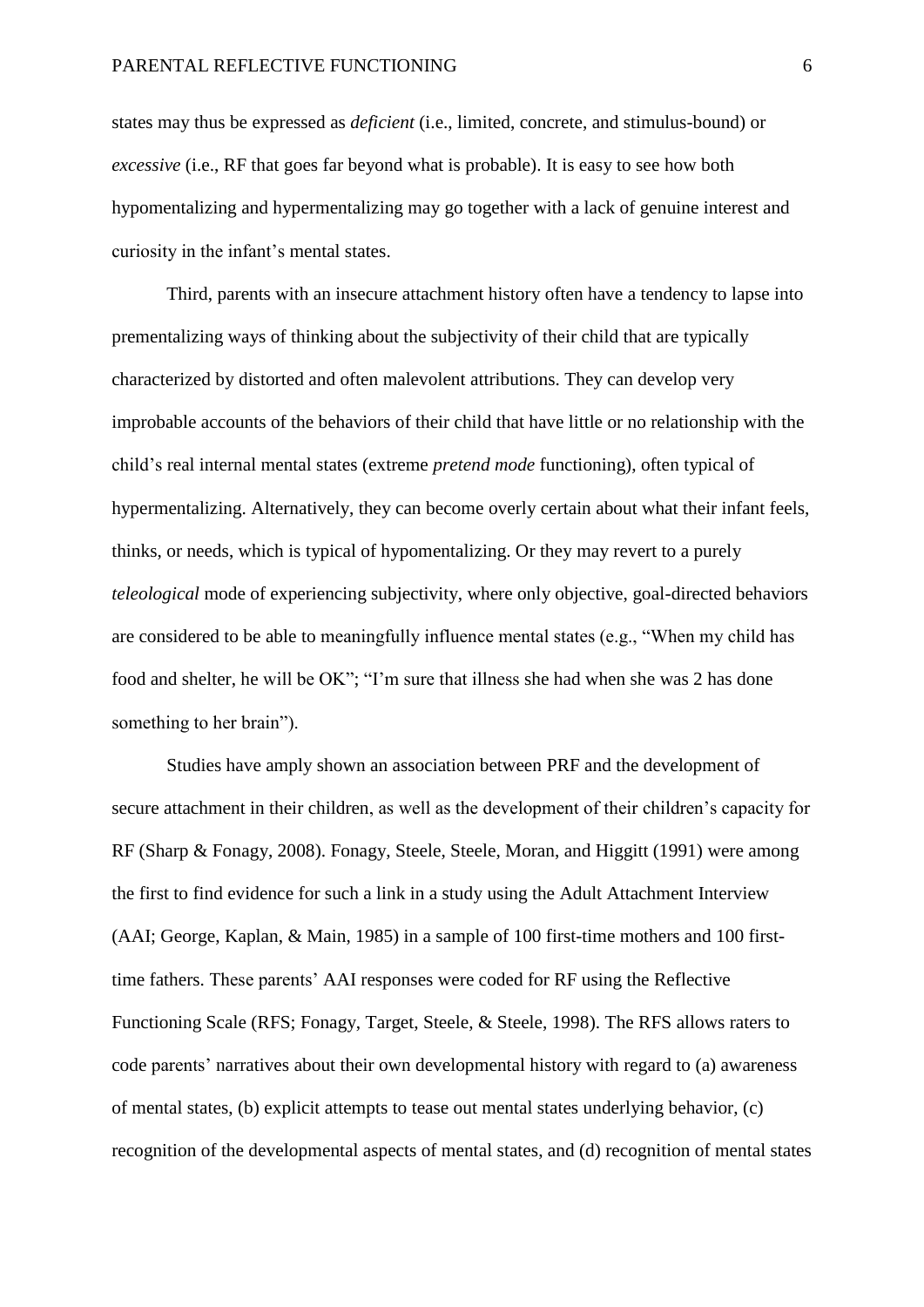states may thus be expressed as *deficient* (i.e., limited, concrete, and stimulus-bound) or *excessive* (i.e., RF that goes far beyond what is probable). It is easy to see how both hypomentalizing and hypermentalizing may go together with a lack of genuine interest and curiosity in the infant's mental states.

Third, parents with an insecure attachment history often have a tendency to lapse into prementalizing ways of thinking about the subjectivity of their child that are typically characterized by distorted and often malevolent attributions. They can develop very improbable accounts of the behaviors of their child that have little or no relationship with the child's real internal mental states (extreme *pretend mode* functioning), often typical of hypermentalizing. Alternatively, they can become overly certain about what their infant feels, thinks, or needs, which is typical of hypomentalizing. Or they may revert to a purely *teleological* mode of experiencing subjectivity, where only objective, goal-directed behaviors are considered to be able to meaningfully influence mental states (e.g., "When my child has food and shelter, he will be OK"; "I'm sure that illness she had when she was 2 has done something to her brain").

Studies have amply shown an association between PRF and the development of secure attachment in their children, as well as the development of their children's capacity for RF (Sharp & Fonagy, 2008). Fonagy, Steele, Steele, Moran, and Higgitt (1991) were among the first to find evidence for such a link in a study using the Adult Attachment Interview (AAI; George, Kaplan, & Main, 1985) in a sample of 100 first-time mothers and 100 first-time fathers. These parents' AAI responses were coded for RF using the Reflective Functioning Scale (RFS; Fonagy, Target, Steele, & Steele, 1998). The RFS allows raters to code parents' narratives about their own developmental history with regard to (a) awareness of mental states, (b) explicit attempts to tease out mental states underlying behavior, (c) recognition of the developmental aspects of mental states, and (d) recognition of mental states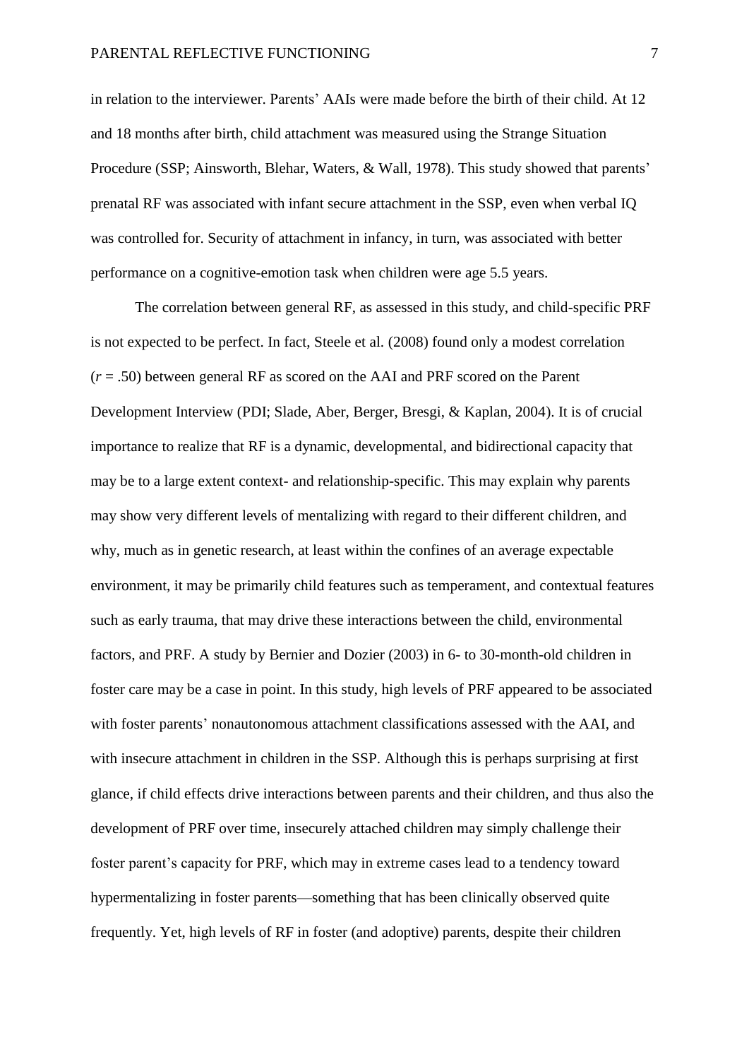in relation to the interviewer. Parents' AAIs were made before the birth of their child. At 12 and 18 months after birth, child attachment was measured using the Strange Situation Procedure (SSP; Ainsworth, Blehar, Waters, & Wall, 1978). This study showed that parents' prenatal RF was associated with infant secure attachment in the SSP, even when verbal IQ was controlled for. Security of attachment in infancy, in turn, was associated with better performance on a cognitive-emotion task when children were age 5.5 years.

The correlation between general RF, as assessed in this study, and child-specific PRF is not expected to be perfect. In fact, Steele et al. (2008) found only a modest correlation ($r = .50$) between general RF as scored on the AAI and PRF scored on the Parent Development Interview (PDI; Slade, Aber, Berger, Bresgi, & Kaplan, 2004). It is of crucial importance to realize that RF is a dynamic, developmental, and bidirectional capacity that may be to a large extent context- and relationship-specific. This may explain why parents may show very different levels of mentalizing with regard to their different children, and why, much as in genetic research, at least within the confines of an average expectable environment, it may be primarily child features such as temperament, and contextual features such as early trauma, that may drive these interactions between the child, environmental factors, and PRF. A study by Bernier and Dozier (2003) in 6- to 30-month-old children in foster care may be a case in point. In this study, high levels of PRF appeared to be associated with foster parents' nonautonomous attachment classifications assessed with the AAI, and with insecure attachment in children in the SSP. Although this is perhaps surprising at first glance, if child effects drive interactions between parents and their children, and thus also the development of PRF over time, insecurely attached children may simply challenge their foster parent's capacity for PRF, which may in extreme cases lead to a tendency toward hypermentalizing in foster parents—something that has been clinically observed quite frequently. Yet, high levels of RF in foster (and adoptive) parents, despite their children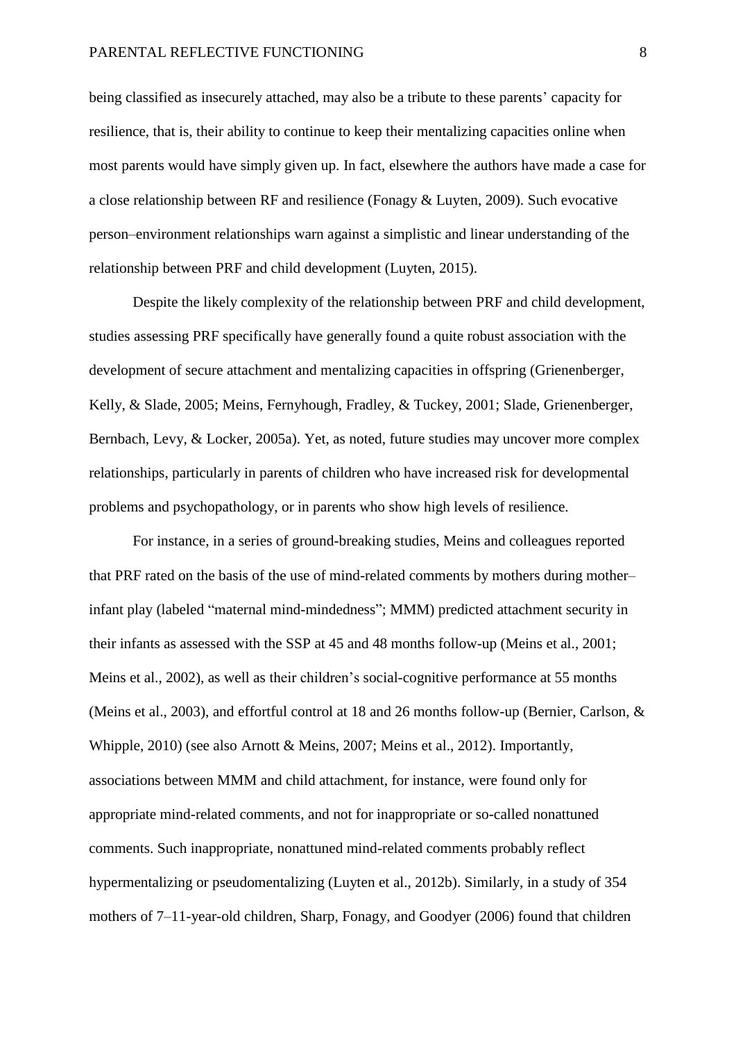being classified as insecurely attached, may also be a tribute to these parents' capacity for resilience, that is, their ability to continue to keep their mentalizing capacities online when most parents would have simply given up. In fact, elsewhere the authors have made a case for a close relationship between RF and resilience (Fonagy & Luyten, 2009). Such evocative person–environment relationships warn against a simplistic and linear understanding of the relationship between PRF and child development (Luyten, 2015).

Despite the likely complexity of the relationship between PRF and child development, studies assessing PRF specifically have generally found a quite robust association with the development of secure attachment and mentalizing capacities in offspring (Grienenberger, Kelly, & Slade, 2005; Meins, Fernyhough, Fradley, & Tuckey, 2001; Slade, Grienenberger, Bernbach, Levy, & Locker, 2005a). Yet, as noted, future studies may uncover more complex relationships, particularly in parents of children who have increased risk for developmental problems and psychopathology, or in parents who show high levels of resilience.

For instance, in a series of ground-breaking studies, Meins and colleagues reported that PRF rated on the basis of the use of mind-related comments by mothers during mother–infant play (labeled "maternal mind-mindedness"; MMM) predicted attachment security in their infants as assessed with the SSP at 45 and 48 months follow-up (Meins et al., 2001; Meins et al., 2002), as well as their children's social-cognitive performance at 55 months (Meins et al., 2003), and effortful control at 18 and 26 months follow-up (Bernier, Carlson, & Whipple, 2010) (see also Arnott & Meins, 2007; Meins et al., 2012). Importantly, associations between MMM and child attachment, for instance, were found only for appropriate mind-related comments, and not for inappropriate or so-called nonattuned comments. Such inappropriate, nonattuned mind-related comments probably reflect hypermentalizing or pseudomentalizing (Luyten et al., 2012b). Similarly, in a study of 354 mothers of 7–11-year-old children, Sharp, Fonagy, and Goodyer (2006) found that children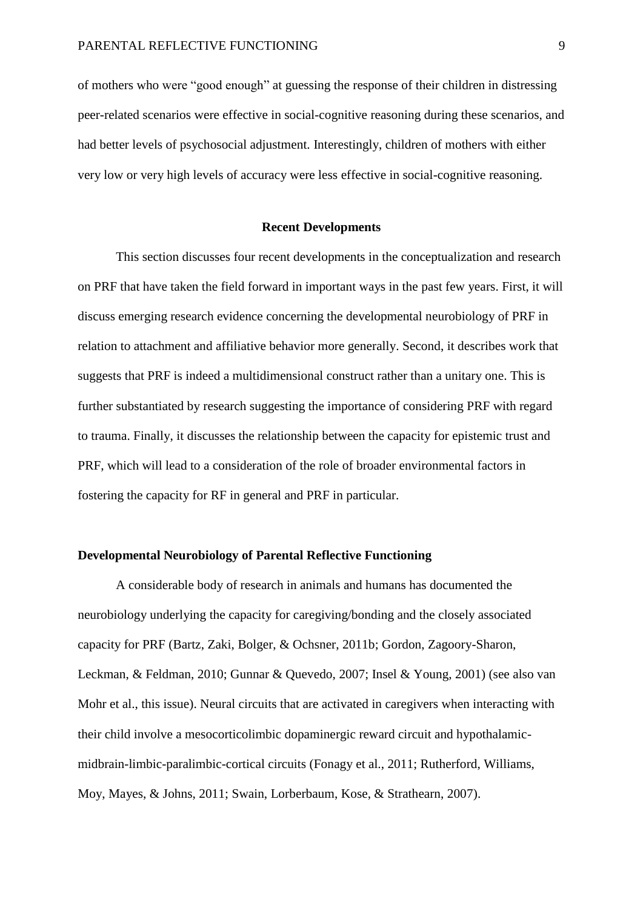of mothers who were "good enough" at guessing the response of their children in distressing peer-related scenarios were effective in social-cognitive reasoning during these scenarios, and had better levels of psychosocial adjustment. Interestingly, children of mothers with either very low or very high levels of accuracy were less effective in social-cognitive reasoning.

## Recent Developments

This section discusses four recent developments in the conceptualization and research on PRF that have taken the field forward in important ways in the past few years. First, it will discuss emerging research evidence concerning the developmental neurobiology of PRF in relation to attachment and affiliative behavior more generally. Second, it describes work that suggests that PRF is indeed a multidimensional construct rather than a unitary one. This is further substantiated by research suggesting the importance of considering PRF with regard to trauma. Finally, it discusses the relationship between the capacity for epistemic trust and PRF, which will lead to a consideration of the role of broader environmental factors in fostering the capacity for RF in general and PRF in particular.

### Developmental Neurobiology of Parental Reflective Functioning

A considerable body of research in animals and humans has documented the neurobiology underlying the capacity for caregiving/bonding and the closely associated capacity for PRF (Bartz, Zaki, Bolger, & Ochsner, 2011b; Gordon, Zagoory-Sharon, Leckman, & Feldman, 2010; Gunnar & Quevedo, 2007; Insel & Young, 2001) (see also van Mohr et al., this issue). Neural circuits that are activated in caregivers when interacting with their child involve a mesocorticolimbic dopaminergic reward circuit and hypothalamic-midbrain-limbic-paralimbic-cortical circuits (Fonagy et al., 2011; Rutherford, Williams, Moy, Mayes, & Johns, 2011; Swain, Lorberbaum, Kose, & Strathearn, 2007).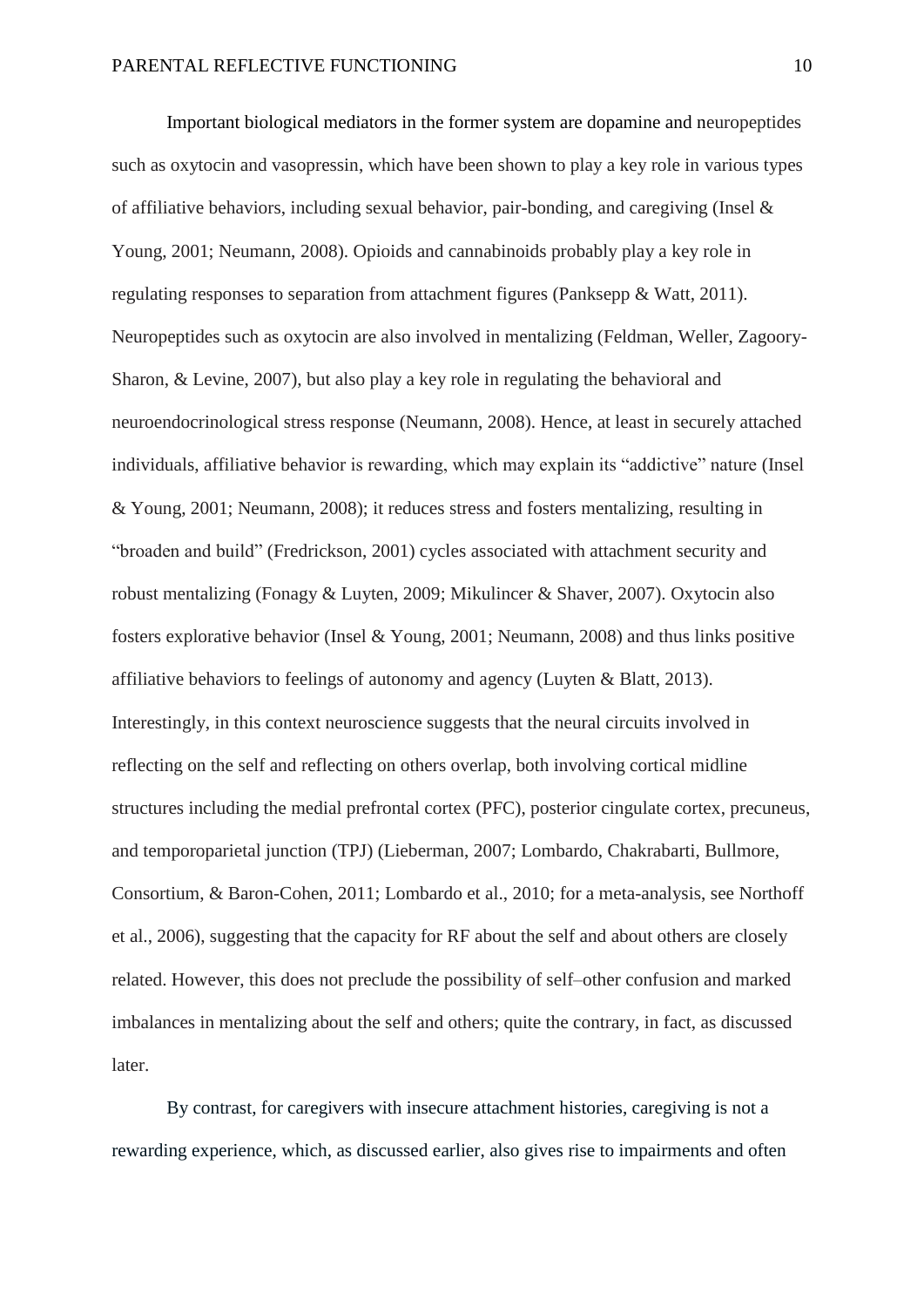Important biological mediators in the former system are dopamine and neuropeptides such as oxytocin and vasopressin, which have been shown to play a key role in various types of affiliative behaviors, including sexual behavior, pair-bonding, and caregiving (Insel & Young, 2001; Neumann, 2008). Opioids and cannabinoids probably play a key role in regulating responses to separation from attachment figures (Panksepp & Watt, 2011). Neuropeptides such as oxytocin are also involved in mentalizing (Feldman, Weller, Zagoory-Sharon, & Levine, 2007), but also play a key role in regulating the behavioral and neuroendocrinological stress response (Neumann, 2008). Hence, at least in securely attached individuals, affiliative behavior is rewarding, which may explain its "addictive" nature (Insel & Young, 2001; Neumann, 2008); it reduces stress and fosters mentalizing, resulting in "broaden and build" (Fredrickson, 2001) cycles associated with attachment security and robust mentalizing (Fonagy & Luyten, 2009; Mikulincer & Shaver, 2007). Oxytocin also fosters explorative behavior (Insel & Young, 2001; Neumann, 2008) and thus links positive affiliative behaviors to feelings of autonomy and agency (Luyten & Blatt, 2013). Interestingly, in this context neuroscience suggests that the neural circuits involved in reflecting on the self and reflecting on others overlap, both involving cortical midline structures including the medial prefrontal cortex (PFC), posterior cingulate cortex, precuneus, and temporoparietal junction (TPJ) (Lieberman, 2007; Lombardo, Chakrabarti, Bullmore, Consortium, & Baron-Cohen, 2011; Lombardo et al., 2010; for a meta-analysis, see Northoff et al., 2006), suggesting that the capacity for RF about the self and about others are closely related. However, this does not preclude the possibility of self–other confusion and marked imbalances in mentalizing about the self and others; quite the contrary, in fact, as discussed later.

By contrast, for caregivers with insecure attachment histories, caregiving is not a rewarding experience, which, as discussed earlier, also gives rise to impairments and often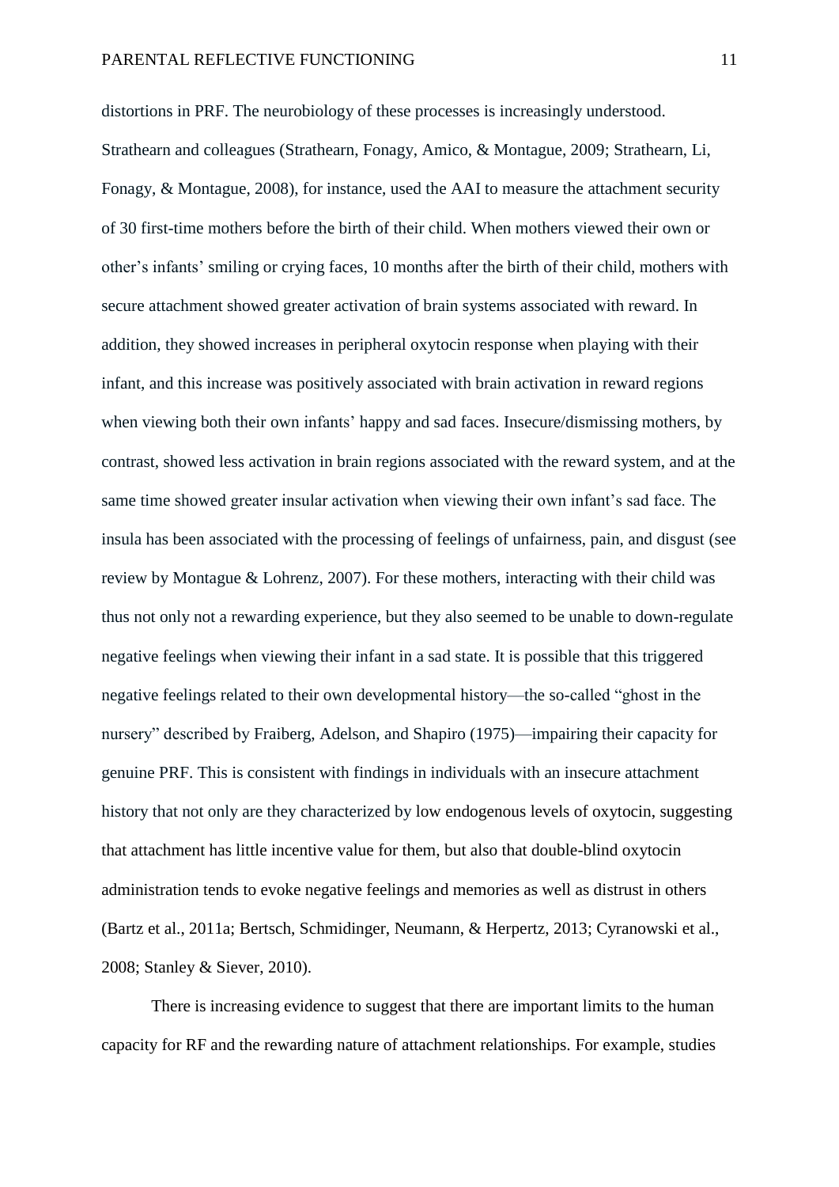distortions in PRF. The neurobiology of these processes is increasingly understood. Strathearn and colleagues (Strathearn, Fonagy, Amico, & Montague, 2009; Strathearn, Li, Fonagy, & Montague, 2008), for instance, used the AAI to measure the attachment security of 30 first-time mothers before the birth of their child. When mothers viewed their own or other's infants' smiling or crying faces, 10 months after the birth of their child, mothers with secure attachment showed greater activation of brain systems associated with reward. In addition, they showed increases in peripheral oxytocin response when playing with their infant, and this increase was positively associated with brain activation in reward regions when viewing both their own infants' happy and sad faces. Insecure/dismissing mothers, by contrast, showed less activation in brain regions associated with the reward system, and at the same time showed greater insular activation when viewing their own infant's sad face. The insula has been associated with the processing of feelings of unfairness, pain, and disgust (see review by Montague & Lohrenz, 2007). For these mothers, interacting with their child was thus not only not a rewarding experience, but they also seemed to be unable to down-regulate negative feelings when viewing their infant in a sad state. It is possible that this triggered negative feelings related to their own developmental history—the so-called "ghost in the nursery" described by Fraiberg, Adelson, and Shapiro (1975)—impairing their capacity for genuine PRF. This is consistent with findings in individuals with an insecure attachment history that not only are they characterized by low endogenous levels of oxytocin, suggesting that attachment has little incentive value for them, but also that double-blind oxytocin administration tends to evoke negative feelings and memories as well as distrust in others (Bartz et al., 2011a; Bertsch, Schmidinger, Neumann, & Herpertz, 2013; Cyranowski et al., 2008; Stanley & Siever, 2010).

There is increasing evidence to suggest that there are important limits to the human capacity for RF and the rewarding nature of attachment relationships. For example, studies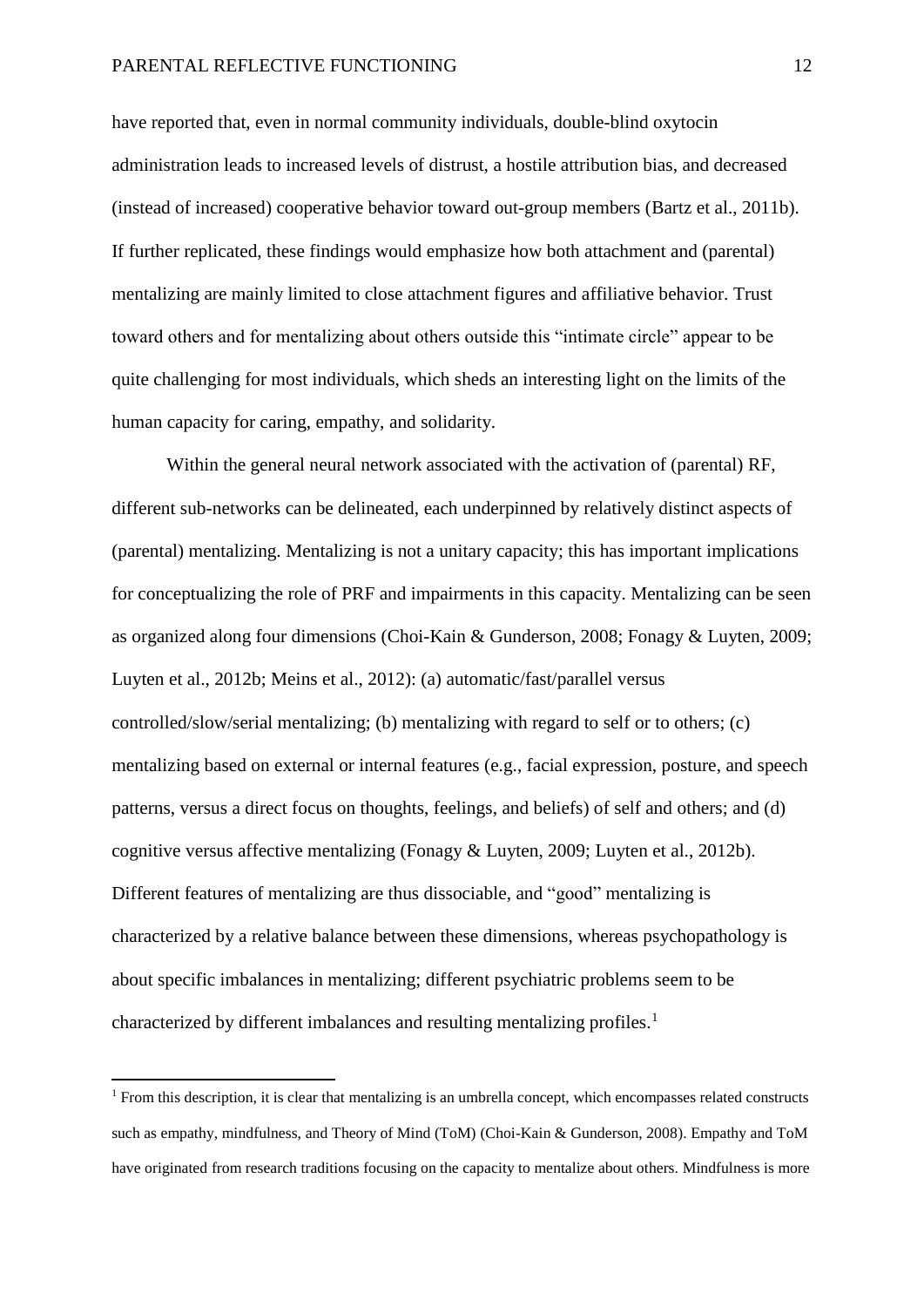have reported that, even in normal community individuals, double-blind oxytocin administration leads to increased levels of distrust, a hostile attribution bias, and decreased (instead of increased) cooperative behavior toward out-group members (Bartz et al., 2011b). If further replicated, these findings would emphasize how both attachment and (parental) mentalizing are mainly limited to close attachment figures and affiliative behavior. Trust toward others and for mentalizing about others outside this "intimate circle" appear to be quite challenging for most individuals, which sheds an interesting light on the limits of the human capacity for caring, empathy, and solidarity.

Within the general neural network associated with the activation of (parental) RF, different sub-networks can be delineated, each underpinned by relatively distinct aspects of (parental) mentalizing. Mentalizing is not a unitary capacity; this has important implications for conceptualizing the role of PRF and impairments in this capacity. Mentalizing can be seen as organized along four dimensions (Choi-Kain & Gunderson, 2008; Fonagy & Luyten, 2009; Luyten et al., 2012b; Meins et al., 2012): (a) automatic/fast/parallel versus controlled/slow/serial mentalizing; (b) mentalizing with regard to self or to others; (c) mentalizing based on external or internal features (e.g., facial expression, posture, and speech patterns, versus a direct focus on thoughts, feelings, and beliefs) of self and others; and (d) cognitive versus affective mentalizing (Fonagy & Luyten, 2009; Luyten et al., 2012b). Different features of mentalizing are thus dissociable, and "good" mentalizing is characterized by a relative balance between these dimensions, whereas psychopathology is about specific imbalances in mentalizing; different psychiatric problems seem to be characterized by different imbalances and resulting mentalizing profiles.[1]

[1] From this description, it is clear that mentalizing is an umbrella concept, which encompasses related constructs such as empathy, mindfulness, and Theory of Mind (ToM) (Choi-Kain & Gunderson, 2008). Empathy and ToM have originated from research traditions focusing on the capacity to mentalize about others. Mindfulness is more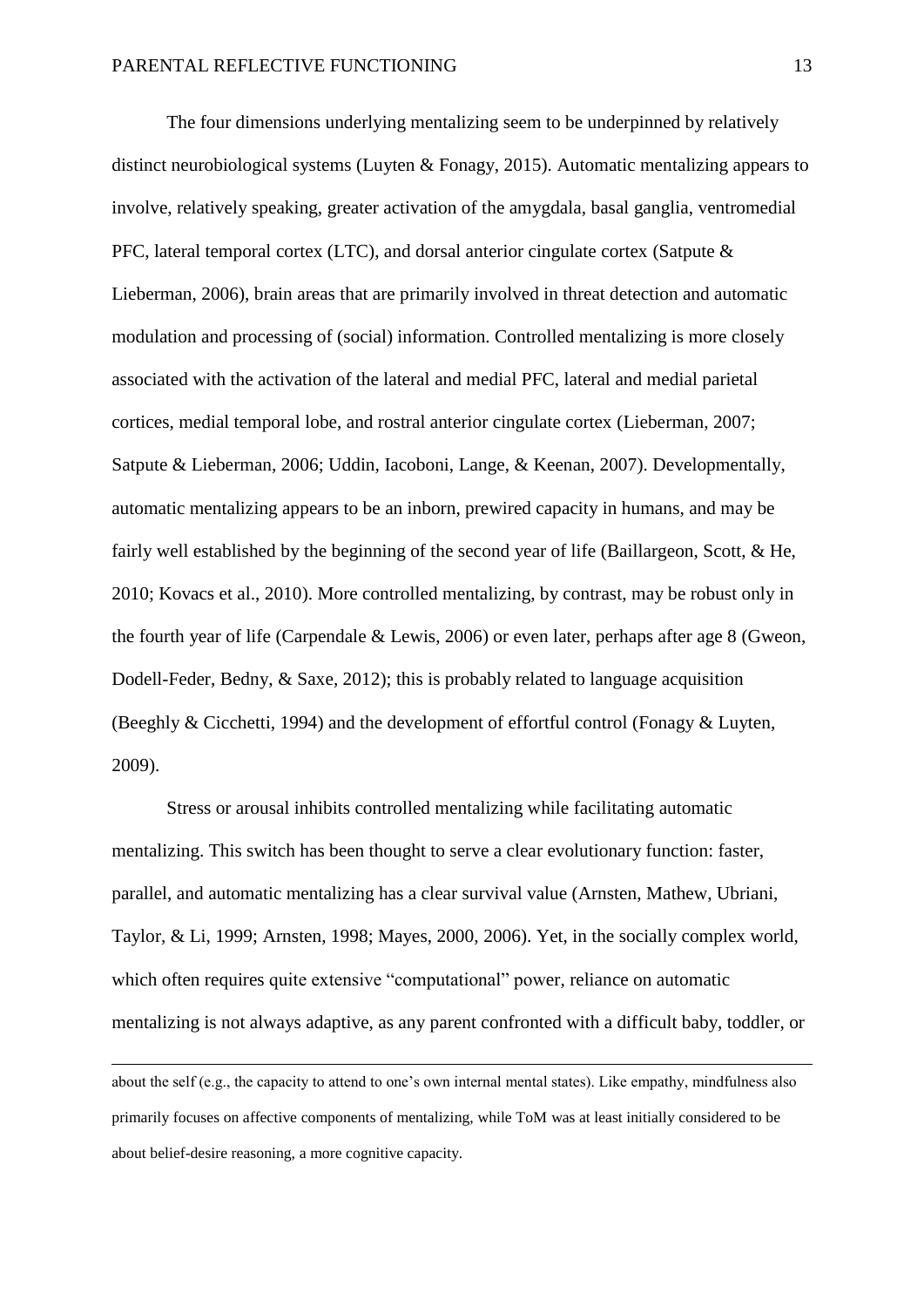The four dimensions underlying mentalizing seem to be underpinned by relatively distinct neurobiological systems (Luyten & Fonagy, 2015). Automatic mentalizing appears to involve, relatively speaking, greater activation of the amygdala, basal ganglia, ventromedial PFC, lateral temporal cortex (LTC), and dorsal anterior cingulate cortex (Satpute & Lieberman, 2006), brain areas that are primarily involved in threat detection and automatic modulation and processing of (social) information. Controlled mentalizing is more closely associated with the activation of the lateral and medial PFC, lateral and medial parietal cortices, medial temporal lobe, and rostral anterior cingulate cortex (Lieberman, 2007; Satpute & Lieberman, 2006; Uddin, Iacoboni, Lange, & Keenan, 2007). Developmentally, automatic mentalizing appears to be an inborn, prewired capacity in humans, and may be fairly well established by the beginning of the second year of life (Baillargeon, Scott, & He, 2010; Kovacs et al., 2010). More controlled mentalizing, by contrast, may be robust only in the fourth year of life (Carpendale & Lewis, 2006) or even later, perhaps after age 8 (Gweon, Dodell-Feder, Bedny, & Saxe, 2012); this is probably related to language acquisition (Beeghly & Cicchetti, 1994) and the development of effortful control (Fonagy & Luyten, 2009).

Stress or arousal inhibits controlled mentalizing while facilitating automatic mentalizing. This switch has been thought to serve a clear evolutionary function: faster, parallel, and automatic mentalizing has a clear survival value (Arnsten, Mathew, Ubriani, Taylor, & Li, 1999; Arnsten, 1998; Mayes, 2000, 2006). Yet, in the socially complex world, which often requires quite extensive "computational" power, reliance on automatic mentalizing is not always adaptive, as any parent confronted with a difficult baby, toddler, or

---

about the self (e.g., the capacity to attend to one's own internal mental states). Like empathy, mindfulness also primarily focuses on affective components of mentalizing, while ToM was at least initially considered to be about belief-desire reasoning, a more cognitive capacity.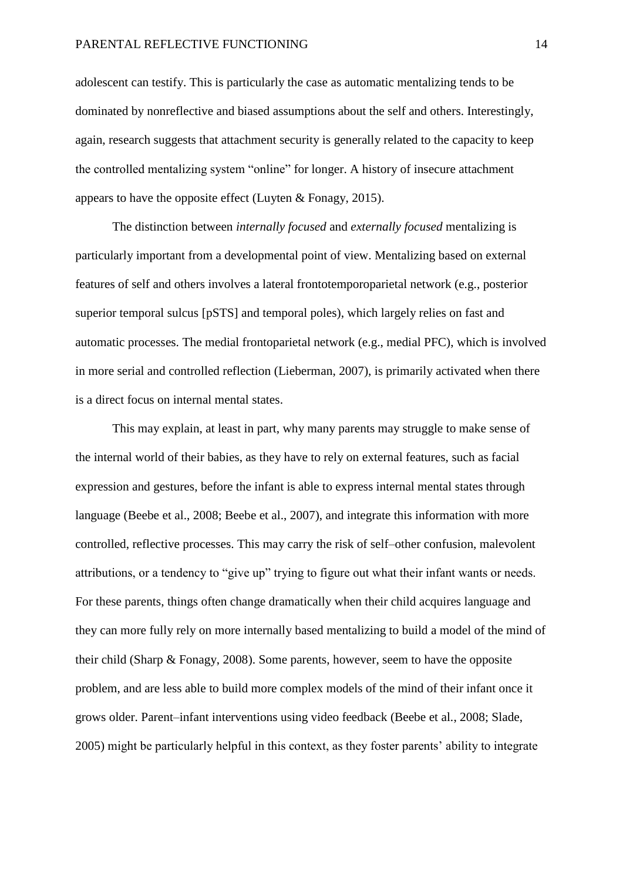adolescent can testify. This is particularly the case as automatic mentalizing tends to be dominated by nonreflective and biased assumptions about the self and others. Interestingly, again, research suggests that attachment security is generally related to the capacity to keep the controlled mentalizing system "online" for longer. A history of insecure attachment appears to have the opposite effect (Luyten & Fonagy, 2015).

The distinction between *internally focused* and *externally focused* mentalizing is particularly important from a developmental point of view. Mentalizing based on external features of self and others involves a lateral frontotemporoparietal network (e.g., posterior superior temporal sulcus [pSTS] and temporal poles), which largely relies on fast and automatic processes. The medial frontoparietal network (e.g., medial PFC), which is involved in more serial and controlled reflection (Lieberman, 2007), is primarily activated when there is a direct focus on internal mental states.

This may explain, at least in part, why many parents may struggle to make sense of the internal world of their babies, as they have to rely on external features, such as facial expression and gestures, before the infant is able to express internal mental states through language (Beebe et al., 2008; Beebe et al., 2007), and integrate this information with more controlled, reflective processes. This may carry the risk of self–other confusion, malevolent attributions, or a tendency to "give up" trying to figure out what their infant wants or needs. For these parents, things often change dramatically when their child acquires language and they can more fully rely on more internally based mentalizing to build a model of the mind of their child (Sharp & Fonagy, 2008). Some parents, however, seem to have the opposite problem, and are less able to build more complex models of the mind of their infant once it grows older. Parent–infant interventions using video feedback (Beebe et al., 2008; Slade, 2005) might be particularly helpful in this context, as they foster parents' ability to integrate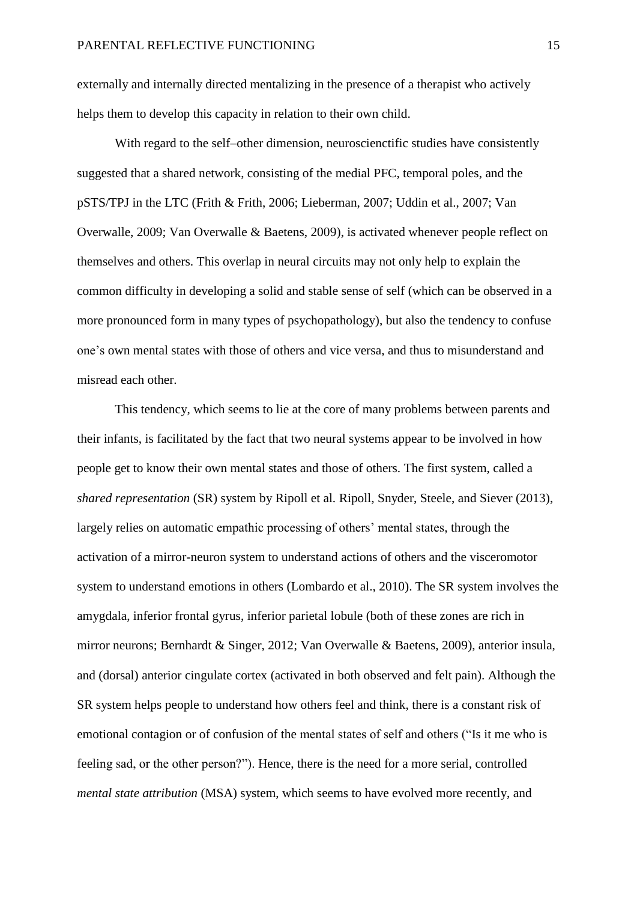externally and internally directed mentalizing in the presence of a therapist who actively helps them to develop this capacity in relation to their own child.

With regard to the self–other dimension, neuroscienctific studies have consistently suggested that a shared network, consisting of the medial PFC, temporal poles, and the pSTS/TPJ in the LTC (Frith & Frith, 2006; Lieberman, 2007; Uddin et al., 2007; Van Overwalle, 2009; Van Overwalle & Baetens, 2009), is activated whenever people reflect on themselves and others. This overlap in neural circuits may not only help to explain the common difficulty in developing a solid and stable sense of self (which can be observed in a more pronounced form in many types of psychopathology), but also the tendency to confuse one's own mental states with those of others and vice versa, and thus to misunderstand and misread each other.

This tendency, which seems to lie at the core of many problems between parents and their infants, is facilitated by the fact that two neural systems appear to be involved in how people get to know their own mental states and those of others. The first system, called a *shared representation* (SR) system by Ripoll et al. Ripoll, Snyder, Steele, and Siever (2013), largely relies on automatic empathic processing of others' mental states, through the activation of a mirror-neuron system to understand actions of others and the visceromotor system to understand emotions in others (Lombardo et al., 2010). The SR system involves the amygdala, inferior frontal gyrus, inferior parietal lobule (both of these zones are rich in mirror neurons; Bernhardt & Singer, 2012; Van Overwalle & Baetens, 2009), anterior insula, and (dorsal) anterior cingulate cortex (activated in both observed and felt pain). Although the SR system helps people to understand how others feel and think, there is a constant risk of emotional contagion or of confusion of the mental states of self and others ("Is it me who is feeling sad, or the other person?"). Hence, there is the need for a more serial, controlled *mental state attribution* (MSA) system, which seems to have evolved more recently, and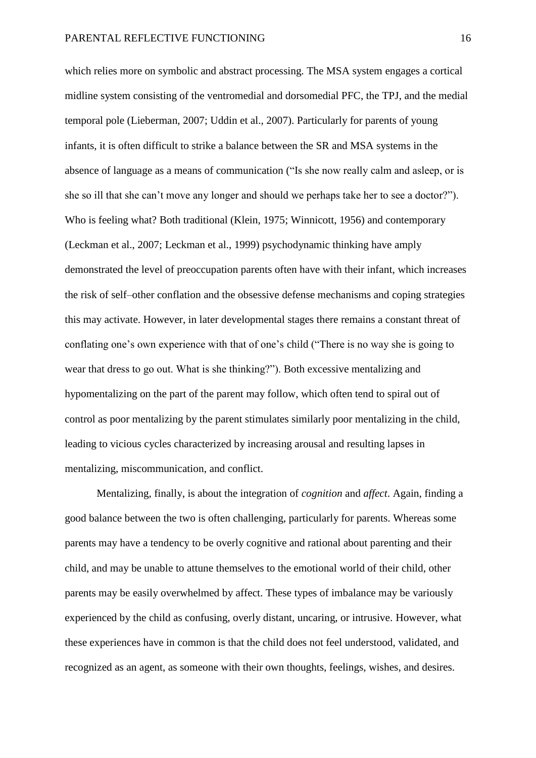which relies more on symbolic and abstract processing. The MSA system engages a cortical midline system consisting of the ventromedial and dorsomedial PFC, the TPJ, and the medial temporal pole (Lieberman, 2007; Uddin et al., 2007). Particularly for parents of young infants, it is often difficult to strike a balance between the SR and MSA systems in the absence of language as a means of communication ("Is she now really calm and asleep, or is she so ill that she can't move any longer and should we perhaps take her to see a doctor?"). Who is feeling what? Both traditional (Klein, 1975; Winnicott, 1956) and contemporary (Leckman et al., 2007; Leckman et al., 1999) psychodynamic thinking have amply demonstrated the level of preoccupation parents often have with their infant, which increases the risk of self–other conflation and the obsessive defense mechanisms and coping strategies this may activate. However, in later developmental stages there remains a constant threat of conflating one's own experience with that of one's child ("There is no way she is going to wear that dress to go out. What is she thinking?"). Both excessive mentalizing and hypomentalizing on the part of the parent may follow, which often tend to spiral out of control as poor mentalizing by the parent stimulates similarly poor mentalizing in the child, leading to vicious cycles characterized by increasing arousal and resulting lapses in mentalizing, miscommunication, and conflict.

Mentalizing, finally, is about the integration of *cognition* and *affect*. Again, finding a good balance between the two is often challenging, particularly for parents. Whereas some parents may have a tendency to be overly cognitive and rational about parenting and their child, and may be unable to attune themselves to the emotional world of their child, other parents may be easily overwhelmed by affect. These types of imbalance may be variously experienced by the child as confusing, overly distant, uncaring, or intrusive. However, what these experiences have in common is that the child does not feel understood, validated, and recognized as an agent, as someone with their own thoughts, feelings, wishes, and desires.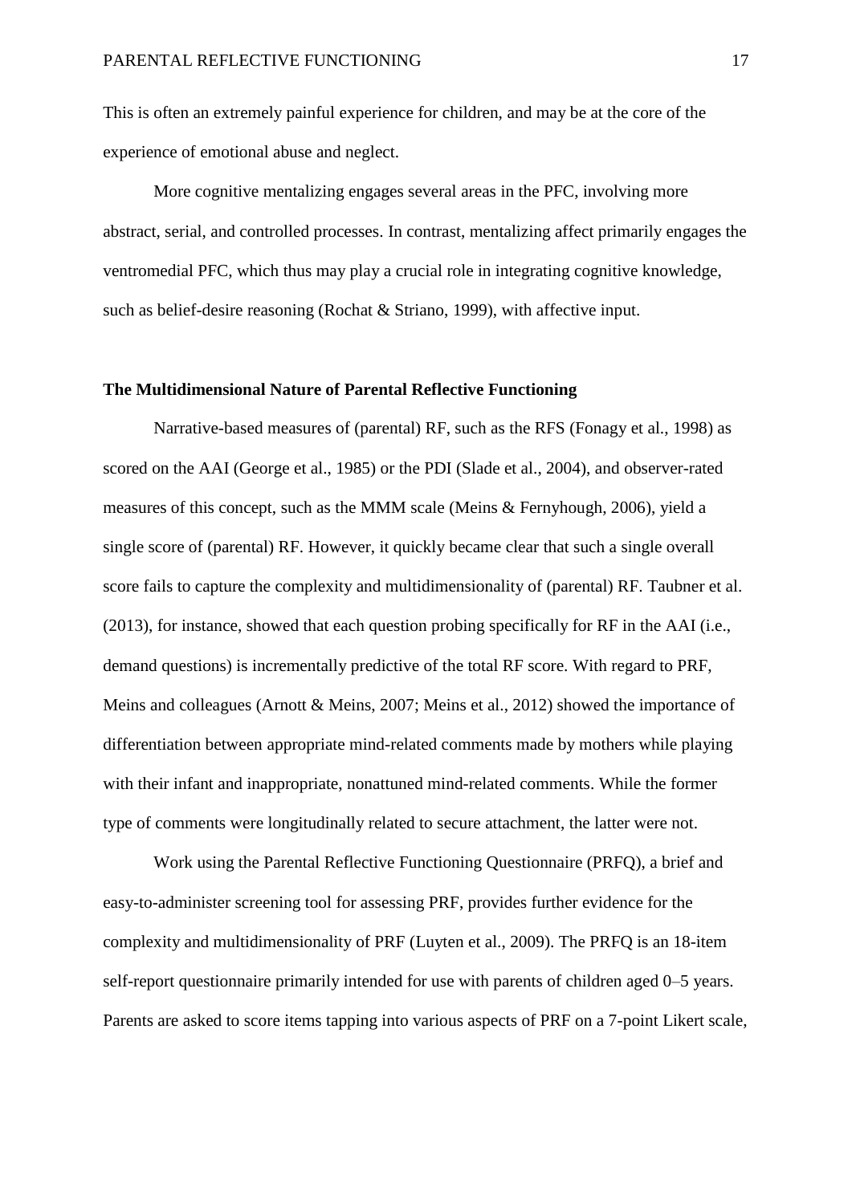This is often an extremely painful experience for children, and may be at the core of the experience of emotional abuse and neglect.

More cognitive mentalizing engages several areas in the PFC, involving more abstract, serial, and controlled processes. In contrast, mentalizing affect primarily engages the ventromedial PFC, which thus may play a crucial role in integrating cognitive knowledge, such as belief-desire reasoning (Rochat & Striano, 1999), with affective input.

**The Multidimensional Nature of Parental Reflective Functioning**

Narrative-based measures of (parental) RF, such as the RFS (Fonagy et al., 1998) as scored on the AAI (George et al., 1985) or the PDI (Slade et al., 2004), and observer-rated measures of this concept, such as the MMM scale (Meins & Fernyhough, 2006), yield a single score of (parental) RF. However, it quickly became clear that such a single overall score fails to capture the complexity and multidimensionality of (parental) RF. Taubner et al. (2013), for instance, showed that each question probing specifically for RF in the AAI (i.e., demand questions) is incrementally predictive of the total RF score. With regard to PRF, Meins and colleagues (Arnott & Meins, 2007; Meins et al., 2012) showed the importance of differentiation between appropriate mind-related comments made by mothers while playing with their infant and inappropriate, nonattuned mind-related comments. While the former type of comments were longitudinally related to secure attachment, the latter were not.

Work using the Parental Reflective Functioning Questionnaire (PRFQ), a brief and easy-to-administer screening tool for assessing PRF, provides further evidence for the complexity and multidimensionality of PRF (Luyten et al., 2009). The PRFQ is an 18-item self-report questionnaire primarily intended for use with parents of children aged 0–5 years. Parents are asked to score items tapping into various aspects of PRF on a 7-point Likert scale,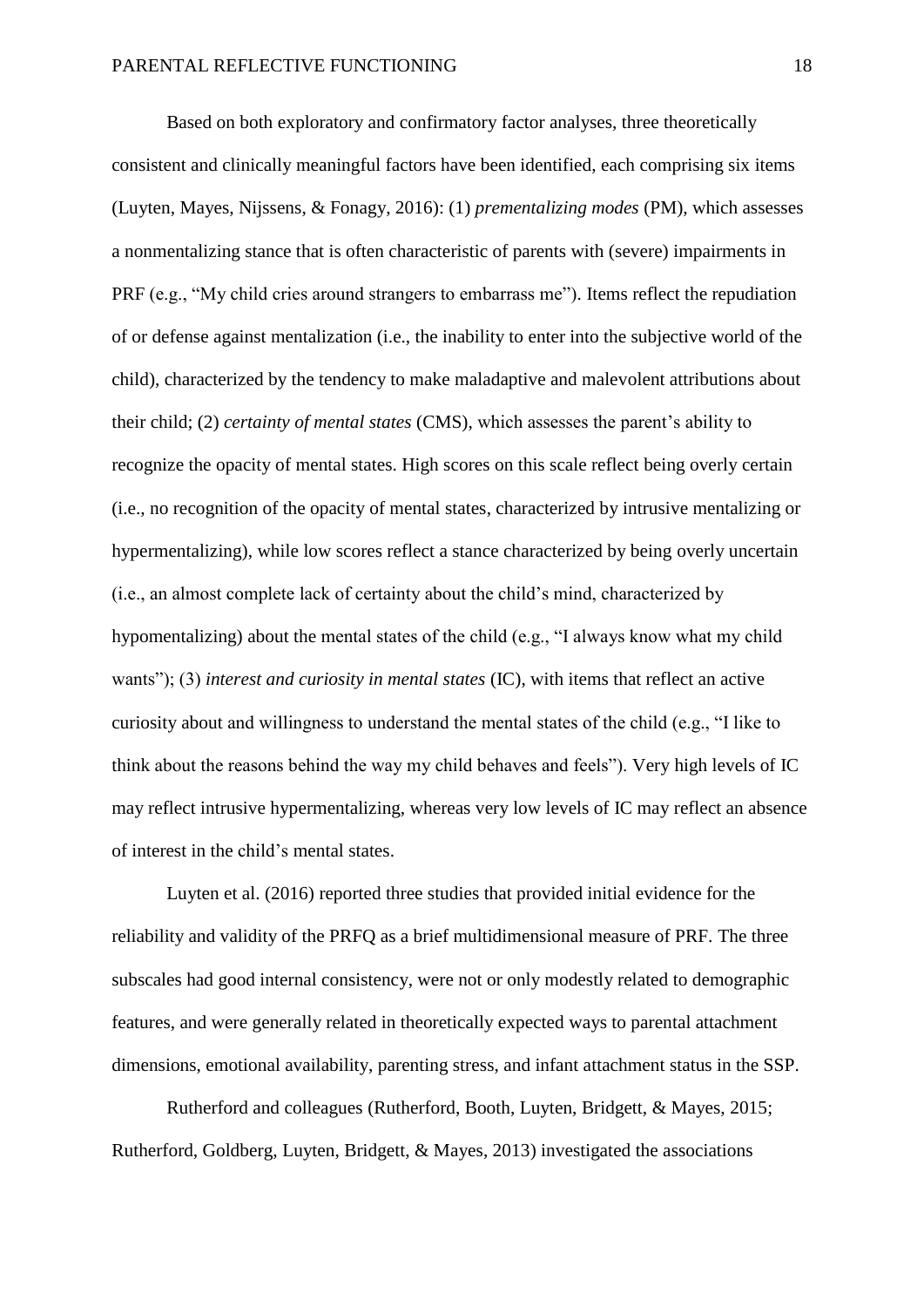Based on both exploratory and confirmatory factor analyses, three theoretically consistent and clinically meaningful factors have been identified, each comprising six items (Luyten, Mayes, Nijssens, & Fonagy, 2016): (1) *prementalizing modes* (PM), which assesses a nonmentalizing stance that is often characteristic of parents with (severe) impairments in PRF (e.g., "My child cries around strangers to embarrass me"). Items reflect the repudiation of or defense against mentalization (i.e., the inability to enter into the subjective world of the child), characterized by the tendency to make maladaptive and malevolent attributions about their child; (2) *certainty of mental states* (CMS), which assesses the parent's ability to recognize the opacity of mental states. High scores on this scale reflect being overly certain (i.e., no recognition of the opacity of mental states, characterized by intrusive mentalizing or hypermentalizing), while low scores reflect a stance characterized by being overly uncertain (i.e., an almost complete lack of certainty about the child's mind, characterized by hypomentalizing) about the mental states of the child (e.g., "I always know what my child wants"); (3) *interest and curiosity in mental states* (IC), with items that reflect an active curiosity about and willingness to understand the mental states of the child (e.g., "I like to think about the reasons behind the way my child behaves and feels"). Very high levels of IC may reflect intrusive hypermentalizing, whereas very low levels of IC may reflect an absence of interest in the child's mental states.

Luyten et al. (2016) reported three studies that provided initial evidence for the reliability and validity of the PRFQ as a brief multidimensional measure of PRF. The three subscales had good internal consistency, were not or only modestly related to demographic features, and were generally related in theoretically expected ways to parental attachment dimensions, emotional availability, parenting stress, and infant attachment status in the SSP.

Rutherford and colleagues (Rutherford, Booth, Luyten, Bridgett, & Mayes, 2015; Rutherford, Goldberg, Luyten, Bridgett, & Mayes, 2013) investigated the associations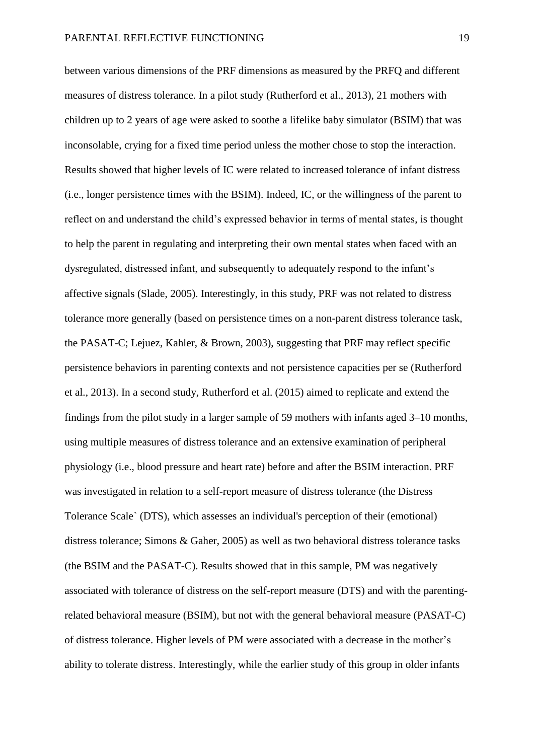between various dimensions of the PRF dimensions as measured by the PRFQ and different measures of distress tolerance. In a pilot study (Rutherford et al., 2013), 21 mothers with children up to 2 years of age were asked to soothe a lifelike baby simulator (BSIM) that was inconsolable, crying for a fixed time period unless the mother chose to stop the interaction. Results showed that higher levels of IC were related to increased tolerance of infant distress (i.e., longer persistence times with the BSIM). Indeed, IC, or the willingness of the parent to reflect on and understand the child's expressed behavior in terms of mental states, is thought to help the parent in regulating and interpreting their own mental states when faced with an dysregulated, distressed infant, and subsequently to adequately respond to the infant's affective signals (Slade, 2005). Interestingly, in this study, PRF was not related to distress tolerance more generally (based on persistence times on a non-parent distress tolerance task, the PASAT-C; Lejuez, Kahler, & Brown, 2003), suggesting that PRF may reflect specific persistence behaviors in parenting contexts and not persistence capacities per se (Rutherford et al., 2013). In a second study, Rutherford et al. (2015) aimed to replicate and extend the findings from the pilot study in a larger sample of 59 mothers with infants aged 3–10 months, using multiple measures of distress tolerance and an extensive examination of peripheral physiology (i.e., blood pressure and heart rate) before and after the BSIM interaction. PRF was investigated in relation to a self-report measure of distress tolerance (the Distress Tolerance Scale` (DTS), which assesses an individual's perception of their (emotional) distress tolerance; Simons & Gaher, 2005) as well as two behavioral distress tolerance tasks (the BSIM and the PASAT-C). Results showed that in this sample, PM was negatively associated with tolerance of distress on the self-report measure (DTS) and with the parenting-related behavioral measure (BSIM), but not with the general behavioral measure (PASAT-C) of distress tolerance. Higher levels of PM were associated with a decrease in the mother's ability to tolerate distress. Interestingly, while the earlier study of this group in older infants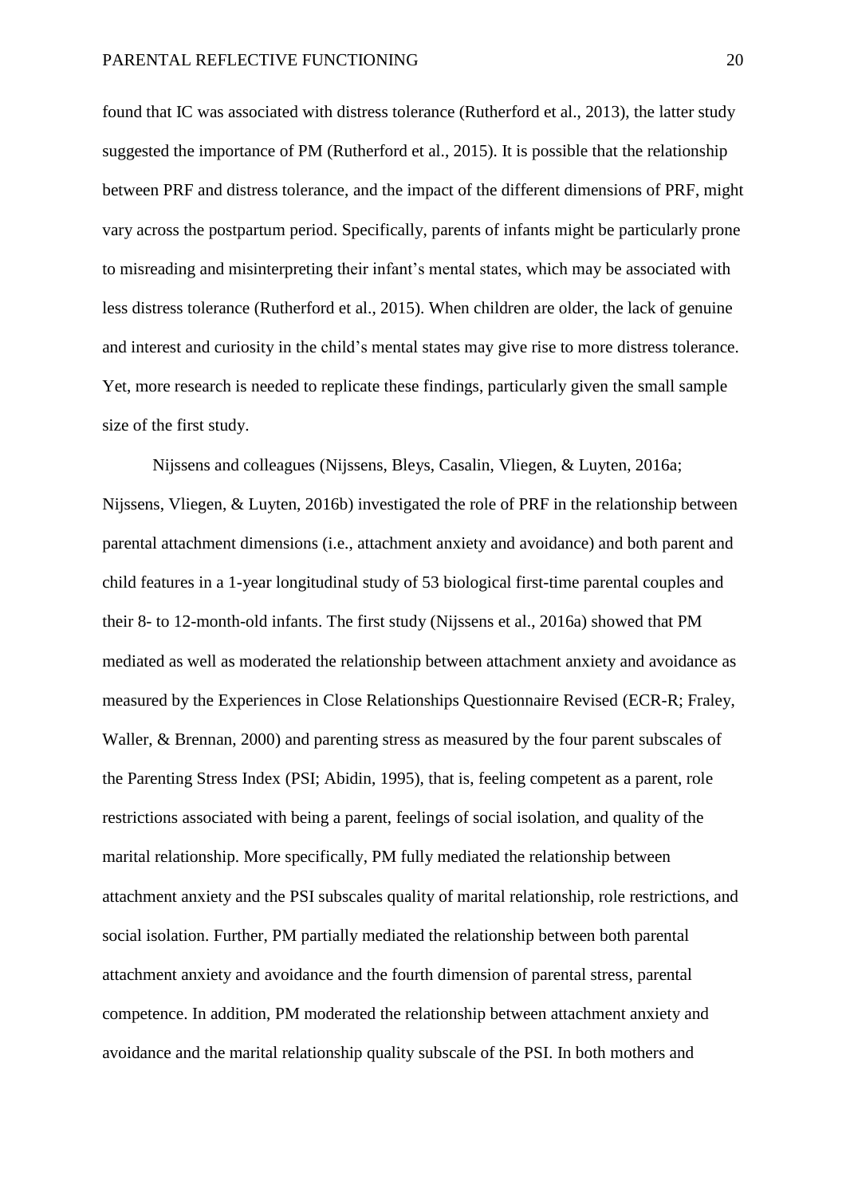found that IC was associated with distress tolerance (Rutherford et al., 2013), the latter study suggested the importance of PM (Rutherford et al., 2015). It is possible that the relationship between PRF and distress tolerance, and the impact of the different dimensions of PRF, might vary across the postpartum period. Specifically, parents of infants might be particularly prone to misreading and misinterpreting their infant's mental states, which may be associated with less distress tolerance (Rutherford et al., 2015). When children are older, the lack of genuine and interest and curiosity in the child's mental states may give rise to more distress tolerance. Yet, more research is needed to replicate these findings, particularly given the small sample size of the first study.

Nijssens and colleagues (Nijssens, Bleys, Casalin, Vliegen, & Luyten, 2016a; Nijssens, Vliegen, & Luyten, 2016b) investigated the role of PRF in the relationship between parental attachment dimensions (i.e., attachment anxiety and avoidance) and both parent and child features in a 1-year longitudinal study of 53 biological first-time parental couples and their 8- to 12-month-old infants. The first study (Nijssens et al., 2016a) showed that PM mediated as well as moderated the relationship between attachment anxiety and avoidance as measured by the Experiences in Close Relationships Questionnaire Revised (ECR-R; Fraley, Waller, & Brennan, 2000) and parenting stress as measured by the four parent subscales of the Parenting Stress Index (PSI; Abidin, 1995), that is, feeling competent as a parent, role restrictions associated with being a parent, feelings of social isolation, and quality of the marital relationship. More specifically, PM fully mediated the relationship between attachment anxiety and the PSI subscales quality of marital relationship, role restrictions, and social isolation. Further, PM partially mediated the relationship between both parental attachment anxiety and avoidance and the fourth dimension of parental stress, parental competence. In addition, PM moderated the relationship between attachment anxiety and avoidance and the marital relationship quality subscale of the PSI. In both mothers and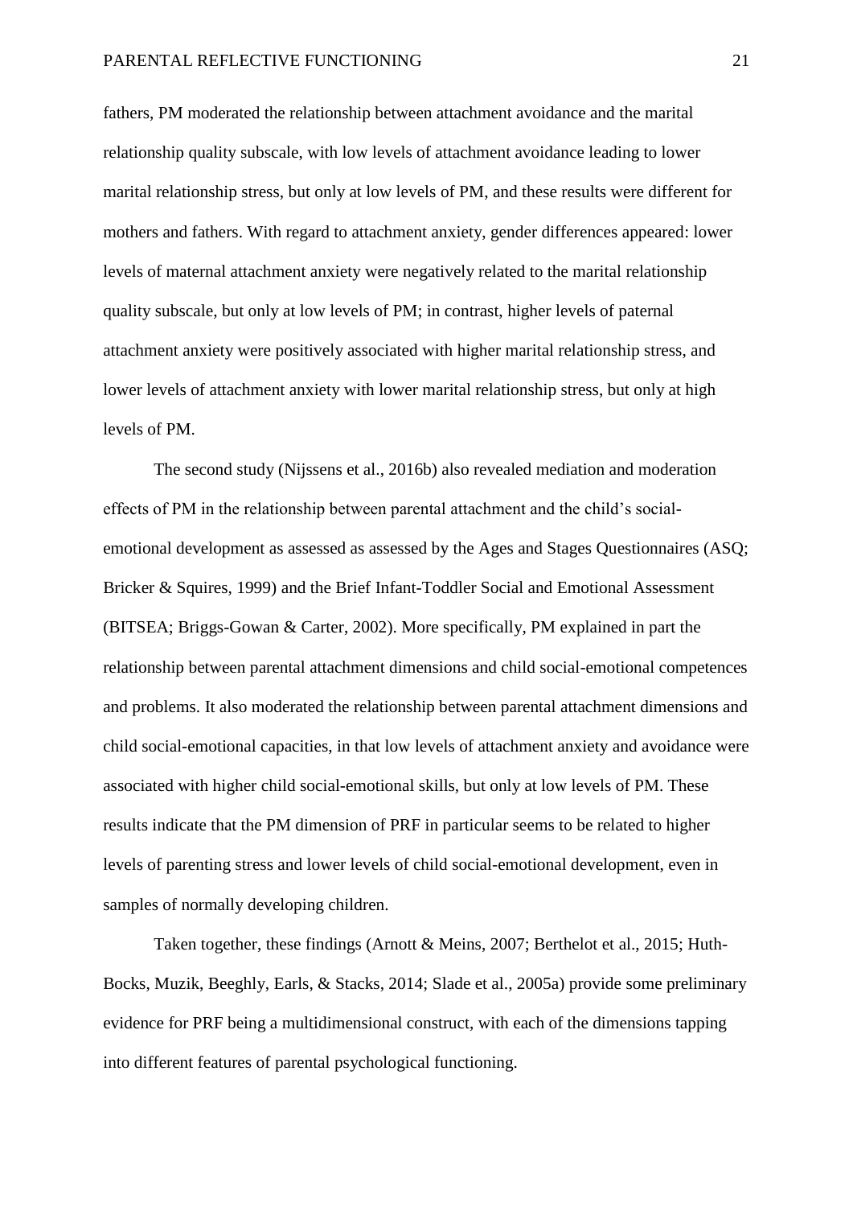fathers, PM moderated the relationship between attachment avoidance and the marital relationship quality subscale, with low levels of attachment avoidance leading to lower marital relationship stress, but only at low levels of PM, and these results were different for mothers and fathers. With regard to attachment anxiety, gender differences appeared: lower levels of maternal attachment anxiety were negatively related to the marital relationship quality subscale, but only at low levels of PM; in contrast, higher levels of paternal attachment anxiety were positively associated with higher marital relationship stress, and lower levels of attachment anxiety with lower marital relationship stress, but only at high levels of PM.

The second study (Nijssens et al., 2016b) also revealed mediation and moderation effects of PM in the relationship between parental attachment and the child's social-emotional development as assessed as assessed by the Ages and Stages Questionnaires (ASQ; Bricker & Squires, 1999) and the Brief Infant-Toddler Social and Emotional Assessment (BITSEA; Briggs-Gowan & Carter, 2002). More specifically, PM explained in part the relationship between parental attachment dimensions and child social-emotional competences and problems. It also moderated the relationship between parental attachment dimensions and child social-emotional capacities, in that low levels of attachment anxiety and avoidance were associated with higher child social-emotional skills, but only at low levels of PM. These results indicate that the PM dimension of PRF in particular seems to be related to higher levels of parenting stress and lower levels of child social-emotional development, even in samples of normally developing children.

Taken together, these findings (Arnott & Meins, 2007; Berthelot et al., 2015; Huth-Bocks, Muzik, Beeghly, Earls, & Stacks, 2014; Slade et al., 2005a) provide some preliminary evidence for PRF being a multidimensional construct, with each of the dimensions tapping into different features of parental psychological functioning.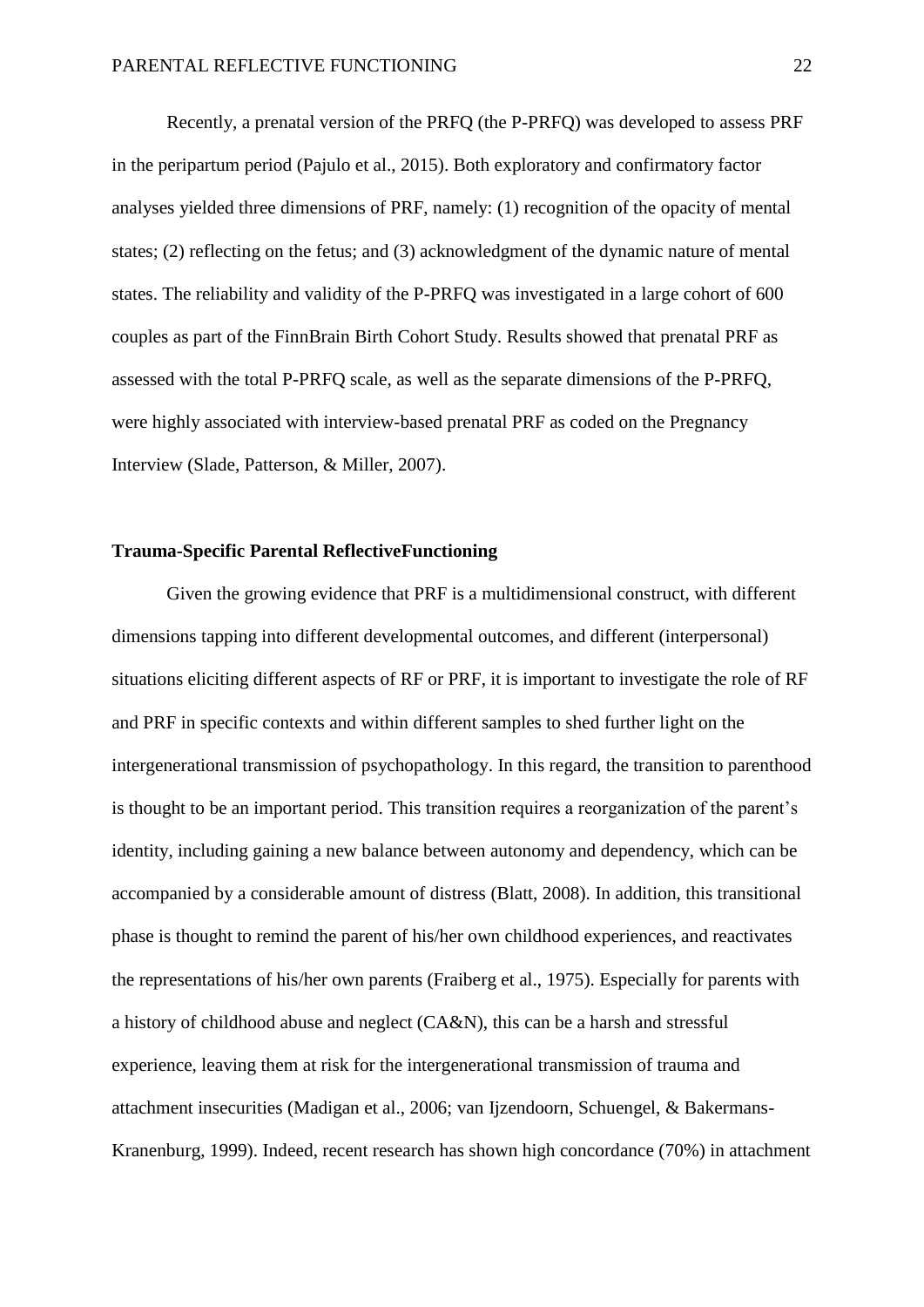Recently, a prenatal version of the PRFQ (the P-PRFQ) was developed to assess PRF in the peripartum period (Pajulo et al., 2015). Both exploratory and confirmatory factor analyses yielded three dimensions of PRF, namely: (1) recognition of the opacity of mental states; (2) reflecting on the fetus; and (3) acknowledgment of the dynamic nature of mental states. The reliability and validity of the P-PRFQ was investigated in a large cohort of 600 couples as part of the FinnBrain Birth Cohort Study. Results showed that prenatal PRF as assessed with the total P-PRFQ scale, as well as the separate dimensions of the P-PRFQ, were highly associated with interview-based prenatal PRF as coded on the Pregnancy Interview (Slade, Patterson, & Miller, 2007).

## Trauma-Specific Parental ReflectiveFunctioning

Given the growing evidence that PRF is a multidimensional construct, with different dimensions tapping into different developmental outcomes, and different (interpersonal) situations eliciting different aspects of RF or PRF, it is important to investigate the role of RF and PRF in specific contexts and within different samples to shed further light on the intergenerational transmission of psychopathology. In this regard, the transition to parenthood is thought to be an important period. This transition requires a reorganization of the parent's identity, including gaining a new balance between autonomy and dependency, which can be accompanied by a considerable amount of distress (Blatt, 2008). In addition, this transitional phase is thought to remind the parent of his/her own childhood experiences, and reactivates the representations of his/her own parents (Fraiberg et al., 1975). Especially for parents with a history of childhood abuse and neglect (CA&N), this can be a harsh and stressful experience, leaving them at risk for the intergenerational transmission of trauma and attachment insecurities (Madigan et al., 2006; van Ijzendoorn, Schuengel, & Bakermans-Kranenburg, 1999). Indeed, recent research has shown high concordance (70%) in attachment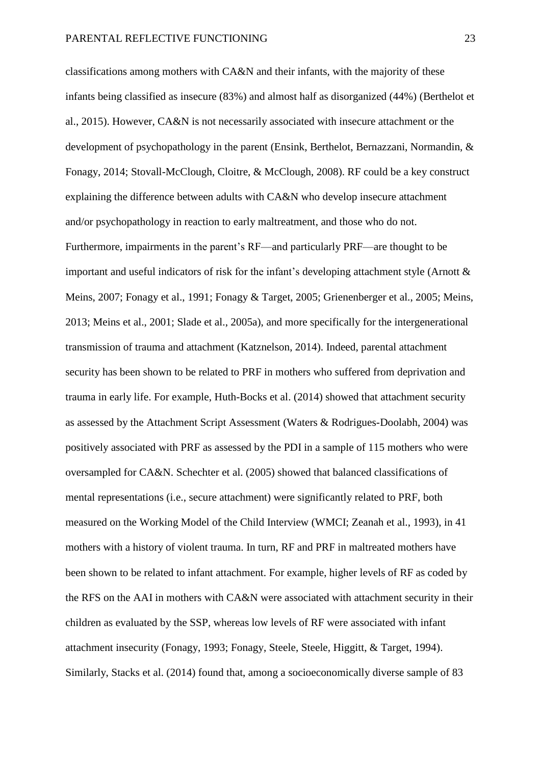classifications among mothers with CA&N and their infants, with the majority of these infants being classified as insecure (83%) and almost half as disorganized (44%) (Berthelot et al., 2015). However, CA&N is not necessarily associated with insecure attachment or the development of psychopathology in the parent (Ensink, Berthelot, Bernazzani, Normandin, & Fonagy, 2014; Stovall-McClough, Cloitre, & McClough, 2008). RF could be a key construct explaining the difference between adults with CA&N who develop insecure attachment and/or psychopathology in reaction to early maltreatment, and those who do not. Furthermore, impairments in the parent's RF—and particularly PRF—are thought to be important and useful indicators of risk for the infant's developing attachment style (Arnott & Meins, 2007; Fonagy et al., 1991; Fonagy & Target, 2005; Grienenberger et al., 2005; Meins, 2013; Meins et al., 2001; Slade et al., 2005a), and more specifically for the intergenerational transmission of trauma and attachment (Katznelson, 2014). Indeed, parental attachment security has been shown to be related to PRF in mothers who suffered from deprivation and trauma in early life. For example, Huth-Bocks et al. (2014) showed that attachment security as assessed by the Attachment Script Assessment (Waters & Rodrigues-Doolabh, 2004) was positively associated with PRF as assessed by the PDI in a sample of 115 mothers who were oversampled for CA&N. Schechter et al. (2005) showed that balanced classifications of mental representations (i.e., secure attachment) were significantly related to PRF, both measured on the Working Model of the Child Interview (WMCI; Zeanah et al., 1993), in 41 mothers with a history of violent trauma. In turn, RF and PRF in maltreated mothers have been shown to be related to infant attachment. For example, higher levels of RF as coded by the RFS on the AAI in mothers with CA&N were associated with attachment security in their children as evaluated by the SSP, whereas low levels of RF were associated with infant attachment insecurity (Fonagy, 1993; Fonagy, Steele, Steele, Higgitt, & Target, 1994). Similarly, Stacks et al. (2014) found that, among a socioeconomically diverse sample of 83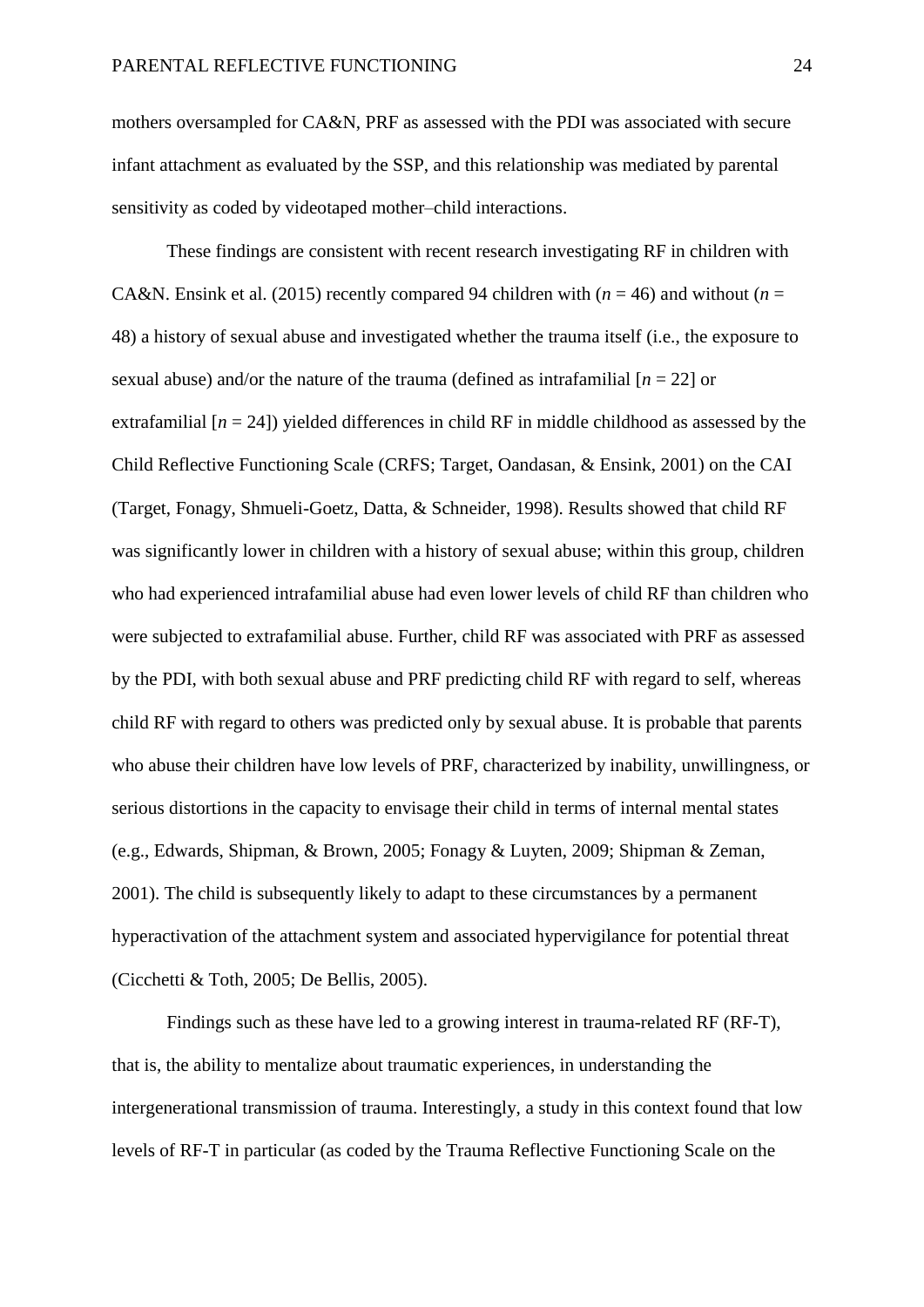mothers oversampled for CA&N, PRF as assessed with the PDI was associated with secure infant attachment as evaluated by the SSP, and this relationship was mediated by parental sensitivity as coded by videotaped mother–child interactions.

These findings are consistent with recent research investigating RF in children with CA&N. Ensink et al. (2015) recently compared 94 children with ($n$ = 46) and without ($n$ = 48) a history of sexual abuse and investigated whether the trauma itself (i.e., the exposure to sexual abuse) and/or the nature of the trauma (defined as intrafamilial [$n$ = 22] or extrafamilial [$n$ = 24]) yielded differences in child RF in middle childhood as assessed by the Child Reflective Functioning Scale (CRFS; Target, Oandasan, & Ensink, 2001) on the CAI (Target, Fonagy, Shmueli-Goetz, Datta, & Schneider, 1998). Results showed that child RF was significantly lower in children with a history of sexual abuse; within this group, children who had experienced intrafamilial abuse had even lower levels of child RF than children who were subjected to extrafamilial abuse. Further, child RF was associated with PRF as assessed by the PDI, with both sexual abuse and PRF predicting child RF with regard to self, whereas child RF with regard to others was predicted only by sexual abuse. It is probable that parents who abuse their children have low levels of PRF, characterized by inability, unwillingness, or serious distortions in the capacity to envisage their child in terms of internal mental states (e.g., Edwards, Shipman, & Brown, 2005; Fonagy & Luyten, 2009; Shipman & Zeman, 2001). The child is subsequently likely to adapt to these circumstances by a permanent hyperactivation of the attachment system and associated hypervigilance for potential threat (Cicchetti & Toth, 2005; De Bellis, 2005).

Findings such as these have led to a growing interest in trauma-related RF (RF-T), that is, the ability to mentalize about traumatic experiences, in understanding the intergenerational transmission of trauma. Interestingly, a study in this context found that low levels of RF-T in particular (as coded by the Trauma Reflective Functioning Scale on the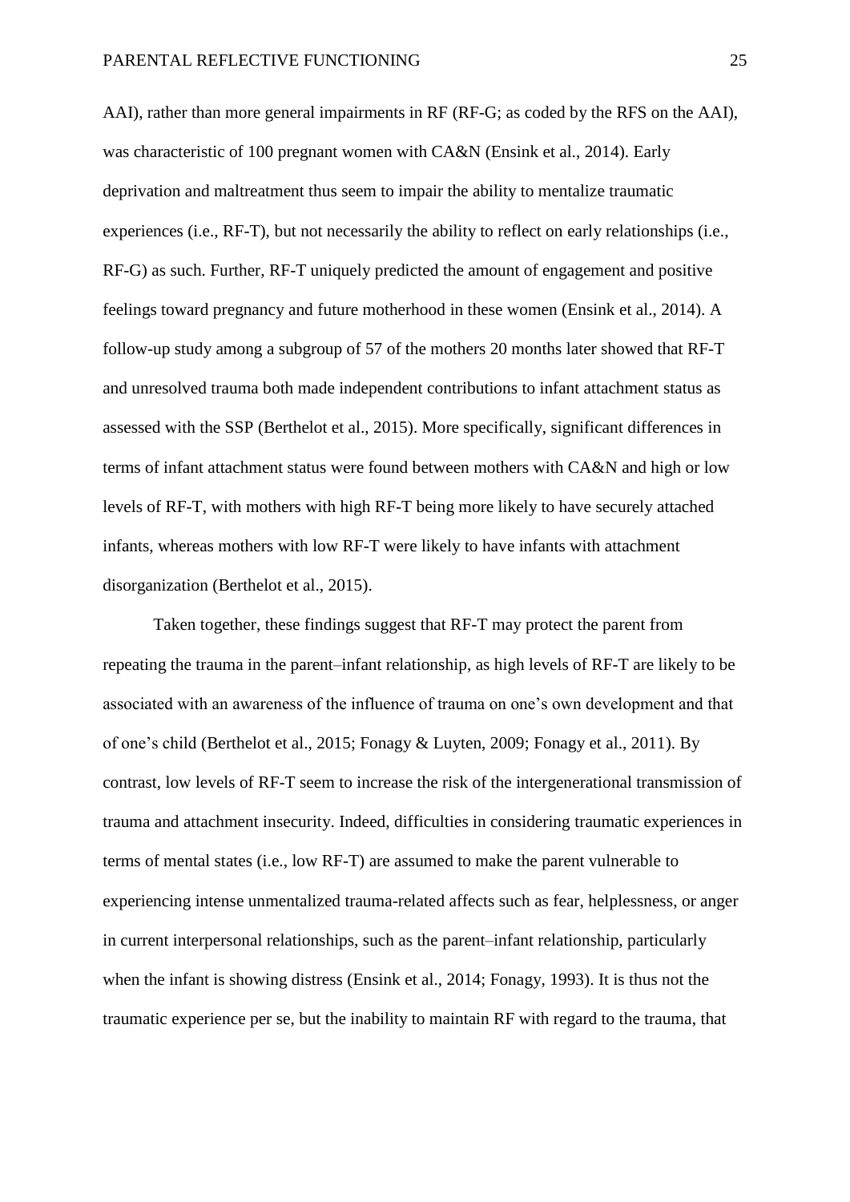AAI), rather than more general impairments in RF (RF-G; as coded by the RFS on the AAI), was characteristic of 100 pregnant women with CA&N (Ensink et al., 2014). Early deprivation and maltreatment thus seem to impair the ability to mentalize traumatic experiences (i.e., RF-T), but not necessarily the ability to reflect on early relationships (i.e., RF-G) as such. Further, RF-T uniquely predicted the amount of engagement and positive feelings toward pregnancy and future motherhood in these women (Ensink et al., 2014). A follow-up study among a subgroup of 57 of the mothers 20 months later showed that RF-T and unresolved trauma both made independent contributions to infant attachment status as assessed with the SSP (Berthelot et al., 2015). More specifically, significant differences in terms of infant attachment status were found between mothers with CA&N and high or low levels of RF-T, with mothers with high RF-T being more likely to have securely attached infants, whereas mothers with low RF-T were likely to have infants with attachment disorganization (Berthelot et al., 2015).

Taken together, these findings suggest that RF-T may protect the parent from repeating the trauma in the parent–infant relationship, as high levels of RF-T are likely to be associated with an awareness of the influence of trauma on one's own development and that of one's child (Berthelot et al., 2015; Fonagy & Luyten, 2009; Fonagy et al., 2011). By contrast, low levels of RF-T seem to increase the risk of the intergenerational transmission of trauma and attachment insecurity. Indeed, difficulties in considering traumatic experiences in terms of mental states (i.e., low RF-T) are assumed to make the parent vulnerable to experiencing intense unmentalized trauma-related affects such as fear, helplessness, or anger in current interpersonal relationships, such as the parent–infant relationship, particularly when the infant is showing distress (Ensink et al., 2014; Fonagy, 1993). It is thus not the traumatic experience per se, but the inability to maintain RF with regard to the trauma, that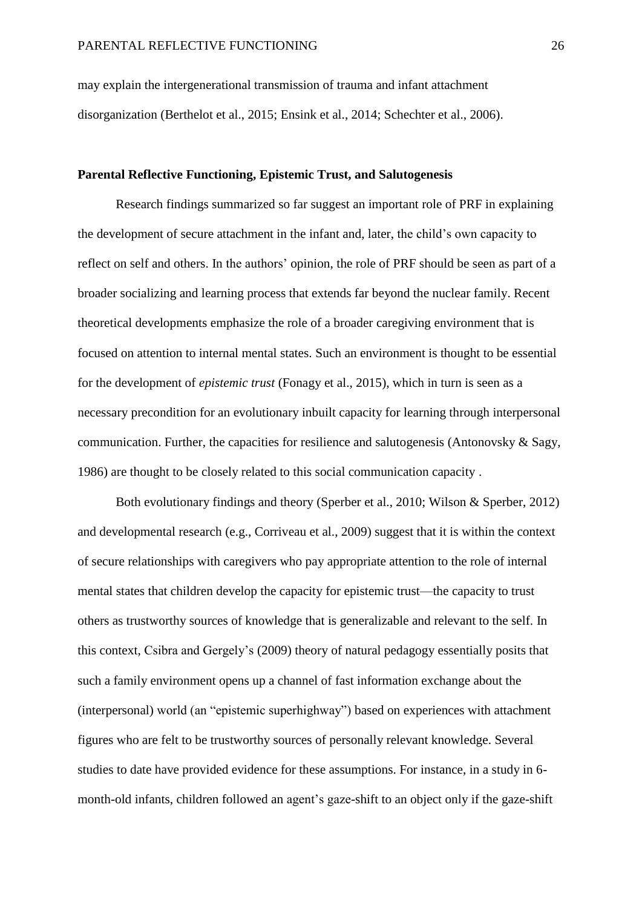may explain the intergenerational transmission of trauma and infant attachment disorganization (Berthelot et al., 2015; Ensink et al., 2014; Schechter et al., 2006).

### Parental Reflective Functioning, Epistemic Trust, and Salutogenesis

Research findings summarized so far suggest an important role of PRF in explaining the development of secure attachment in the infant and, later, the child's own capacity to reflect on self and others. In the authors' opinion, the role of PRF should be seen as part of a broader socializing and learning process that extends far beyond the nuclear family. Recent theoretical developments emphasize the role of a broader caregiving environment that is focused on attention to internal mental states. Such an environment is thought to be essential for the development of *epistemic trust* (Fonagy et al., 2015), which in turn is seen as a necessary precondition for an evolutionary inbuilt capacity for learning through interpersonal communication. Further, the capacities for resilience and salutogenesis (Antonovsky & Sagy, 1986) are thought to be closely related to this social communication capacity .

Both evolutionary findings and theory (Sperber et al., 2010; Wilson & Sperber, 2012) and developmental research (e.g., Corriveau et al., 2009) suggest that it is within the context of secure relationships with caregivers who pay appropriate attention to the role of internal mental states that children develop the capacity for epistemic trust—the capacity to trust others as trustworthy sources of knowledge that is generalizable and relevant to the self. In this context, Csibra and Gergely's (2009) theory of natural pedagogy essentially posits that such a family environment opens up a channel of fast information exchange about the (interpersonal) world (an "epistemic superhighway") based on experiences with attachment figures who are felt to be trustworthy sources of personally relevant knowledge. Several studies to date have provided evidence for these assumptions. For instance, in a study in 6-month-old infants, children followed an agent's gaze-shift to an object only if the gaze-shift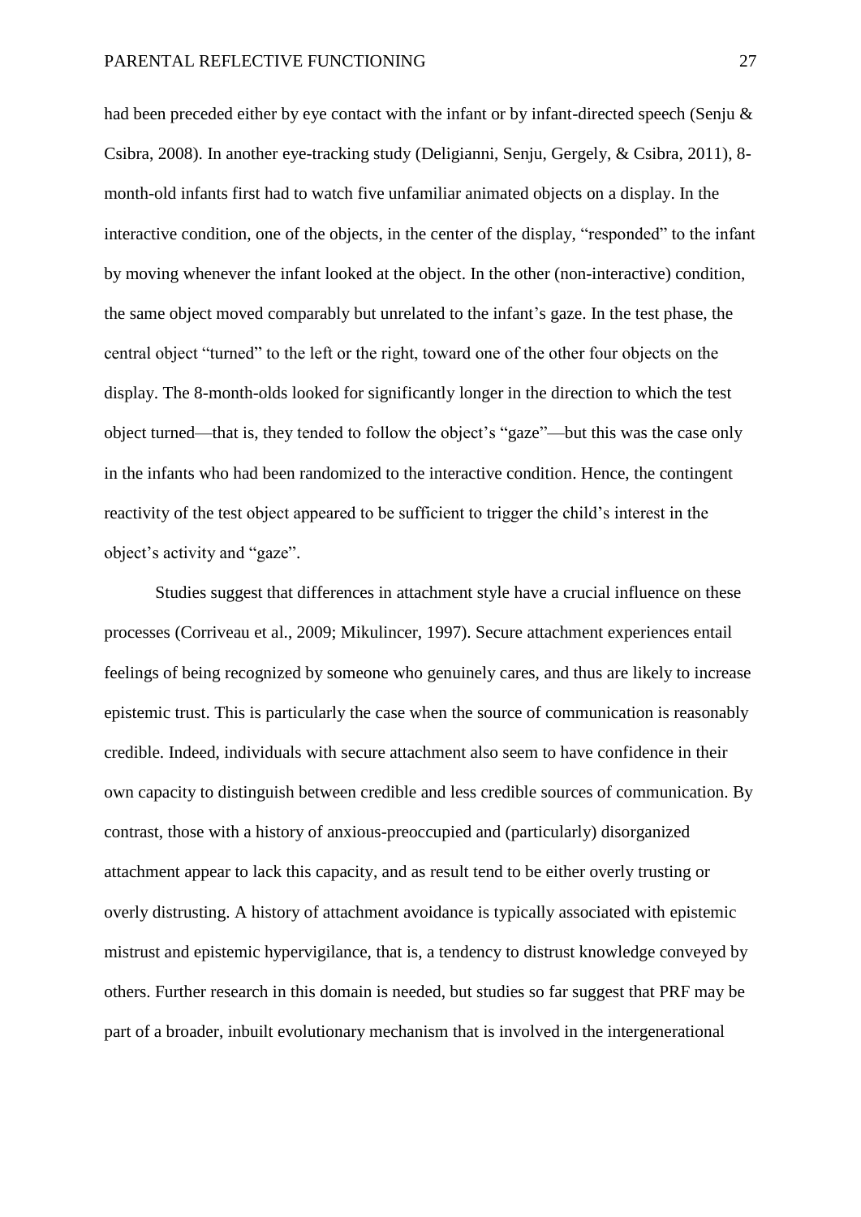had been preceded either by eye contact with the infant or by infant-directed speech (Senju & Csibra, 2008). In another eye-tracking study (Deligianni, Senju, Gergely, & Csibra, 2011), 8-month-old infants first had to watch five unfamiliar animated objects on a display. In the interactive condition, one of the objects, in the center of the display, "responded" to the infant by moving whenever the infant looked at the object. In the other (non-interactive) condition, the same object moved comparably but unrelated to the infant's gaze. In the test phase, the central object "turned" to the left or the right, toward one of the other four objects on the display. The 8-month-olds looked for significantly longer in the direction to which the test object turned—that is, they tended to follow the object's "gaze"—but this was the case only in the infants who had been randomized to the interactive condition. Hence, the contingent reactivity of the test object appeared to be sufficient to trigger the child's interest in the object's activity and "gaze".

Studies suggest that differences in attachment style have a crucial influence on these processes (Corriveau et al., 2009; Mikulincer, 1997). Secure attachment experiences entail feelings of being recognized by someone who genuinely cares, and thus are likely to increase epistemic trust. This is particularly the case when the source of communication is reasonably credible. Indeed, individuals with secure attachment also seem to have confidence in their own capacity to distinguish between credible and less credible sources of communication. By contrast, those with a history of anxious-preoccupied and (particularly) disorganized attachment appear to lack this capacity, and as result tend to be either overly trusting or overly distrusting. A history of attachment avoidance is typically associated with epistemic mistrust and epistemic hypervigilance, that is, a tendency to distrust knowledge conveyed by others. Further research in this domain is needed, but studies so far suggest that PRF may be part of a broader, inbuilt evolutionary mechanism that is involved in the intergenerational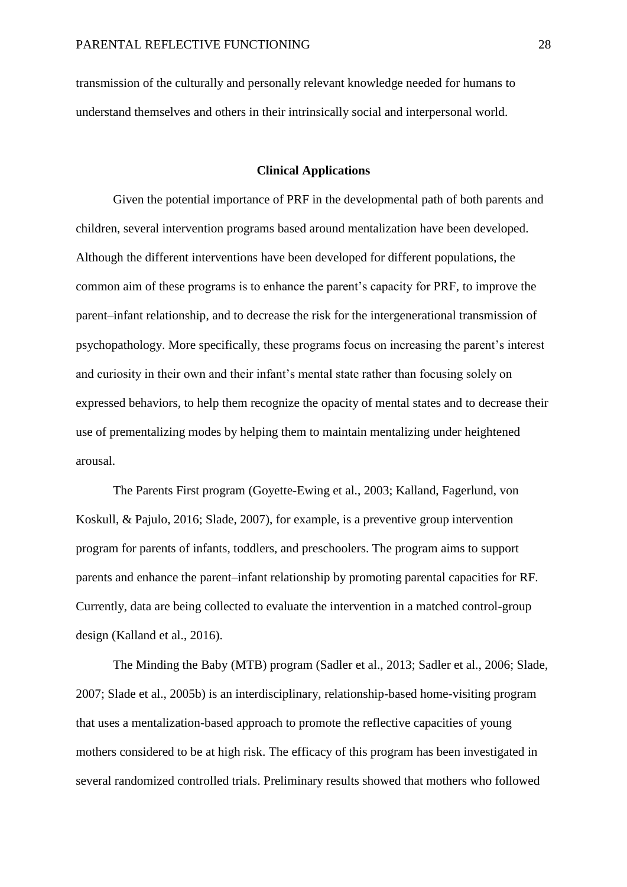transmission of the culturally and personally relevant knowledge needed for humans to understand themselves and others in their intrinsically social and interpersonal world.

## Clinical Applications

Given the potential importance of PRF in the developmental path of both parents and children, several intervention programs based around mentalization have been developed. Although the different interventions have been developed for different populations, the common aim of these programs is to enhance the parent's capacity for PRF, to improve the parent–infant relationship, and to decrease the risk for the intergenerational transmission of psychopathology. More specifically, these programs focus on increasing the parent's interest and curiosity in their own and their infant's mental state rather than focusing solely on expressed behaviors, to help them recognize the opacity of mental states and to decrease their use of prementalizing modes by helping them to maintain mentalizing under heightened arousal.

The Parents First program (Goyette-Ewing et al., 2003; Kalland, Fagerlund, von Koskull, & Pajulo, 2016; Slade, 2007), for example, is a preventive group intervention program for parents of infants, toddlers, and preschoolers. The program aims to support parents and enhance the parent–infant relationship by promoting parental capacities for RF. Currently, data are being collected to evaluate the intervention in a matched control-group design (Kalland et al., 2016).

The Minding the Baby (MTB) program (Sadler et al., 2013; Sadler et al., 2006; Slade, 2007; Slade et al., 2005b) is an interdisciplinary, relationship-based home-visiting program that uses a mentalization-based approach to promote the reflective capacities of young mothers considered to be at high risk. The efficacy of this program has been investigated in several randomized controlled trials. Preliminary results showed that mothers who followed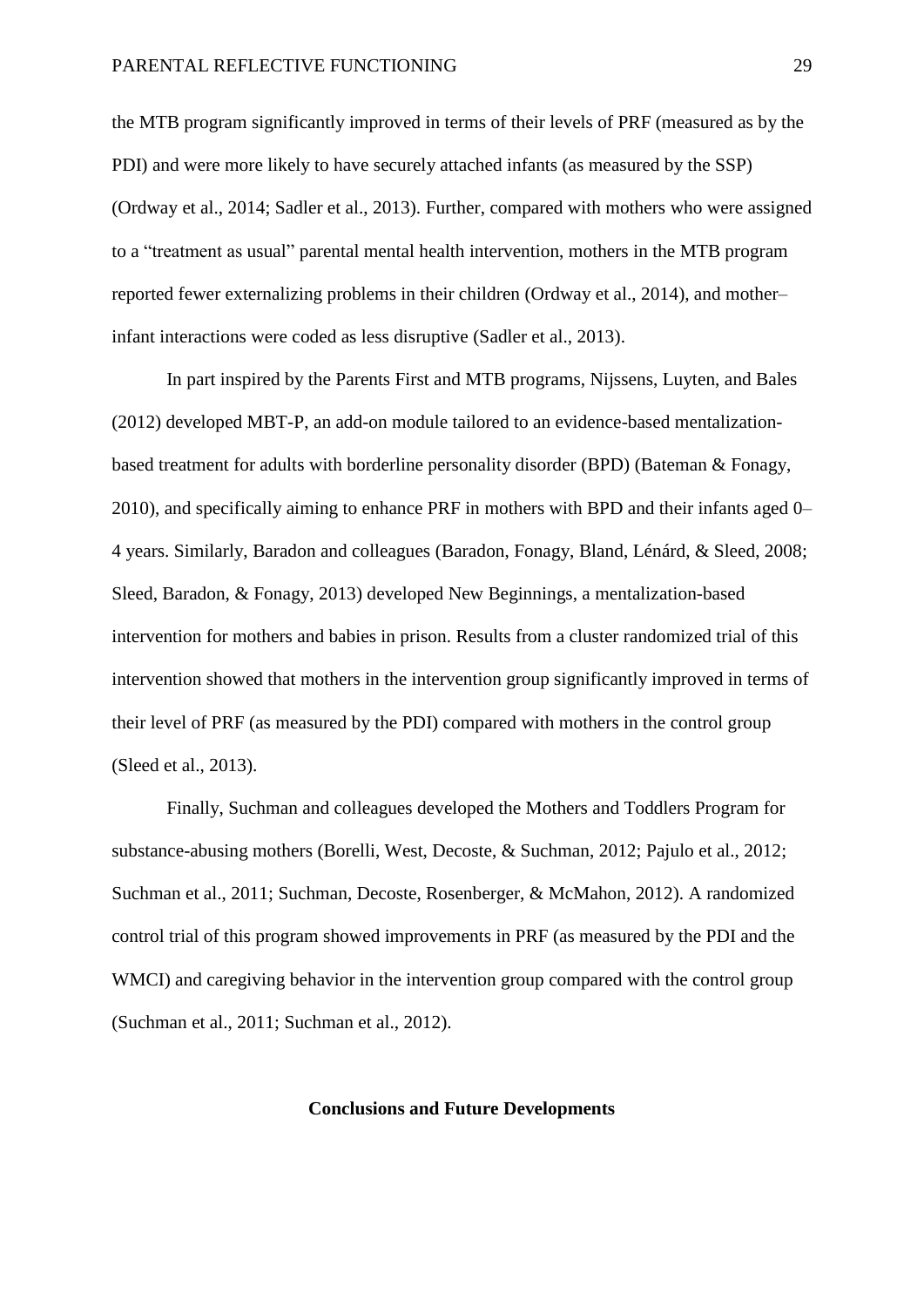the MTB program significantly improved in terms of their levels of PRF (measured as by the PDI) and were more likely to have securely attached infants (as measured by the SSP) (Ordway et al., 2014; Sadler et al., 2013). Further, compared with mothers who were assigned to a "treatment as usual" parental mental health intervention, mothers in the MTB program reported fewer externalizing problems in their children (Ordway et al., 2014), and mother–infant interactions were coded as less disruptive (Sadler et al., 2013).

In part inspired by the Parents First and MTB programs, Nijssens, Luyten, and Bales (2012) developed MBT-P, an add-on module tailored to an evidence-based mentalization-based treatment for adults with borderline personality disorder (BPD) (Bateman & Fonagy, 2010), and specifically aiming to enhance PRF in mothers with BPD and their infants aged 0–4 years. Similarly, Baradon and colleagues (Baradon, Fonagy, Bland, Lénárd, & Sleed, 2008; Sleed, Baradon, & Fonagy, 2013) developed New Beginnings, a mentalization-based intervention for mothers and babies in prison. Results from a cluster randomized trial of this intervention showed that mothers in the intervention group significantly improved in terms of their level of PRF (as measured by the PDI) compared with mothers in the control group (Sleed et al., 2013).

Finally, Suchman and colleagues developed the Mothers and Toddlers Program for substance-abusing mothers (Borelli, West, Decoste, & Suchman, 2012; Pajulo et al., 2012; Suchman et al., 2011; Suchman, Decoste, Rosenberger, & McMahon, 2012). A randomized control trial of this program showed improvements in PRF (as measured by the PDI and the WMCI) and caregiving behavior in the intervention group compared with the control group (Suchman et al., 2011; Suchman et al., 2012).

## Conclusions and Future Developments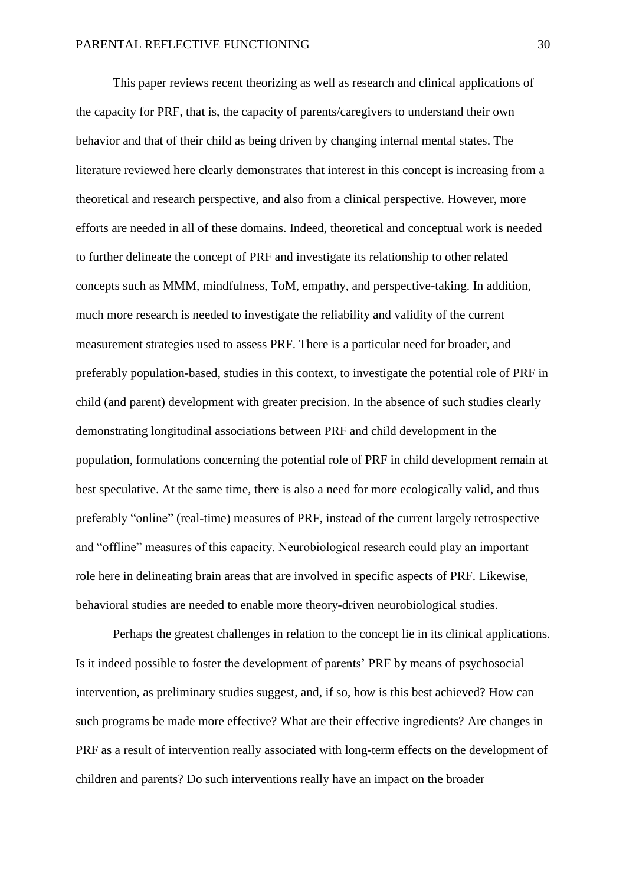This paper reviews recent theorizing as well as research and clinical applications of the capacity for PRF, that is, the capacity of parents/caregivers to understand their own behavior and that of their child as being driven by changing internal mental states. The literature reviewed here clearly demonstrates that interest in this concept is increasing from a theoretical and research perspective, and also from a clinical perspective. However, more efforts are needed in all of these domains. Indeed, theoretical and conceptual work is needed to further delineate the concept of PRF and investigate its relationship to other related concepts such as MMM, mindfulness, ToM, empathy, and perspective-taking. In addition, much more research is needed to investigate the reliability and validity of the current measurement strategies used to assess PRF. There is a particular need for broader, and preferably population-based, studies in this context, to investigate the potential role of PRF in child (and parent) development with greater precision. In the absence of such studies clearly demonstrating longitudinal associations between PRF and child development in the population, formulations concerning the potential role of PRF in child development remain at best speculative. At the same time, there is also a need for more ecologically valid, and thus preferably "online" (real-time) measures of PRF, instead of the current largely retrospective and "offline" measures of this capacity. Neurobiological research could play an important role here in delineating brain areas that are involved in specific aspects of PRF. Likewise, behavioral studies are needed to enable more theory-driven neurobiological studies.

Perhaps the greatest challenges in relation to the concept lie in its clinical applications. Is it indeed possible to foster the development of parents' PRF by means of psychosocial intervention, as preliminary studies suggest, and, if so, how is this best achieved? How can such programs be made more effective? What are their effective ingredients? Are changes in PRF as a result of intervention really associated with long-term effects on the development of children and parents? Do such interventions really have an impact on the broader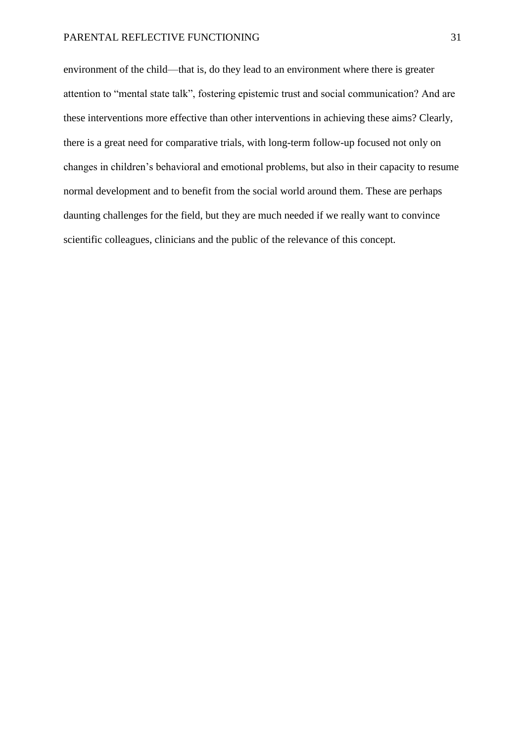environment of the child—that is, do they lead to an environment where there is greater attention to "mental state talk", fostering epistemic trust and social communication? And are these interventions more effective than other interventions in achieving these aims? Clearly, there is a great need for comparative trials, with long-term follow-up focused not only on changes in children's behavioral and emotional problems, but also in their capacity to resume normal development and to benefit from the social world around them. These are perhaps daunting challenges for the field, but they are much needed if we really want to convince scientific colleagues, clinicians and the public of the relevance of this concept.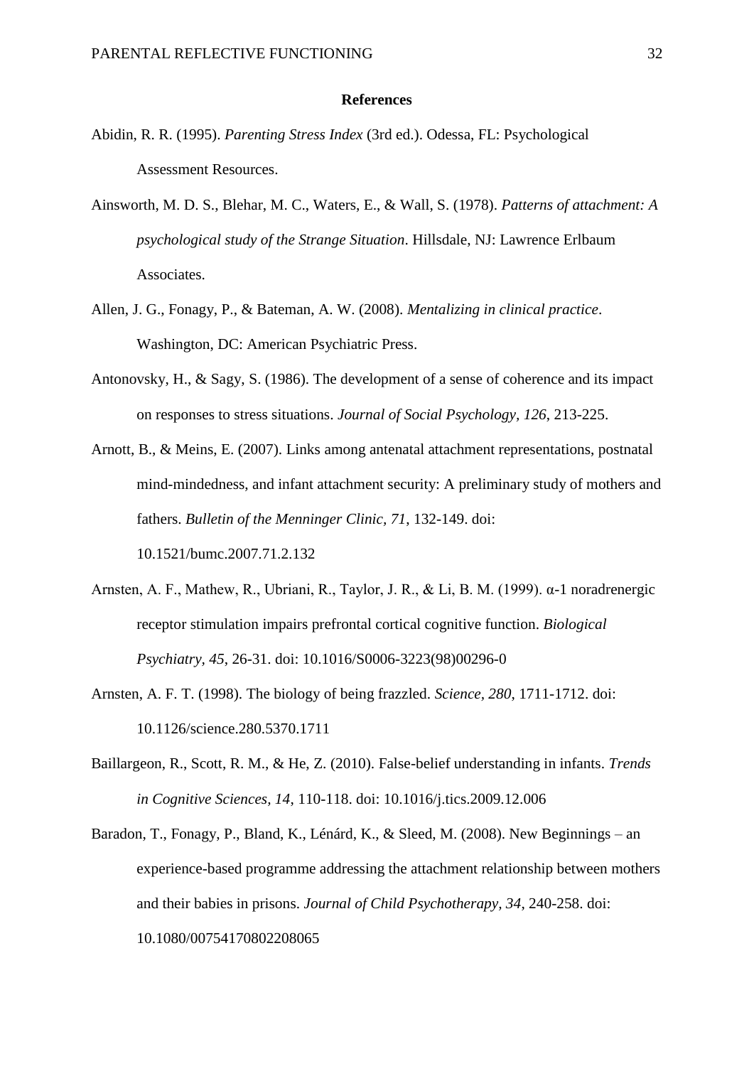## References

Abidin, R. R. (1995). *Parenting Stress Index* (3rd ed.). Odessa, FL: Psychological Assessment Resources.

Ainsworth, M. D. S., Blehar, M. C., Waters, E., & Wall, S. (1978). *Patterns of attachment: A psychological study of the Strange Situation*. Hillsdale, NJ: Lawrence Erlbaum Associates.

Allen, J. G., Fonagy, P., & Bateman, A. W. (2008). *Mentalizing in clinical practice*. Washington, DC: American Psychiatric Press.

Antonovsky, H., & Sagy, S. (1986). The development of a sense of coherence and its impact on responses to stress situations. *Journal of Social Psychology, 126*, 213-225.

Arnott, B., & Meins, E. (2007). Links among antenatal attachment representations, postnatal mind-mindedness, and infant attachment security: A preliminary study of mothers and fathers. *Bulletin of the Menninger Clinic, 71*, 132-149. doi: 10.1521/bumc.2007.71.2.132

Arnsten, A. F., Mathew, R., Ubriani, R., Taylor, J. R., & Li, B. M. (1999). α-1 noradrenergic receptor stimulation impairs prefrontal cortical cognitive function. *Biological Psychiatry, 45*, 26-31. doi: 10.1016/S0006-3223(98)00296-0

Arnsten, A. F. T. (1998). The biology of being frazzled. *Science, 280*, 1711-1712. doi: 10.1126/science.280.5370.1711

Baillargeon, R., Scott, R. M., & He, Z. (2010). False-belief understanding in infants. *Trends in Cognitive Sciences, 14*, 110-118. doi: 10.1016/j.tics.2009.12.006

Baradon, T., Fonagy, P., Bland, K., Lénárd, K., & Sleed, M. (2008). New Beginnings – an experience-based programme addressing the attachment relationship between mothers and their babies in prisons. *Journal of Child Psychotherapy, 34*, 240-258. doi: 10.1080/00754170802208065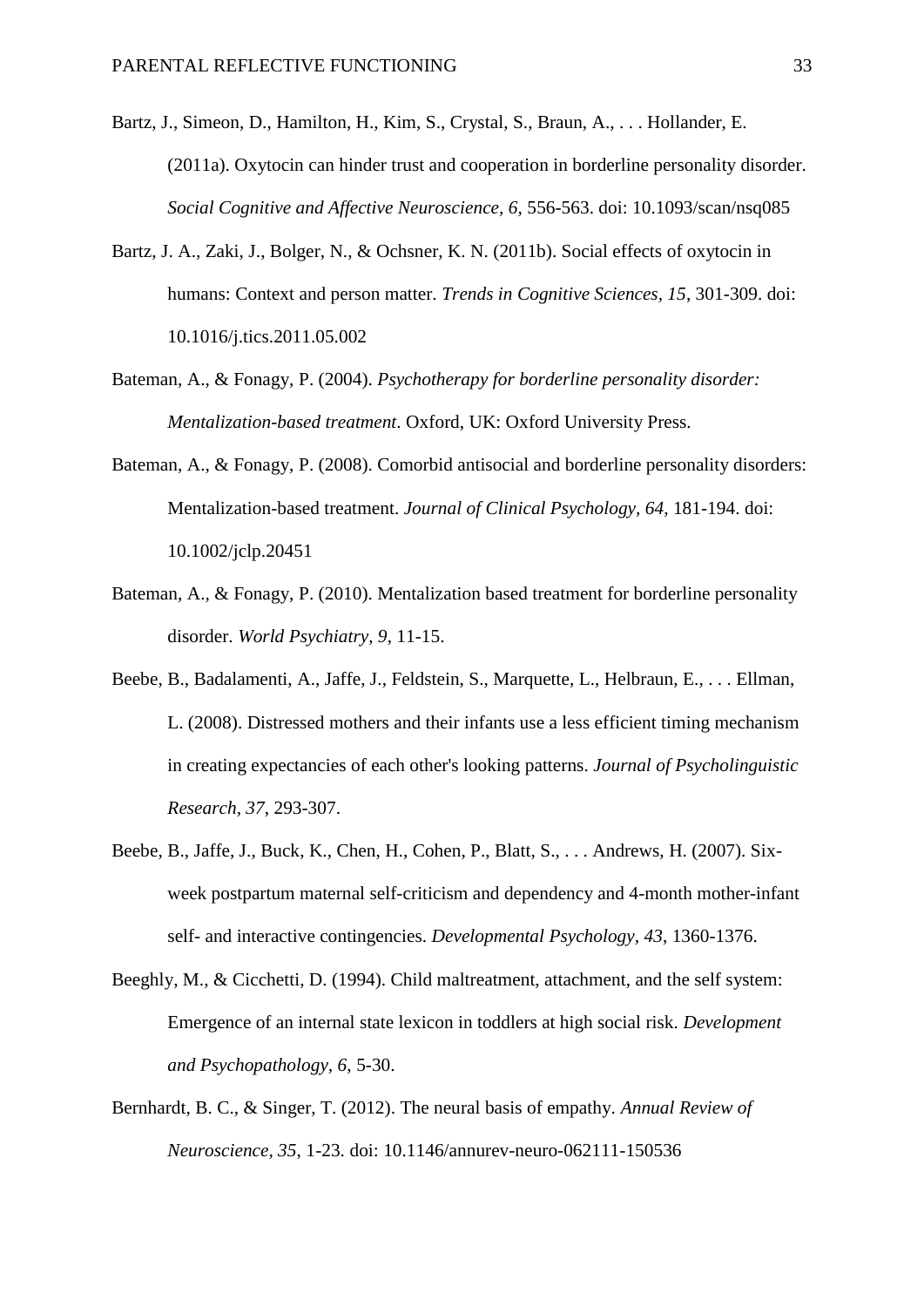Bartz, J., Simeon, D., Hamilton, H., Kim, S., Crystal, S., Braun, A., . . . Hollander, E. (2011a). Oxytocin can hinder trust and cooperation in borderline personality disorder. *Social Cognitive and Affective Neuroscience, 6*, 556-563. doi: 10.1093/scan/nsq085

Bartz, J. A., Zaki, J., Bolger, N., & Ochsner, K. N. (2011b). Social effects of oxytocin in humans: Context and person matter. *Trends in Cognitive Sciences, 15*, 301-309. doi: 10.1016/j.tics.2011.05.002

Bateman, A., & Fonagy, P. (2004). *Psychotherapy for borderline personality disorder: Mentalization-based treatment*. Oxford, UK: Oxford University Press.

Bateman, A., & Fonagy, P. (2008). Comorbid antisocial and borderline personality disorders: Mentalization-based treatment. *Journal of Clinical Psychology, 64*, 181-194. doi: 10.1002/jclp.20451

Bateman, A., & Fonagy, P. (2010). Mentalization based treatment for borderline personality disorder. *World Psychiatry, 9*, 11-15.

Beebe, B., Badalamenti, A., Jaffe, J., Feldstein, S., Marquette, L., Helbraun, E., . . . Ellman, L. (2008). Distressed mothers and their infants use a less efficient timing mechanism in creating expectancies of each other's looking patterns. *Journal of Psycholinguistic Research, 37*, 293-307.

Beebe, B., Jaffe, J., Buck, K., Chen, H., Cohen, P., Blatt, S., . . . Andrews, H. (2007). Six-week postpartum maternal self-criticism and dependency and 4-month mother-infant self- and interactive contingencies. *Developmental Psychology, 43*, 1360-1376.

Beeghly, M., & Cicchetti, D. (1994). Child maltreatment, attachment, and the self system: Emergence of an internal state lexicon in toddlers at high social risk. *Development and Psychopathology, 6*, 5-30.

Bernhardt, B. C., & Singer, T. (2012). The neural basis of empathy. *Annual Review of Neuroscience, 35*, 1-23. doi: 10.1146/annurev-neuro-062111-150536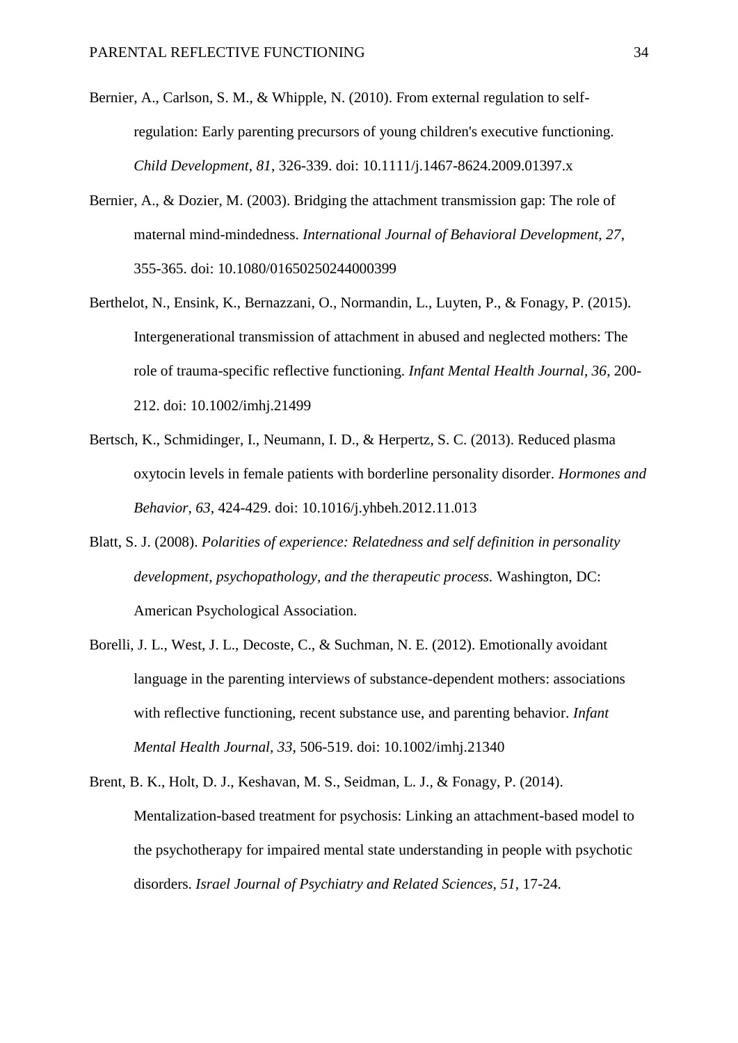Bernier, A., Carlson, S. M., & Whipple, N. (2010). From external regulation to self-regulation: Early parenting precursors of young children's executive functioning. *Child Development*, *81*, 326-339. doi: 10.1111/j.1467-8624.2009.01397.x

Bernier, A., & Dozier, M. (2003). Bridging the attachment transmission gap: The role of maternal mind-mindedness. *International Journal of Behavioral Development, 27*, 355-365. doi: 10.1080/01650250244000399

Berthelot, N., Ensink, K., Bernazzani, O., Normandin, L., Luyten, P., & Fonagy, P. (2015). Intergenerational transmission of attachment in abused and neglected mothers: The role of trauma-specific reflective functioning. *Infant Mental Health Journal, 36*, 200-212. doi: 10.1002/imhj.21499

Bertsch, K., Schmidinger, I., Neumann, I. D., & Herpertz, S. C. (2013). Reduced plasma oxytocin levels in female patients with borderline personality disorder. *Hormones and Behavior, 63*, 424-429. doi: 10.1016/j.yhbeh.2012.11.013

Blatt, S. J. (2008). *Polarities of experience: Relatedness and self definition in personality development, psychopathology, and the therapeutic process.* Washington, DC: American Psychological Association.

Borelli, J. L., West, J. L., Decoste, C., & Suchman, N. E. (2012). Emotionally avoidant language in the parenting interviews of substance-dependent mothers: associations with reflective functioning, recent substance use, and parenting behavior. *Infant Mental Health Journal, 33*, 506-519. doi: 10.1002/imhj.21340

Brent, B. K., Holt, D. J., Keshavan, M. S., Seidman, L. J., & Fonagy, P. (2014). Mentalization-based treatment for psychosis: Linking an attachment-based model to the psychotherapy for impaired mental state understanding in people with psychotic disorders. *Israel Journal of Psychiatry and Related Sciences, 51*, 17-24.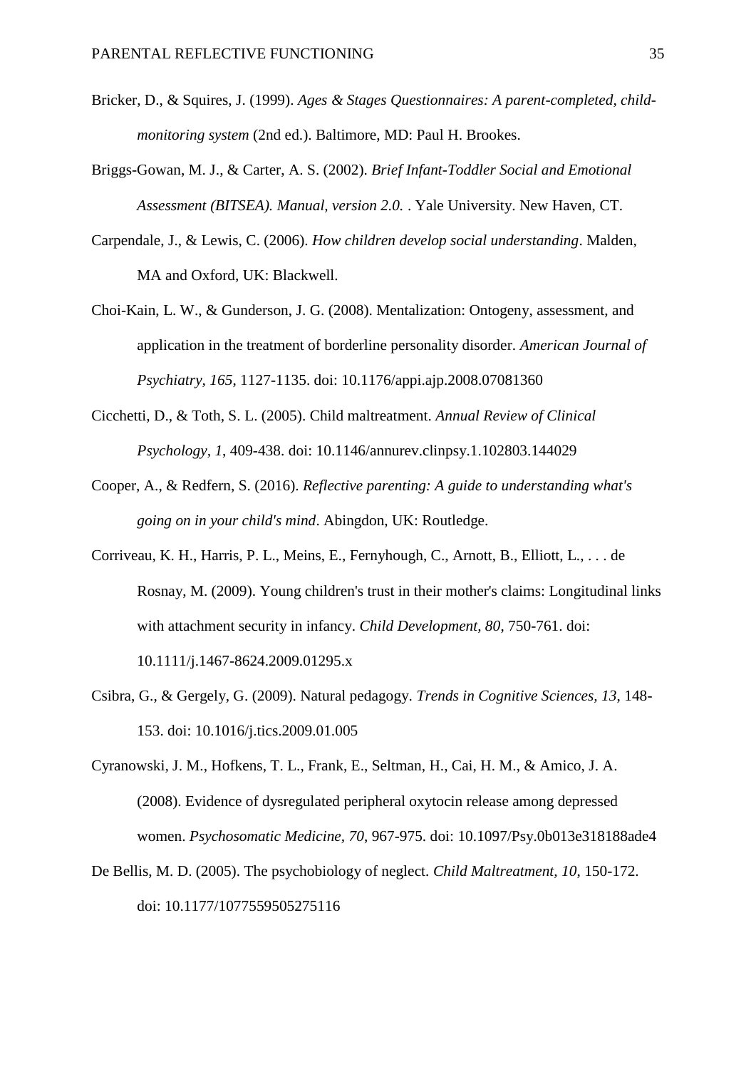Bricker, D., & Squires, J. (1999). *Ages & Stages Questionnaires: A parent-completed, child-monitoring system* (2nd ed.). Baltimore, MD: Paul H. Brookes.

Briggs-Gowan, M. J., & Carter, A. S. (2002). *Brief Infant-Toddler Social and Emotional Assessment (BITSEA). Manual, version 2.0.* . Yale University. New Haven, CT.

Carpendale, J., & Lewis, C. (2006). *How children develop social understanding*. Malden, MA and Oxford, UK: Blackwell.

Choi-Kain, L. W., & Gunderson, J. G. (2008). Mentalization: Ontogeny, assessment, and application in the treatment of borderline personality disorder. *American Journal of Psychiatry, 165*, 1127-1135. doi: 10.1176/appi.ajp.2008.07081360

Cicchetti, D., & Toth, S. L. (2005). Child maltreatment. *Annual Review of Clinical Psychology, 1*, 409-438. doi: 10.1146/annurev.clinpsy.1.102803.144029

Cooper, A., & Redfern, S. (2016). *Reflective parenting: A guide to understanding what's going on in your child's mind*. Abingdon, UK: Routledge.

Corriveau, K. H., Harris, P. L., Meins, E., Fernyhough, C., Arnott, B., Elliott, L., . . . de Rosnay, M. (2009). Young children's trust in their mother's claims: Longitudinal links with attachment security in infancy. *Child Development, 80*, 750-761. doi: 10.1111/j.1467-8624.2009.01295.x

Csibra, G., & Gergely, G. (2009). Natural pedagogy. *Trends in Cognitive Sciences, 13*, 148-153. doi: 10.1016/j.tics.2009.01.005

Cyranowski, J. M., Hofkens, T. L., Frank, E., Seltman, H., Cai, H. M., & Amico, J. A. (2008). Evidence of dysregulated peripheral oxytocin release among depressed women. *Psychosomatic Medicine, 70*, 967-975. doi: 10.1097/Psy.0b013e318188ade4

De Bellis, M. D. (2005). The psychobiology of neglect. *Child Maltreatment, 10*, 150-172. doi: 10.1177/1077559505275116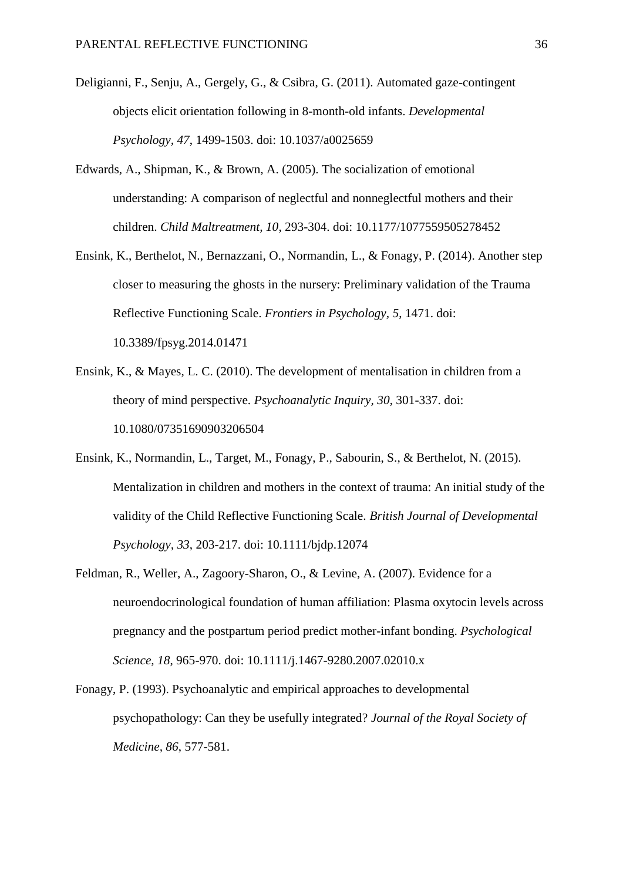Deligianni, F., Senju, A., Gergely, G., & Csibra, G. (2011). Automated gaze-contingent objects elicit orientation following in 8-month-old infants. *Developmental Psychology*, *47*, 1499-1503. doi: 10.1037/a0025659

Edwards, A., Shipman, K., & Brown, A. (2005). The socialization of emotional understanding: A comparison of neglectful and nonneglectful mothers and their children. *Child Maltreatment*, *10*, 293-304. doi: 10.1177/1077559505278452

Ensink, K., Berthelot, N., Bernazzani, O., Normandin, L., & Fonagy, P. (2014). Another step closer to measuring the ghosts in the nursery: Preliminary validation of the Trauma Reflective Functioning Scale. *Frontiers in Psychology*, *5*, 1471. doi: 10.3389/fpsyg.2014.01471

Ensink, K., & Mayes, L. C. (2010). The development of mentalisation in children from a theory of mind perspective. *Psychoanalytic Inquiry*, *30*, 301-337. doi: 10.1080/07351690903206504

Ensink, K., Normandin, L., Target, M., Fonagy, P., Sabourin, S., & Berthelot, N. (2015). Mentalization in children and mothers in the context of trauma: An initial study of the validity of the Child Reflective Functioning Scale. *British Journal of Developmental Psychology*, *33*, 203-217. doi: 10.1111/bjdp.12074

Feldman, R., Weller, A., Zagoory-Sharon, O., & Levine, A. (2007). Evidence for a neuroendocrinological foundation of human affiliation: Plasma oxytocin levels across pregnancy and the postpartum period predict mother-infant bonding. *Psychological Science, 18*, 965-970. doi: 10.1111/j.1467-9280.2007.02010.x

Fonagy, P. (1993). Psychoanalytic and empirical approaches to developmental psychopathology: Can they be usefully integrated? *Journal of the Royal Society of Medicine*, *86*, 577-581.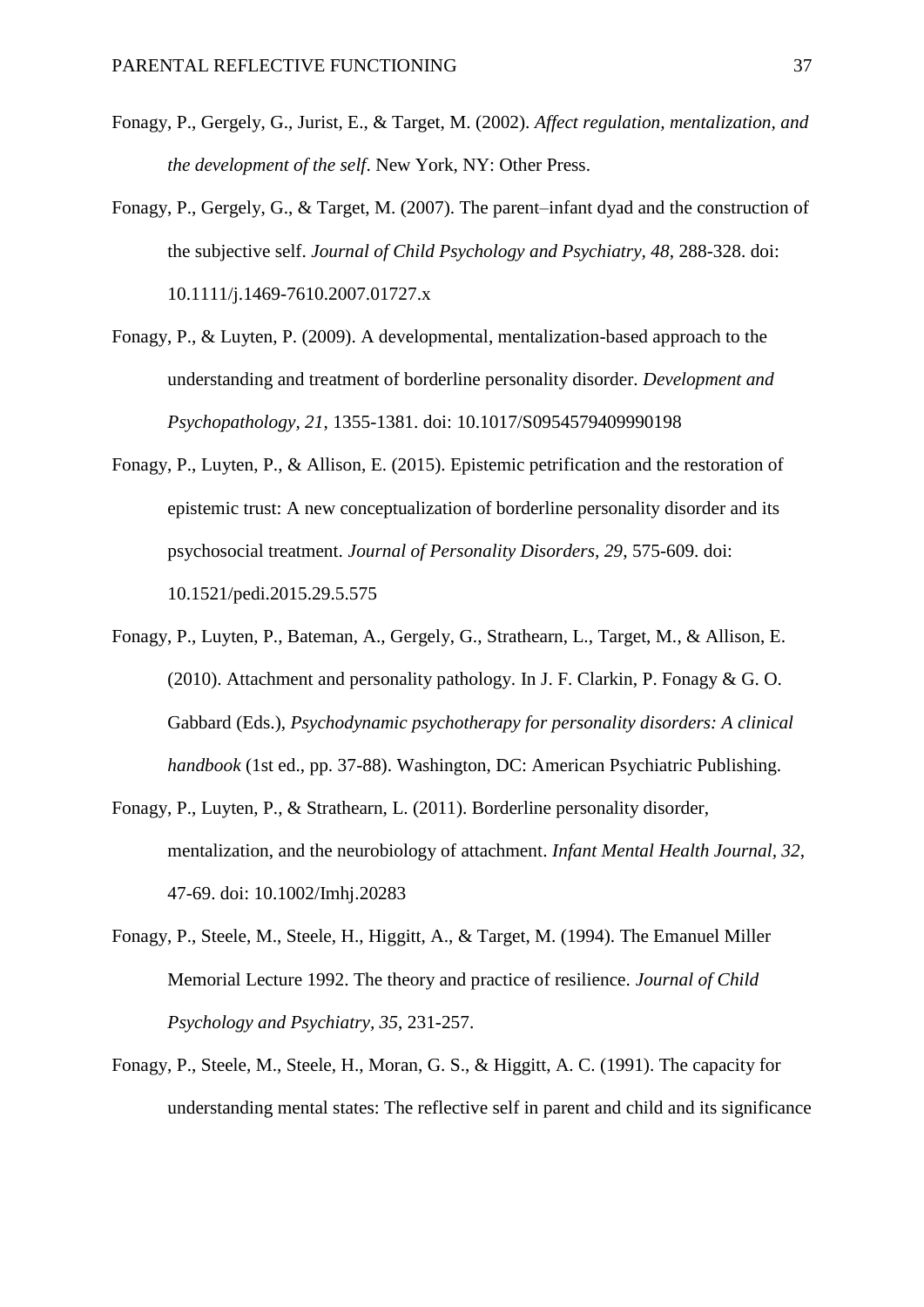Fonagy, P., Gergely, G., Jurist, E., & Target, M. (2002). *Affect regulation, mentalization, and the development of the self*. New York, NY: Other Press.

Fonagy, P., Gergely, G., & Target, M. (2007). The parent–infant dyad and the construction of the subjective self. *Journal of Child Psychology and Psychiatry, 48*, 288-328. doi: 10.1111/j.1469-7610.2007.01727.x

Fonagy, P., & Luyten, P. (2009). A developmental, mentalization-based approach to the understanding and treatment of borderline personality disorder. *Development and Psychopathology, 21*, 1355-1381. doi: 10.1017/S0954579409990198

Fonagy, P., Luyten, P., & Allison, E. (2015). Epistemic petrification and the restoration of epistemic trust: A new conceptualization of borderline personality disorder and its psychosocial treatment. *Journal of Personality Disorders, 29*, 575-609. doi: 10.1521/pedi.2015.29.5.575

Fonagy, P., Luyten, P., Bateman, A., Gergely, G., Strathearn, L., Target, M., & Allison, E. (2010). Attachment and personality pathology. In J. F. Clarkin, P. Fonagy & G. O. Gabbard (Eds.), *Psychodynamic psychotherapy for personality disorders: A clinical handbook* (1st ed., pp. 37-88). Washington, DC: American Psychiatric Publishing.

Fonagy, P., Luyten, P., & Strathearn, L. (2011). Borderline personality disorder, mentalization, and the neurobiology of attachment. *Infant Mental Health Journal, 32*, 47-69. doi: 10.1002/Imhj.20283

Fonagy, P., Steele, M., Steele, H., Higgitt, A., & Target, M. (1994). The Emanuel Miller Memorial Lecture 1992. The theory and practice of resilience. *Journal of Child Psychology and Psychiatry, 35*, 231-257.

Fonagy, P., Steele, M., Steele, H., Moran, G. S., & Higgitt, A. C. (1991). The capacity for understanding mental states: The reflective self in parent and child and its significance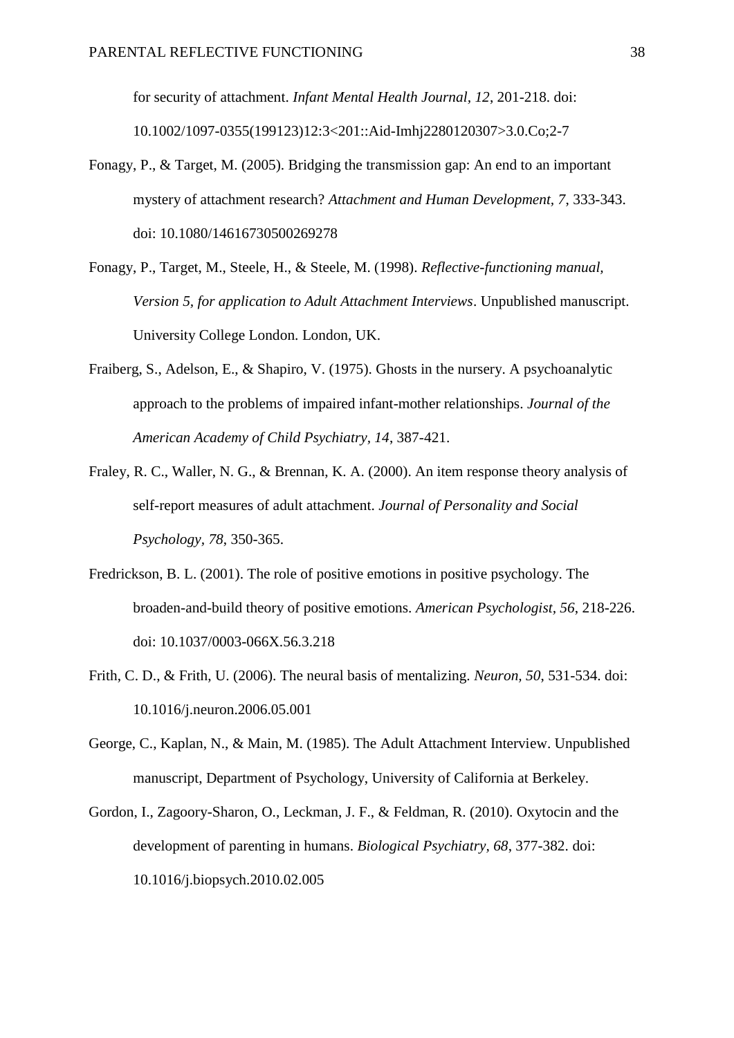for security of attachment. *Infant Mental Health Journal*, *12*, 201-218. doi: 10.1002/1097-0355(199123)12:3<201::Aid-Imhj2280120307>3.0.Co;2-7

Fonagy, P., & Target, M. (2005). Bridging the transmission gap: An end to an important mystery of attachment research? *Attachment and Human Development, 7*, 333-343. doi: 10.1080/14616730500269278

Fonagy, P., Target, M., Steele, H., & Steele, M. (1998). *Reflective-functioning manual, Version 5, for application to Adult Attachment Interviews*. Unpublished manuscript. University College London. London, UK.

Fraiberg, S., Adelson, E., & Shapiro, V. (1975). Ghosts in the nursery. A psychoanalytic approach to the problems of impaired infant-mother relationships. *Journal of the American Academy of Child Psychiatry, 14*, 387-421.

Fraley, R. C., Waller, N. G., & Brennan, K. A. (2000). An item response theory analysis of self-report measures of adult attachment. *Journal of Personality and Social Psychology, 78*, 350-365.

Fredrickson, B. L. (2001). The role of positive emotions in positive psychology. The broaden-and-build theory of positive emotions. *American Psychologist, 56*, 218-226. doi: 10.1037/0003-066X.56.3.218

Frith, C. D., & Frith, U. (2006). The neural basis of mentalizing. *Neuron, 50*, 531-534. doi: 10.1016/j.neuron.2006.05.001

George, C., Kaplan, N., & Main, M. (1985). The Adult Attachment Interview. Unpublished manuscript, Department of Psychology, University of California at Berkeley.

Gordon, I., Zagoory-Sharon, O., Leckman, J. F., & Feldman, R. (2010). Oxytocin and the development of parenting in humans. *Biological Psychiatry*, *68*, 377-382. doi: 10.1016/j.biopsych.2010.02.005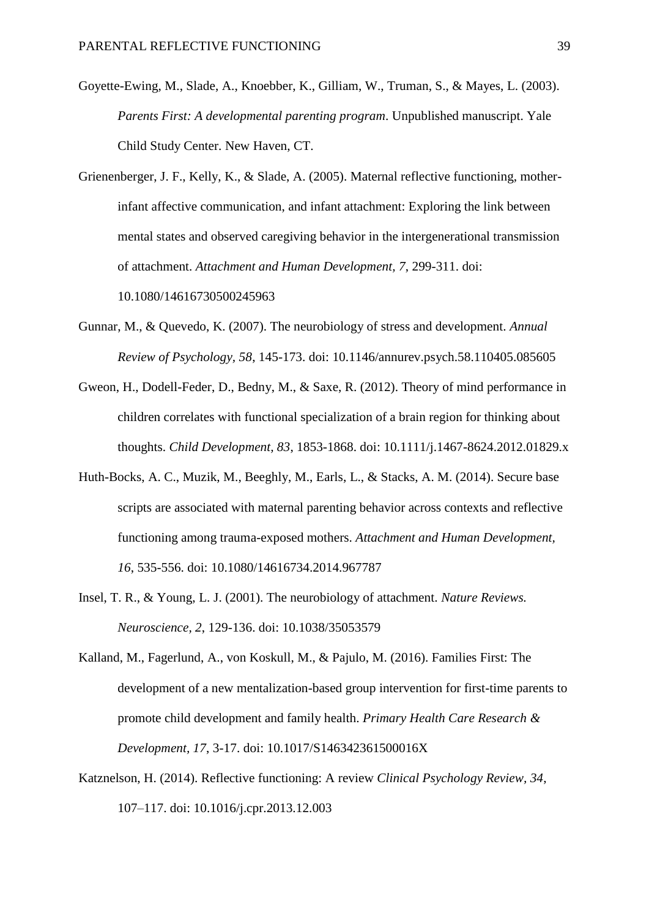Goyette-Ewing, M., Slade, A., Knoebber, K., Gilliam, W., Truman, S., & Mayes, L. (2003). *Parents First: A developmental parenting program*. Unpublished manuscript. Yale Child Study Center. New Haven, CT.

Grienenberger, J. F., Kelly, K., & Slade, A. (2005). Maternal reflective functioning, mother-infant affective communication, and infant attachment: Exploring the link between mental states and observed caregiving behavior in the intergenerational transmission of attachment. *Attachment and Human Development, 7*, 299-311. doi: 10.1080/14616730500245963

Gunnar, M., & Quevedo, K. (2007). The neurobiology of stress and development. *Annual Review of Psychology, 58*, 145-173. doi: 10.1146/annurev.psych.58.110405.085605

Gweon, H., Dodell-Feder, D., Bedny, M., & Saxe, R. (2012). Theory of mind performance in children correlates with functional specialization of a brain region for thinking about thoughts. *Child Development, 83*, 1853-1868. doi: 10.1111/j.1467-8624.2012.01829.x

Huth-Bocks, A. C., Muzik, M., Beeghly, M., Earls, L., & Stacks, A. M. (2014). Secure base scripts are associated with maternal parenting behavior across contexts and reflective functioning among trauma-exposed mothers. *Attachment and Human Development, 16*, 535-556. doi: 10.1080/14616734.2014.967787

Insel, T. R., & Young, L. J. (2001). The neurobiology of attachment. *Nature Reviews. Neuroscience, 2*, 129-136. doi: 10.1038/35053579

Kalland, M., Fagerlund, A., von Koskull, M., & Pajulo, M. (2016). Families First: The development of a new mentalization-based group intervention for first-time parents to promote child development and family health. *Primary Health Care Research & Development, 17*, 3-17. doi: 10.1017/S146342361500016X

Katznelson, H. (2014). Reflective functioning: A review *Clinical Psychology Review, 34*, 107–117. doi: 10.1016/j.cpr.2013.12.003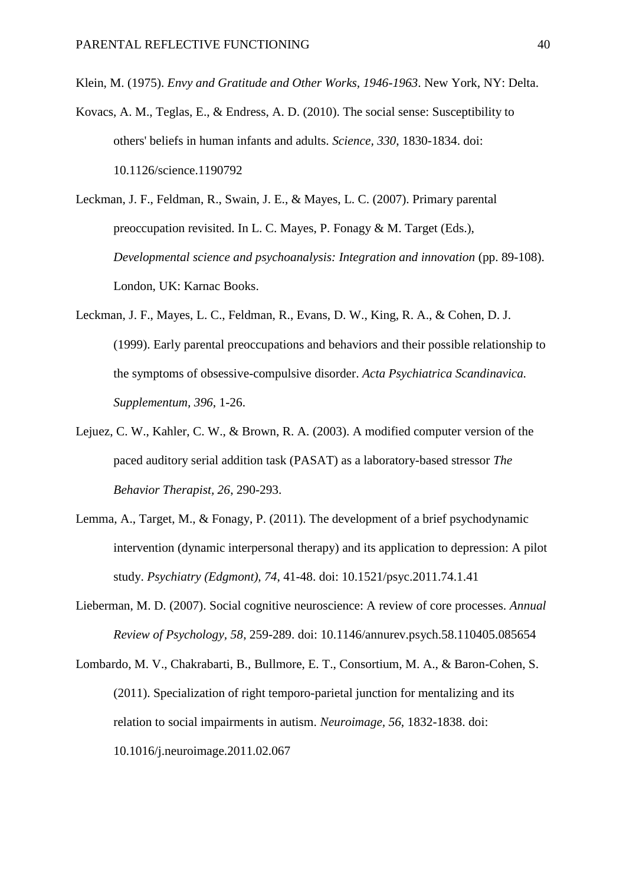Klein, M. (1975). *Envy and Gratitude and Other Works, 1946-1963*. New York, NY: Delta.

Kovacs, A. M., Teglas, E., & Endress, A. D. (2010). The social sense: Susceptibility to others' beliefs in human infants and adults. *Science, 330*, 1830-1834. doi: 10.1126/science.1190792

Leckman, J. F., Feldman, R., Swain, J. E., & Mayes, L. C. (2007). Primary parental preoccupation revisited. In L. C. Mayes, P. Fonagy & M. Target (Eds.), *Developmental science and psychoanalysis: Integration and innovation* (pp. 89-108). London, UK: Karnac Books.

Leckman, J. F., Mayes, L. C., Feldman, R., Evans, D. W., King, R. A., & Cohen, D. J. (1999). Early parental preoccupations and behaviors and their possible relationship to the symptoms of obsessive-compulsive disorder. *Acta Psychiatrica Scandinavica. Supplementum, 396*, 1-26.

Lejuez, C. W., Kahler, C. W., & Brown, R. A. (2003). A modified computer version of the paced auditory serial addition task (PASAT) as a laboratory-based stressor *The Behavior Therapist, 26*, 290-293.

Lemma, A., Target, M., & Fonagy, P. (2011). The development of a brief psychodynamic intervention (dynamic interpersonal therapy) and its application to depression: A pilot study. *Psychiatry (Edgmont), 74*, 41-48. doi: 10.1521/psyc.2011.74.1.41

Lieberman, M. D. (2007). Social cognitive neuroscience: A review of core processes. *Annual Review of Psychology, 58*, 259-289. doi: 10.1146/annurev.psych.58.110405.085654

Lombardo, M. V., Chakrabarti, B., Bullmore, E. T., Consortium, M. A., & Baron-Cohen, S. (2011). Specialization of right temporo-parietal junction for mentalizing and its relation to social impairments in autism. *Neuroimage, 56*, 1832-1838. doi: 10.1016/j.neuroimage.2011.02.067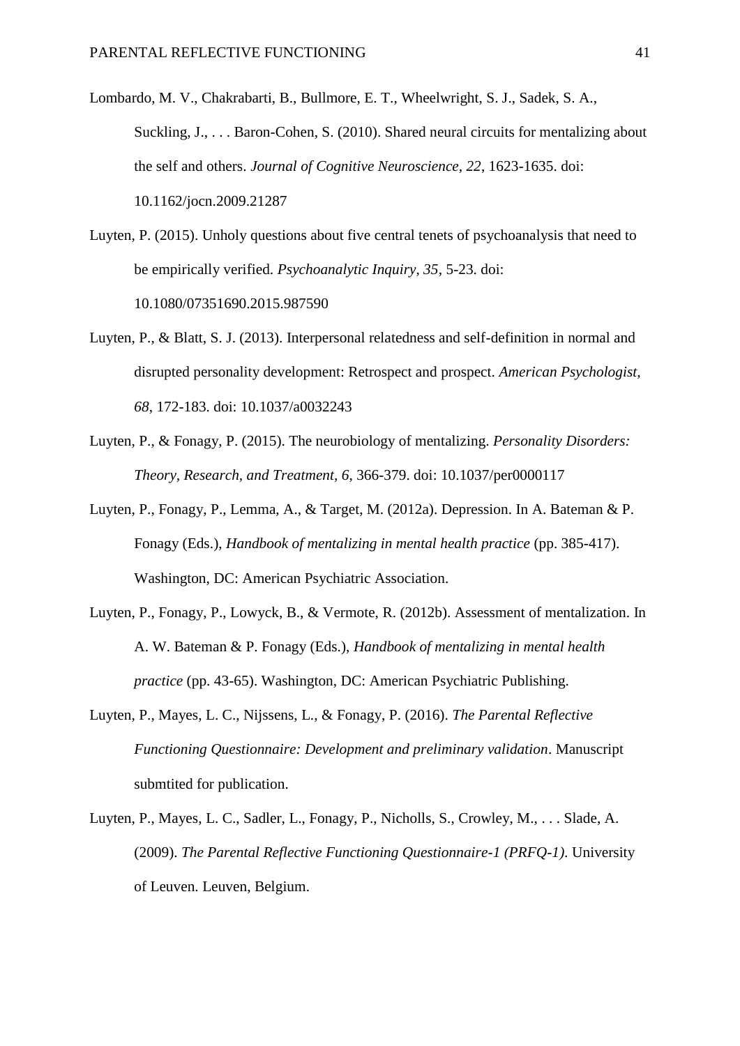Lombardo, M. V., Chakrabarti, B., Bullmore, E. T., Wheelwright, S. J., Sadek, S. A., Suckling, J., . . . Baron-Cohen, S. (2010). Shared neural circuits for mentalizing about the self and others. *Journal of Cognitive Neuroscience*, *22*, 1623-1635. doi: 10.1162/jocn.2009.21287

Luyten, P. (2015). Unholy questions about five central tenets of psychoanalysis that need to be empirically verified. *Psychoanalytic Inquiry*, *35*, 5-23. doi: 10.1080/07351690.2015.987590

Luyten, P., & Blatt, S. J. (2013). Interpersonal relatedness and self-definition in normal and disrupted personality development: Retrospect and prospect. *American Psychologist*, *68*, 172-183. doi: 10.1037/a0032243

Luyten, P., & Fonagy, P. (2015). The neurobiology of mentalizing. *Personality Disorders: Theory, Research, and Treatment*, *6*, 366-379. doi: 10.1037/per0000117

Luyten, P., Fonagy, P., Lemma, A., & Target, M. (2012a). Depression. In A. Bateman & P. Fonagy (Eds.), *Handbook of mentalizing in mental health practice* (pp. 385-417). Washington, DC: American Psychiatric Association.

Luyten, P., Fonagy, P., Lowyck, B., & Vermote, R. (2012b). Assessment of mentalization. In A. W. Bateman & P. Fonagy (Eds.), *Handbook of mentalizing in mental health practice* (pp. 43-65). Washington, DC: American Psychiatric Publishing.

Luyten, P., Mayes, L. C., Nijssens, L., & Fonagy, P. (2016). *The Parental Reflective Functioning Questionnaire: Development and preliminary validation*. Manuscript submtited for publication.

Luyten, P., Mayes, L. C., Sadler, L., Fonagy, P., Nicholls, S., Crowley, M., . . . Slade, A. (2009). *The Parental Reflective Functioning Questionnaire-1 (PRFQ-1)*. University of Leuven. Leuven, Belgium.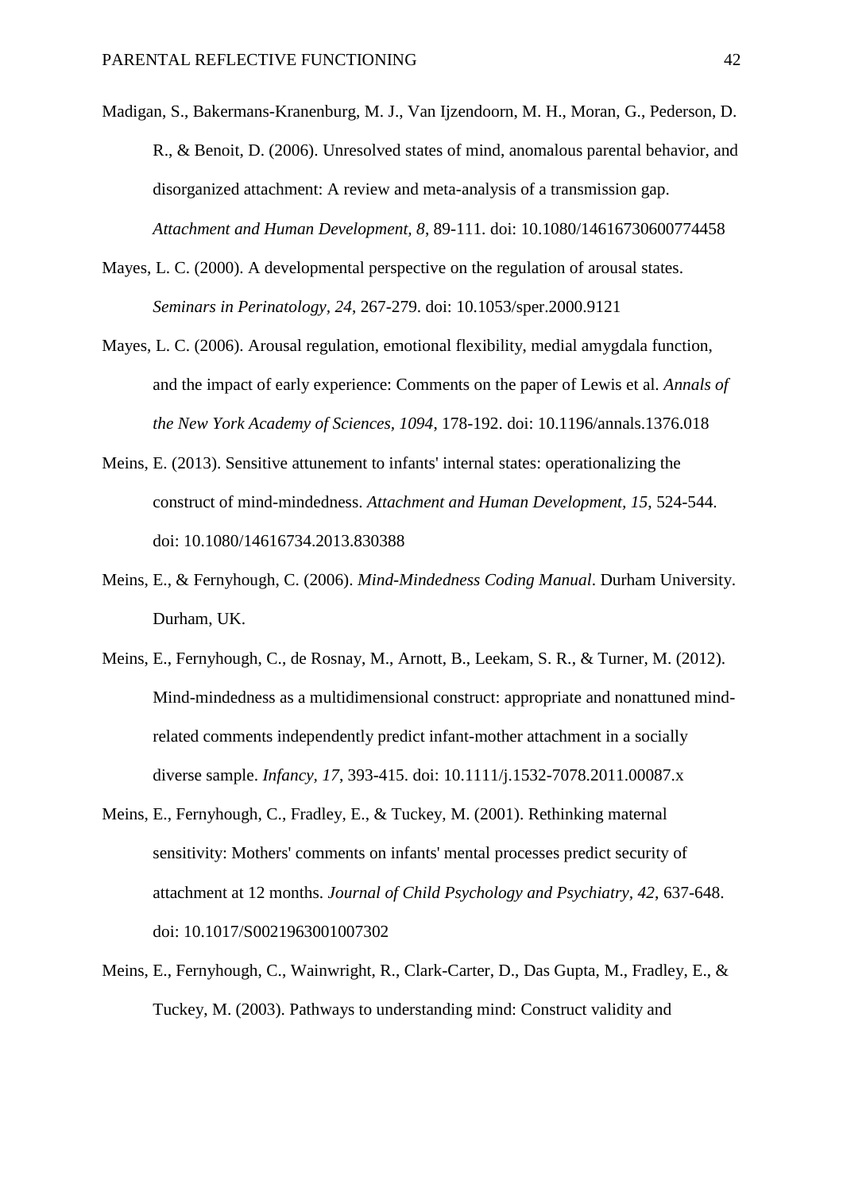Madigan, S., Bakermans-Kranenburg, M. J., Van Ijzendoorn, M. H., Moran, G., Pederson, D. R., & Benoit, D. (2006). Unresolved states of mind, anomalous parental behavior, and disorganized attachment: A review and meta-analysis of a transmission gap. *Attachment and Human Development, 8*, 89-111. doi: 10.1080/14616730600774458

Mayes, L. C. (2000). A developmental perspective on the regulation of arousal states. *Seminars in Perinatology, 24*, 267-279. doi: 10.1053/sper.2000.9121

Mayes, L. C. (2006). Arousal regulation, emotional flexibility, medial amygdala function, and the impact of early experience: Comments on the paper of Lewis et al. *Annals of the New York Academy of Sciences, 1094*, 178-192. doi: 10.1196/annals.1376.018

Meins, E. (2013). Sensitive attunement to infants' internal states: operationalizing the construct of mind-mindedness. *Attachment and Human Development, 15*, 524-544. doi: 10.1080/14616734.2013.830388

Meins, E., & Fernyhough, C. (2006). *Mind-Mindedness Coding Manual*. Durham University. Durham, UK.

Meins, E., Fernyhough, C., de Rosnay, M., Arnott, B., Leekam, S. R., & Turner, M. (2012). Mind-mindedness as a multidimensional construct: appropriate and nonattuned mind-related comments independently predict infant-mother attachment in a socially diverse sample. *Infancy, 17*, 393-415. doi: 10.1111/j.1532-7078.2011.00087.x

Meins, E., Fernyhough, C., Fradley, E., & Tuckey, M. (2001). Rethinking maternal sensitivity: Mothers' comments on infants' mental processes predict security of attachment at 12 months. *Journal of Child Psychology and Psychiatry, 42*, 637-648. doi: 10.1017/S0021963001007302

Meins, E., Fernyhough, C., Wainwright, R., Clark-Carter, D., Das Gupta, M., Fradley, E., & Tuckey, M. (2003). Pathways to understanding mind: Construct validity and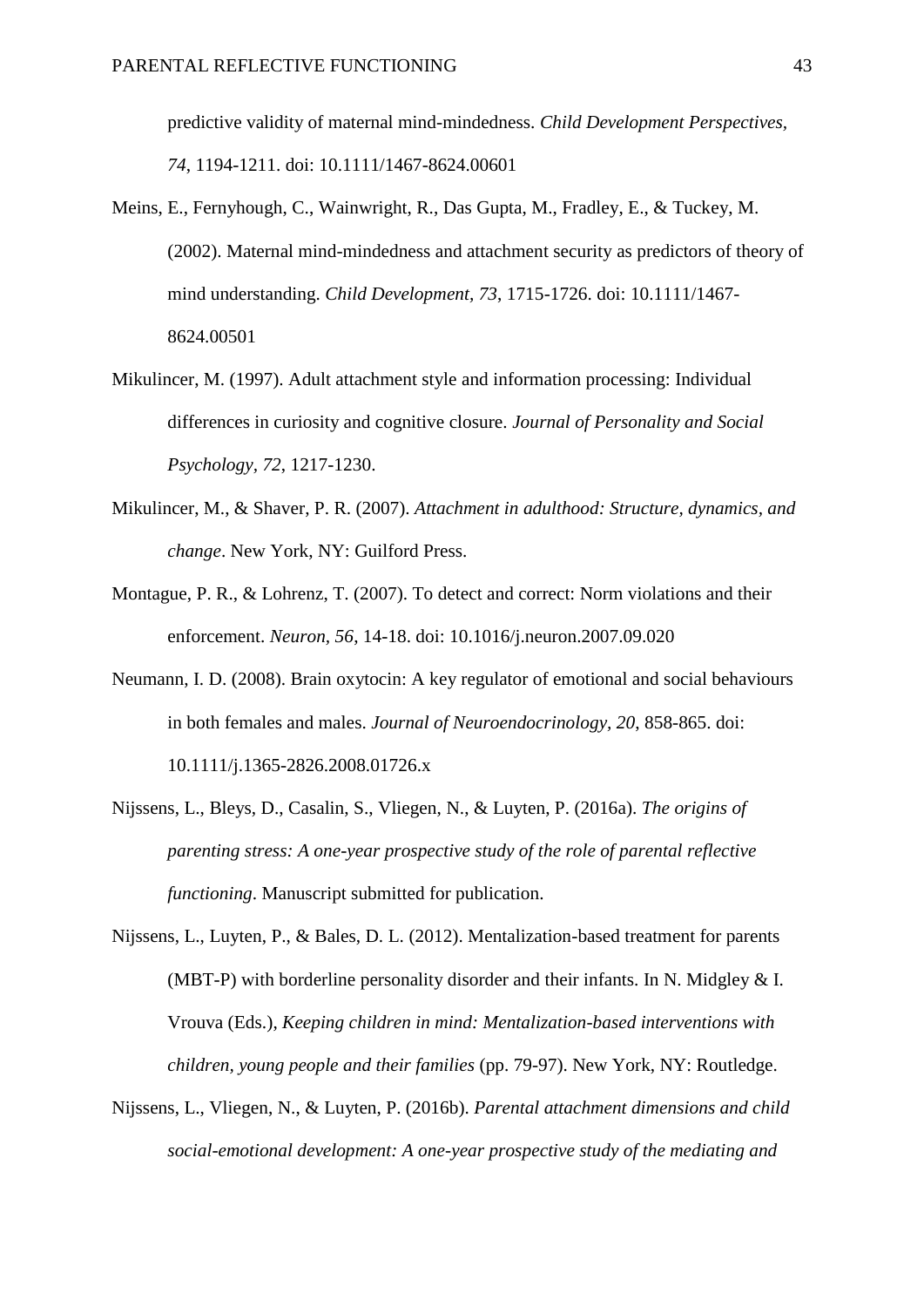predictive validity of maternal mind-mindedness. *Child Development Perspectives, 74*, 1194-1211. doi: 10.1111/1467-8624.00601

Meins, E., Fernyhough, C., Wainwright, R., Das Gupta, M., Fradley, E., & Tuckey, M. (2002). Maternal mind-mindedness and attachment security as predictors of theory of mind understanding. *Child Development, 73*, 1715-1726. doi: 10.1111/1467-8624.00501

Mikulincer, M. (1997). Adult attachment style and information processing: Individual differences in curiosity and cognitive closure. *Journal of Personality and Social Psychology, 72*, 1217-1230.

Mikulincer, M., & Shaver, P. R. (2007). *Attachment in adulthood: Structure, dynamics, and change*. New York, NY: Guilford Press.

Montague, P. R., & Lohrenz, T. (2007). To detect and correct: Norm violations and their enforcement. *Neuron, 56*, 14-18. doi: 10.1016/j.neuron.2007.09.020

Neumann, I. D. (2008). Brain oxytocin: A key regulator of emotional and social behaviours in both females and males. *Journal of Neuroendocrinology, 20*, 858-865. doi: 10.1111/j.1365-2826.2008.01726.x

Nijssens, L., Bleys, D., Casalin, S., Vliegen, N., & Luyten, P. (2016a). *The origins of parenting stress: A one-year prospective study of the role of parental reflective functioning*. Manuscript submitted for publication.

Nijssens, L., Luyten, P., & Bales, D. L. (2012). Mentalization-based treatment for parents (MBT-P) with borderline personality disorder and their infants. In N. Midgley & I. Vrouva (Eds.), *Keeping children in mind: Mentalization-based interventions with children, young people and their families* (pp. 79-97). New York, NY: Routledge.

Nijssens, L., Vliegen, N., & Luyten, P. (2016b). *Parental attachment dimensions and child social-emotional development: A one-year prospective study of the mediating and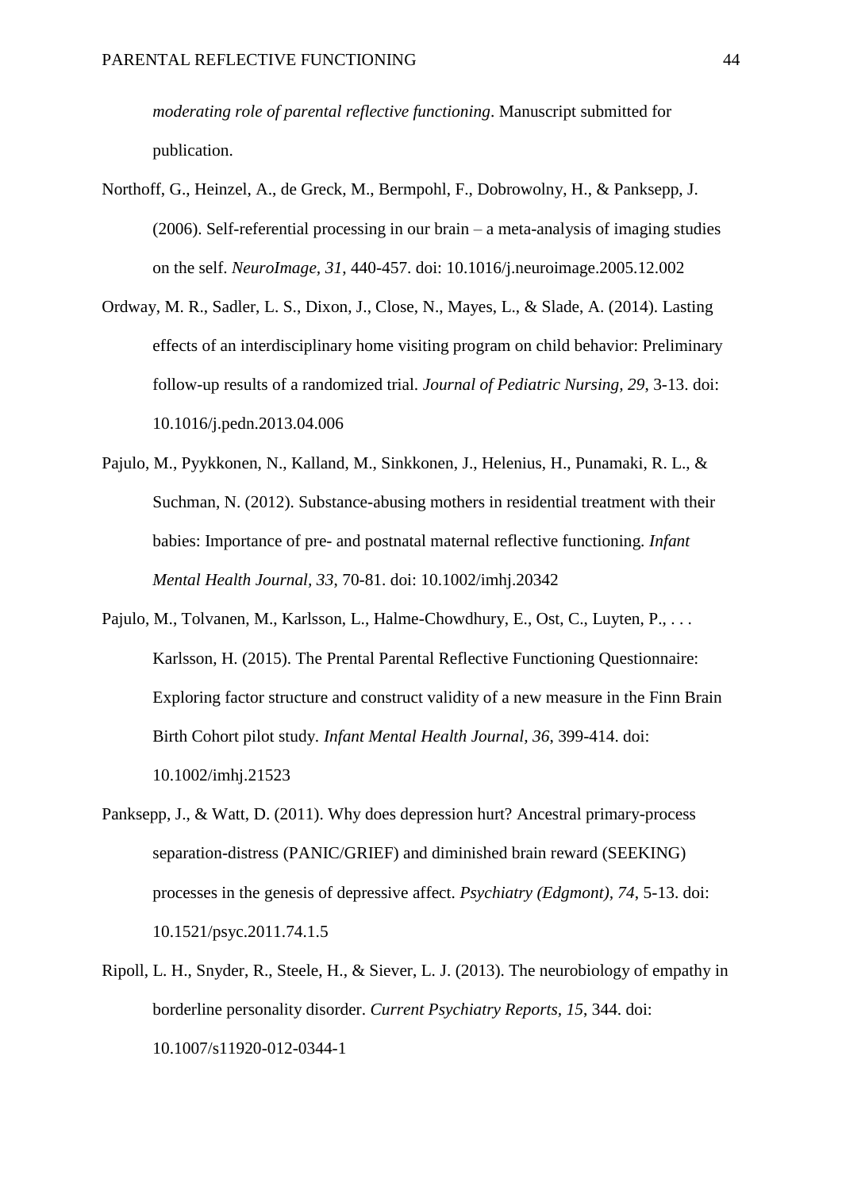*moderating role of parental reflective functioning*. Manuscript submitted for publication.

Northoff, G., Heinzel, A., de Greck, M., Bermpohl, F., Dobrowolny, H., & Panksepp, J. (2006). Self-referential processing in our brain – a meta-analysis of imaging studies on the self. *NeuroImage, 31*, 440-457. doi: 10.1016/j.neuroimage.2005.12.002

Ordway, M. R., Sadler, L. S., Dixon, J., Close, N., Mayes, L., & Slade, A. (2014). Lasting effects of an interdisciplinary home visiting program on child behavior: Preliminary follow-up results of a randomized trial. *Journal of Pediatric Nursing, 29*, 3-13. doi: 10.1016/j.pedn.2013.04.006

Pajulo, M., Pyykkonen, N., Kalland, M., Sinkkonen, J., Helenius, H., Punamaki, R. L., & Suchman, N. (2012). Substance-abusing mothers in residential treatment with their babies: Importance of pre- and postnatal maternal reflective functioning. *Infant Mental Health Journal, 33*, 70-81. doi: 10.1002/imhj.20342

Pajulo, M., Tolvanen, M., Karlsson, L., Halme-Chowdhury, E., Ost, C., Luyten, P., . . . Karlsson, H. (2015). The Prental Parental Reflective Functioning Questionnaire: Exploring factor structure and construct validity of a new measure in the Finn Brain Birth Cohort pilot study. *Infant Mental Health Journal, 36*, 399-414. doi: 10.1002/imhj.21523

Panksepp, J., & Watt, D. (2011). Why does depression hurt? Ancestral primary-process separation-distress (PANIC/GRIEF) and diminished brain reward (SEEKING) processes in the genesis of depressive affect. *Psychiatry (Edgmont), 74*, 5-13. doi: 10.1521/psyc.2011.74.1.5

Ripoll, L. H., Snyder, R., Steele, H., & Siever, L. J. (2013). The neurobiology of empathy in borderline personality disorder. *Current Psychiatry Reports, 15*, 344. doi: 10.1007/s11920-012-0344-1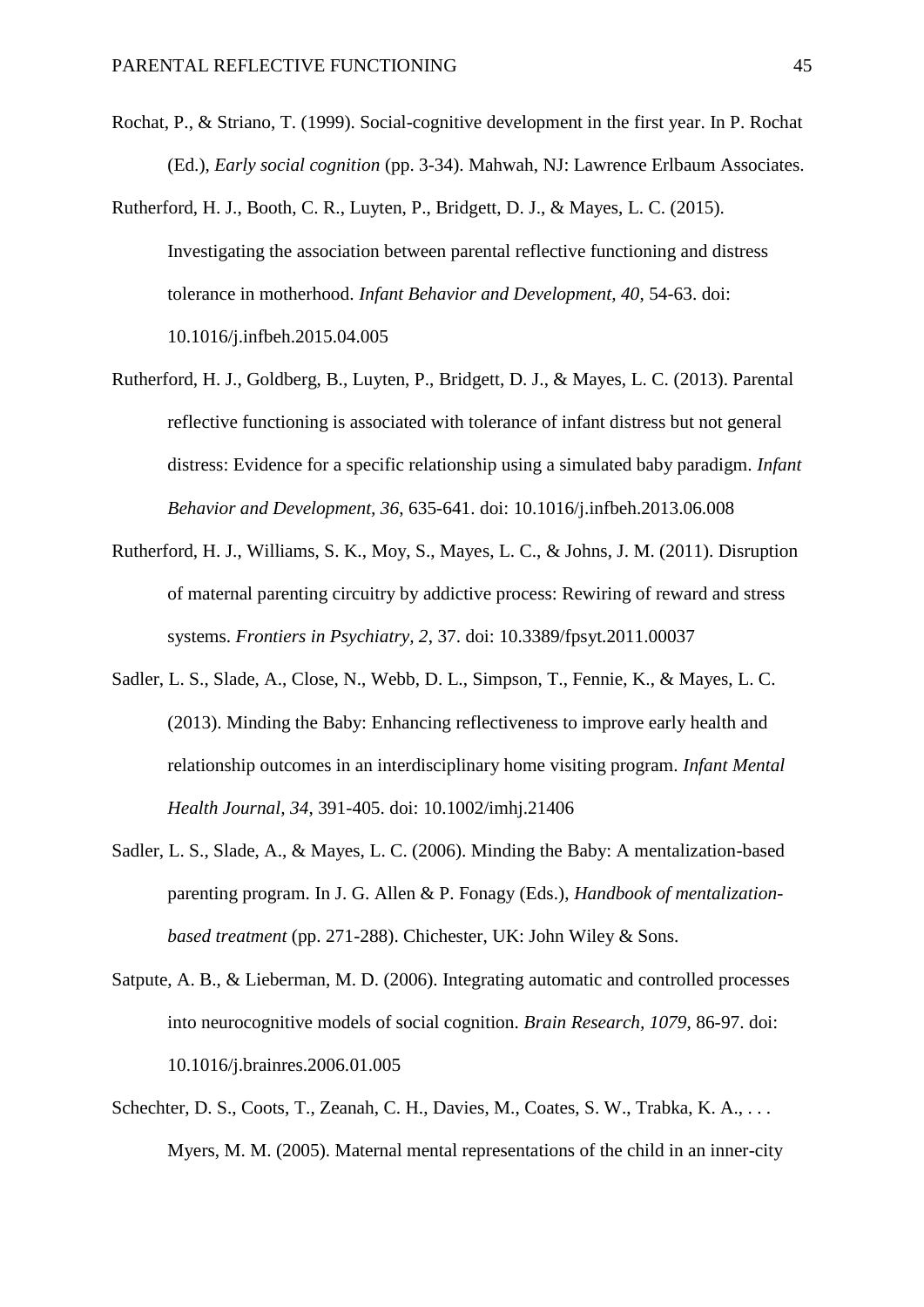Rochat, P., & Striano, T. (1999). Social-cognitive development in the first year. In P. Rochat (Ed.), *Early social cognition* (pp. 3-34). Mahwah, NJ: Lawrence Erlbaum Associates.

Rutherford, H. J., Booth, C. R., Luyten, P., Bridgett, D. J., & Mayes, L. C. (2015). Investigating the association between parental reflective functioning and distress tolerance in motherhood. *Infant Behavior and Development, 40*, 54-63. doi: 10.1016/j.infbeh.2015.04.005

Rutherford, H. J., Goldberg, B., Luyten, P., Bridgett, D. J., & Mayes, L. C. (2013). Parental reflective functioning is associated with tolerance of infant distress but not general distress: Evidence for a specific relationship using a simulated baby paradigm. *Infant Behavior and Development, 36*, 635-641. doi: 10.1016/j.infbeh.2013.06.008

Rutherford, H. J., Williams, S. K., Moy, S., Mayes, L. C., & Johns, J. M. (2011). Disruption of maternal parenting circuitry by addictive process: Rewiring of reward and stress systems. *Frontiers in Psychiatry, 2*, 37. doi: 10.3389/fpsyt.2011.00037

Sadler, L. S., Slade, A., Close, N., Webb, D. L., Simpson, T., Fennie, K., & Mayes, L. C. (2013). Minding the Baby: Enhancing reflectiveness to improve early health and relationship outcomes in an interdisciplinary home visiting program. *Infant Mental Health Journal, 34*, 391-405. doi: 10.1002/imhj.21406

Sadler, L. S., Slade, A., & Mayes, L. C. (2006). Minding the Baby: A mentalization-based parenting program. In J. G. Allen & P. Fonagy (Eds.), *Handbook of mentalization-based treatment* (pp. 271-288). Chichester, UK: John Wiley & Sons.

Satpute, A. B., & Lieberman, M. D. (2006). Integrating automatic and controlled processes into neurocognitive models of social cognition. *Brain Research, 1079*, 86-97. doi: 10.1016/j.brainres.2006.01.005

Schechter, D. S., Coots, T., Zeanah, C. H., Davies, M., Coates, S. W., Trabka, K. A., . . . Myers, M. M. (2005). Maternal mental representations of the child in an inner-city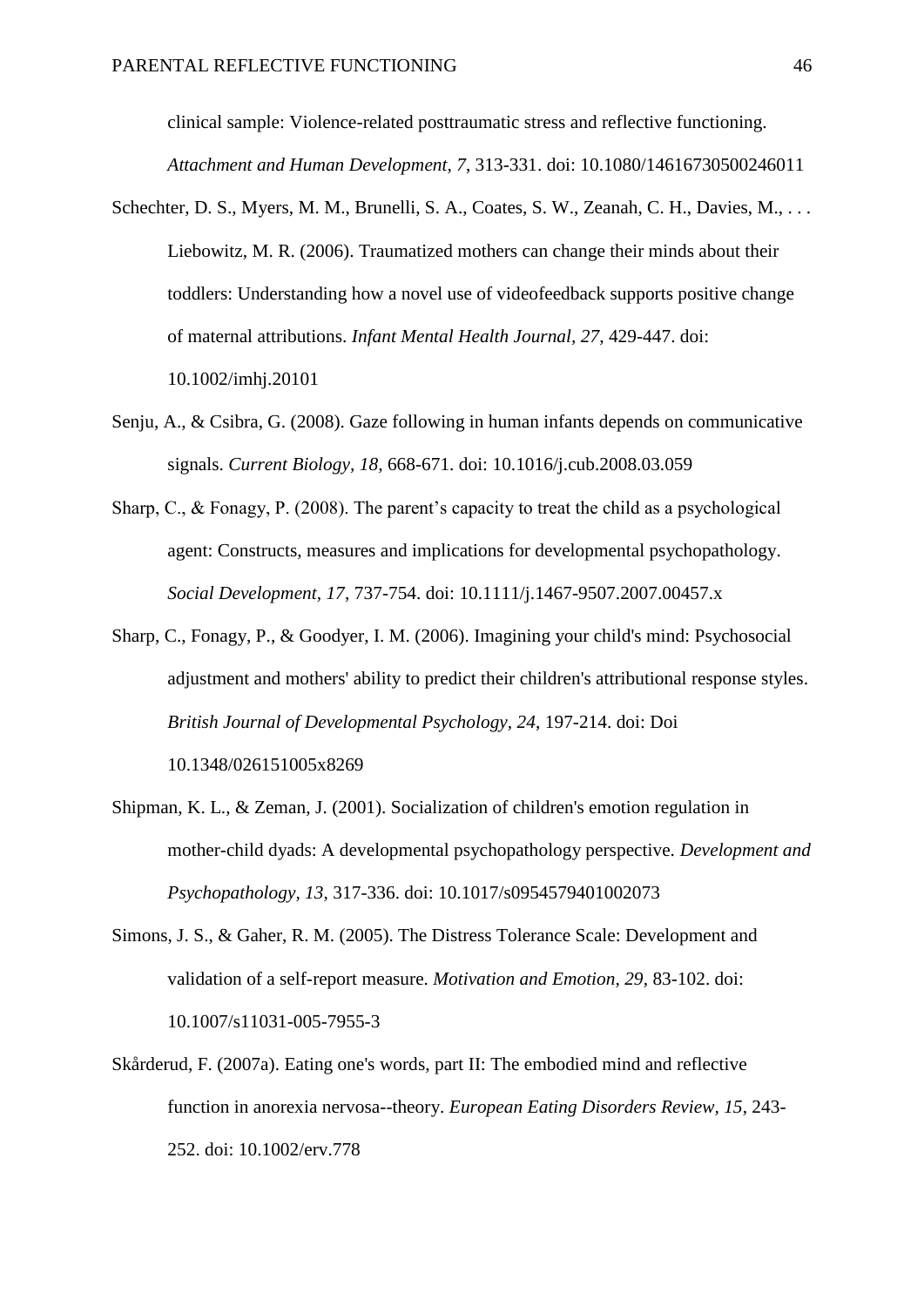clinical sample: Violence-related posttraumatic stress and reflective functioning. *Attachment and Human Development, 7*, 313-331. doi: 10.1080/14616730500246011

Schechter, D. S., Myers, M. M., Brunelli, S. A., Coates, S. W., Zeanah, C. H., Davies, M., . . . Liebowitz, M. R. (2006). Traumatized mothers can change their minds about their toddlers: Understanding how a novel use of videofeedback supports positive change of maternal attributions. *Infant Mental Health Journal, 27*, 429-447. doi: 10.1002/imhj.20101

Senju, A., & Csibra, G. (2008). Gaze following in human infants depends on communicative signals. *Current Biology, 18*, 668-671. doi: 10.1016/j.cub.2008.03.059

Sharp, C., & Fonagy, P. (2008). The parent's capacity to treat the child as a psychological agent: Constructs, measures and implications for developmental psychopathology. *Social Development, 17*, 737-754. doi: 10.1111/j.1467-9507.2007.00457.x

Sharp, C., Fonagy, P., & Goodyer, I. M. (2006). Imagining your child's mind: Psychosocial adjustment and mothers' ability to predict their children's attributional response styles. *British Journal of Developmental Psychology, 24*, 197-214. doi: Doi 10.1348/026151005x8269

Shipman, K. L., & Zeman, J. (2001). Socialization of children's emotion regulation in mother-child dyads: A developmental psychopathology perspective. *Development and Psychopathology, 13*, 317-336. doi: 10.1017/s0954579401002073

Simons, J. S., & Gaher, R. M. (2005). The Distress Tolerance Scale: Development and validation of a self-report measure. *Motivation and Emotion, 29*, 83-102. doi: 10.1007/s11031-005-7955-3

Skårderud, F. (2007a). Eating one's words, part II: The embodied mind and reflective function in anorexia nervosa--theory. *European Eating Disorders Review, 15*, 243-252. doi: 10.1002/erv.778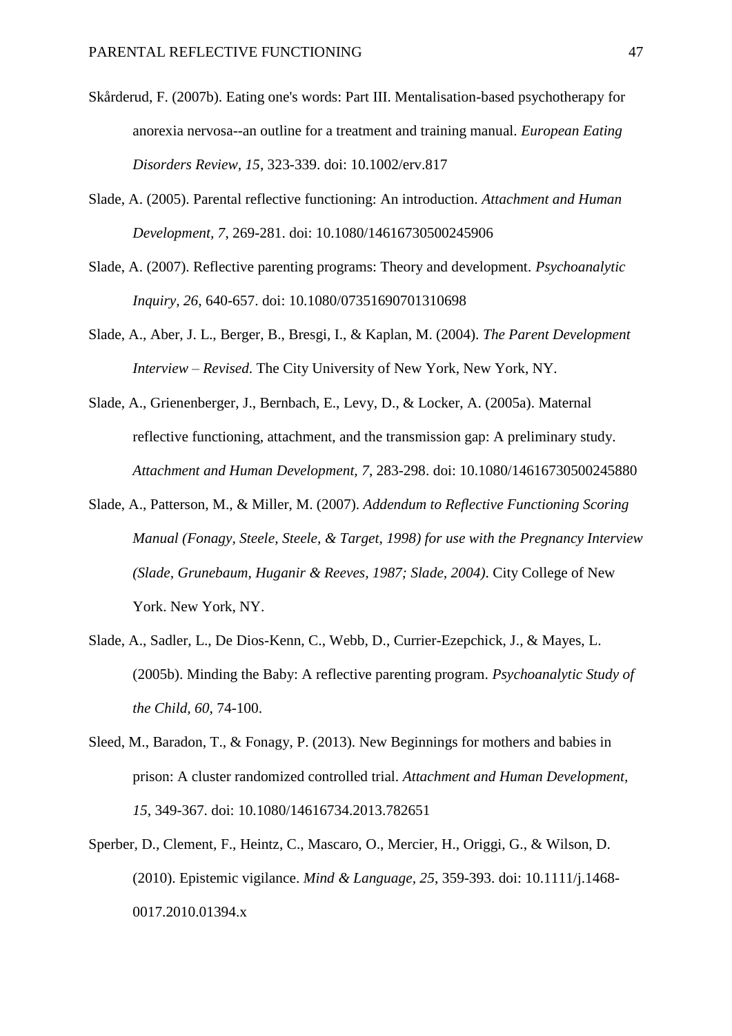Skårderud, F. (2007b). Eating one's words: Part III. Mentalisation-based psychotherapy for anorexia nervosa--an outline for a treatment and training manual. *European Eating Disorders Review, 15*, 323-339. doi: 10.1002/erv.817

Slade, A. (2005). Parental reflective functioning: An introduction. *Attachment and Human Development*, *7*, 269-281. doi: 10.1080/14616730500245906

Slade, A. (2007). Reflective parenting programs: Theory and development. *Psychoanalytic Inquiry, 26*, 640-657. doi: 10.1080/07351690701310698

Slade, A., Aber, J. L., Berger, B., Bresgi, I., & Kaplan, M. (2004). *The Parent Development Interview – Revised*. The City University of New York, New York, NY.

Slade, A., Grienenberger, J., Bernbach, E., Levy, D., & Locker, A. (2005a). Maternal reflective functioning, attachment, and the transmission gap: A preliminary study. *Attachment and Human Development, 7*, 283-298. doi: 10.1080/14616730500245880

Slade, A., Patterson, M., & Miller, M. (2007). *Addendum to Reflective Functioning Scoring Manual (Fonagy, Steele, Steele, & Target, 1998) for use with the Pregnancy Interview (Slade, Grunebaum, Huganir & Reeves, 1987; Slade, 2004)*. City College of New York. New York, NY.

Slade, A., Sadler, L., De Dios-Kenn, C., Webb, D., Currier-Ezepchick, J., & Mayes, L. (2005b). Minding the Baby: A reflective parenting program. *Psychoanalytic Study of the Child, 60*, 74-100.

Sleed, M., Baradon, T., & Fonagy, P. (2013). New Beginnings for mothers and babies in prison: A cluster randomized controlled trial. *Attachment and Human Development, 15*, 349-367. doi: 10.1080/14616734.2013.782651

Sperber, D., Clement, F., Heintz, C., Mascaro, O., Mercier, H., Origgi, G., & Wilson, D. (2010). Epistemic vigilance. *Mind & Language, 25*, 359-393. doi: 10.1111/j.1468-0017.2010.01394.x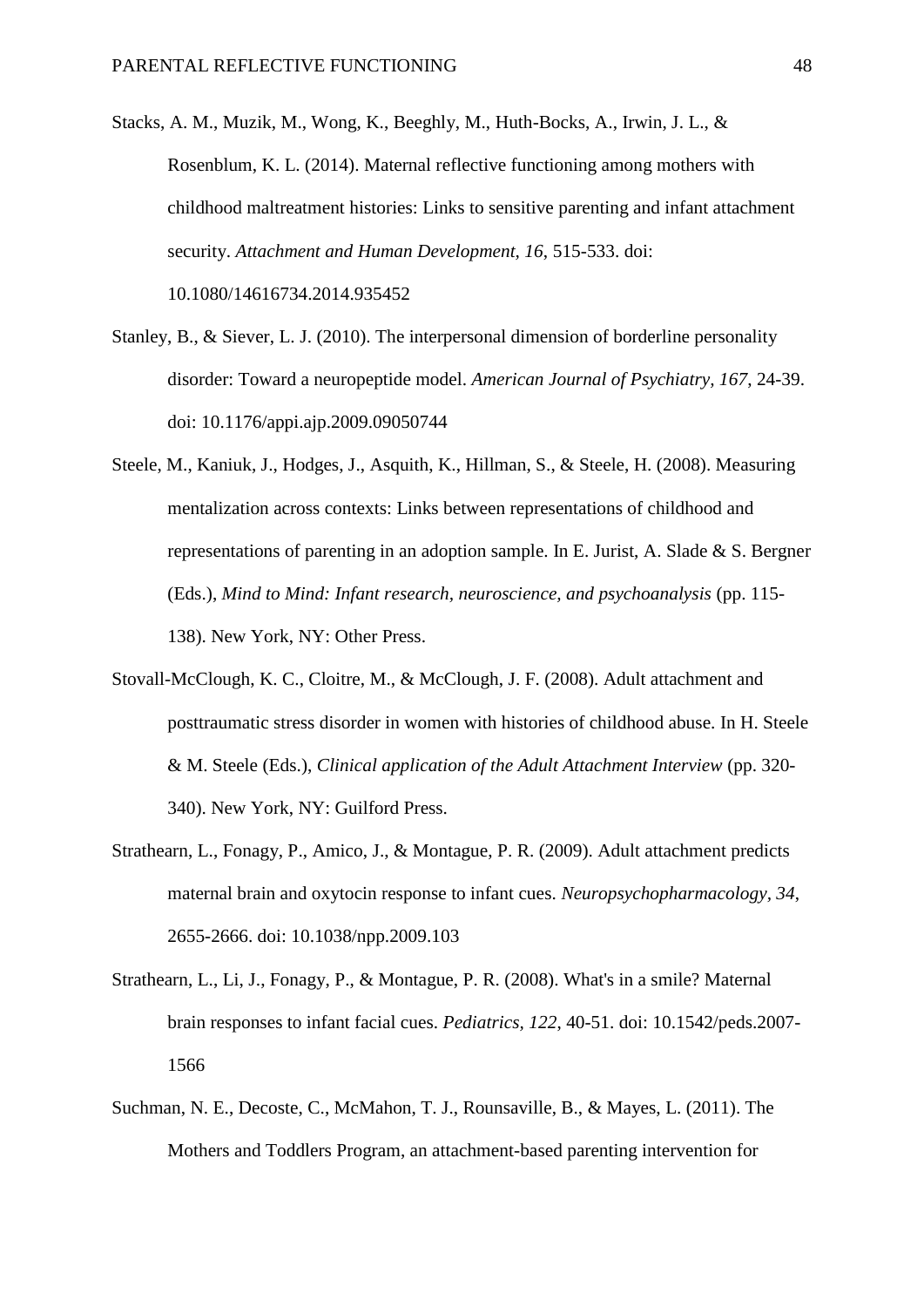Stacks, A. M., Muzik, M., Wong, K., Beeghly, M., Huth-Bocks, A., Irwin, J. L., & Rosenblum, K. L. (2014). Maternal reflective functioning among mothers with childhood maltreatment histories: Links to sensitive parenting and infant attachment security. *Attachment and Human Development, 16*, 515-533. doi: 10.1080/14616734.2014.935452

Stanley, B., & Siever, L. J. (2010). The interpersonal dimension of borderline personality disorder: Toward a neuropeptide model. *American Journal of Psychiatry, 167*, 24-39. doi: 10.1176/appi.ajp.2009.09050744

Steele, M., Kaniuk, J., Hodges, J., Asquith, K., Hillman, S., & Steele, H. (2008). Measuring mentalization across contexts: Links between representations of childhood and representations of parenting in an adoption sample. In E. Jurist, A. Slade & S. Bergner (Eds.), *Mind to Mind: Infant research, neuroscience, and psychoanalysis* (pp. 115-138). New York, NY: Other Press.

Stovall-McClough, K. C., Cloitre, M., & McClough, J. F. (2008). Adult attachment and posttraumatic stress disorder in women with histories of childhood abuse. In H. Steele & M. Steele (Eds.), *Clinical application of the Adult Attachment Interview* (pp. 320-340). New York, NY: Guilford Press.

Strathearn, L., Fonagy, P., Amico, J., & Montague, P. R. (2009). Adult attachment predicts maternal brain and oxytocin response to infant cues. *Neuropsychopharmacology, 34*, 2655-2666. doi: 10.1038/npp.2009.103

Strathearn, L., Li, J., Fonagy, P., & Montague, P. R. (2008). What's in a smile? Maternal brain responses to infant facial cues. *Pediatrics, 122*, 40-51. doi: 10.1542/peds.2007-1566

Suchman, N. E., Decoste, C., McMahon, T. J., Rounsaville, B., & Mayes, L. (2011). The Mothers and Toddlers Program, an attachment-based parenting intervention for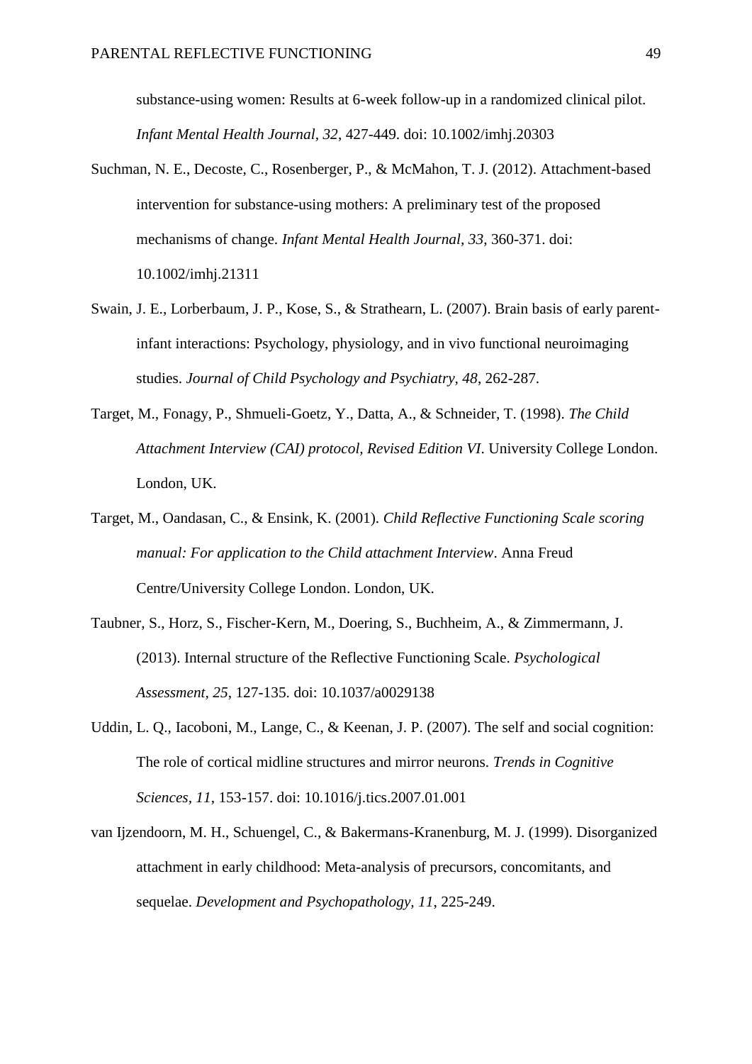substance-using women: Results at 6-week follow-up in a randomized clinical pilot. *Infant Mental Health Journal, 32*, 427-449. doi: 10.1002/imhj.20303

Suchman, N. E., Decoste, C., Rosenberger, P., & McMahon, T. J. (2012). Attachment-based intervention for substance-using mothers: A preliminary test of the proposed mechanisms of change. *Infant Mental Health Journal, 33*, 360-371. doi: 10.1002/imhj.21311

Swain, J. E., Lorberbaum, J. P., Kose, S., & Strathearn, L. (2007). Brain basis of early parent-infant interactions: Psychology, physiology, and in vivo functional neuroimaging studies. *Journal of Child Psychology and Psychiatry, 48*, 262-287.

Target, M., Fonagy, P., Shmueli-Goetz, Y., Datta, A., & Schneider, T. (1998). *The Child Attachment Interview (CAI) protocol, Revised Edition VI*. University College London. London, UK.

Target, M., Oandasan, C., & Ensink, K. (2001). *Child Reflective Functioning Scale scoring manual: For application to the Child attachment Interview*. Anna Freud Centre/University College London. London, UK.

Taubner, S., Horz, S., Fischer-Kern, M., Doering, S., Buchheim, A., & Zimmermann, J. (2013). Internal structure of the Reflective Functioning Scale. *Psychological Assessment, 25*, 127-135. doi: 10.1037/a0029138

Uddin, L. Q., Iacoboni, M., Lange, C., & Keenan, J. P. (2007). The self and social cognition: The role of cortical midline structures and mirror neurons. *Trends in Cognitive Sciences, 11*, 153-157. doi: 10.1016/j.tics.2007.01.001

van Ijzendoorn, M. H., Schuengel, C., & Bakermans-Kranenburg, M. J. (1999). Disorganized attachment in early childhood: Meta-analysis of precursors, concomitants, and sequelae. *Development and Psychopathology, 11*, 225-249.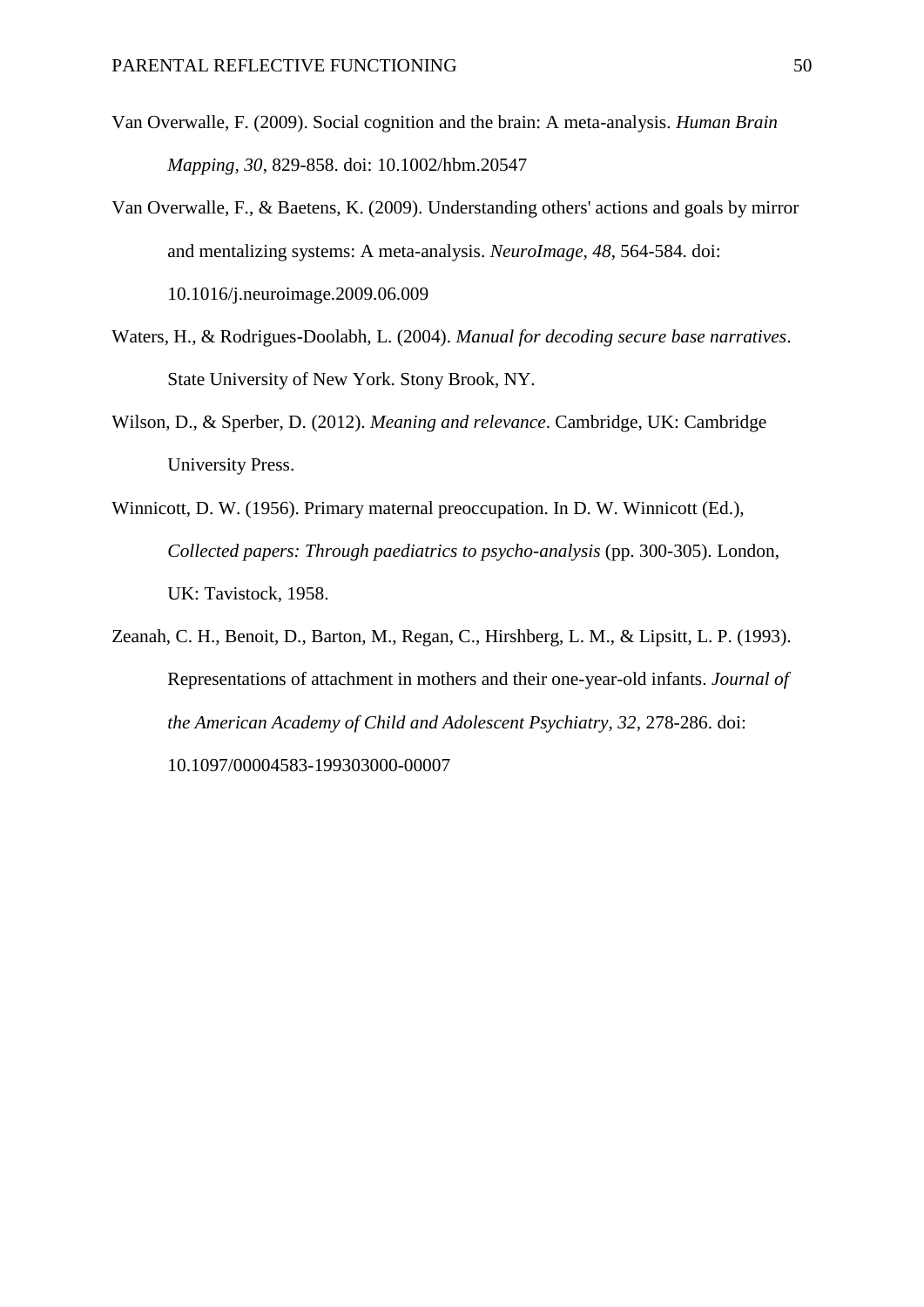Van Overwalle, F. (2009). Social cognition and the brain: A meta-analysis. *Human Brain Mapping, 30*, 829-858. doi: 10.1002/hbm.20547

Van Overwalle, F., & Baetens, K. (2009). Understanding others' actions and goals by mirror and mentalizing systems: A meta-analysis. *NeuroImage, 48*, 564-584. doi: 10.1016/j.neuroimage.2009.06.009

Waters, H., & Rodrigues-Doolabh, L. (2004). *Manual for decoding secure base narratives*. State University of New York. Stony Brook, NY.

Wilson, D., & Sperber, D. (2012). *Meaning and relevance*. Cambridge, UK: Cambridge University Press.

Winnicott, D. W. (1956). Primary maternal preoccupation. In D. W. Winnicott (Ed.), *Collected papers: Through paediatrics to psycho-analysis* (pp. 300-305). London, UK: Tavistock, 1958.

Zeanah, C. H., Benoit, D., Barton, M., Regan, C., Hirshberg, L. M., & Lipsitt, L. P. (1993). Representations of attachment in mothers and their one-year-old infants. *Journal of the American Academy of Child and Adolescent Psychiatry, 32*, 278-286. doi: 10.1097/00004583-199303000-00007